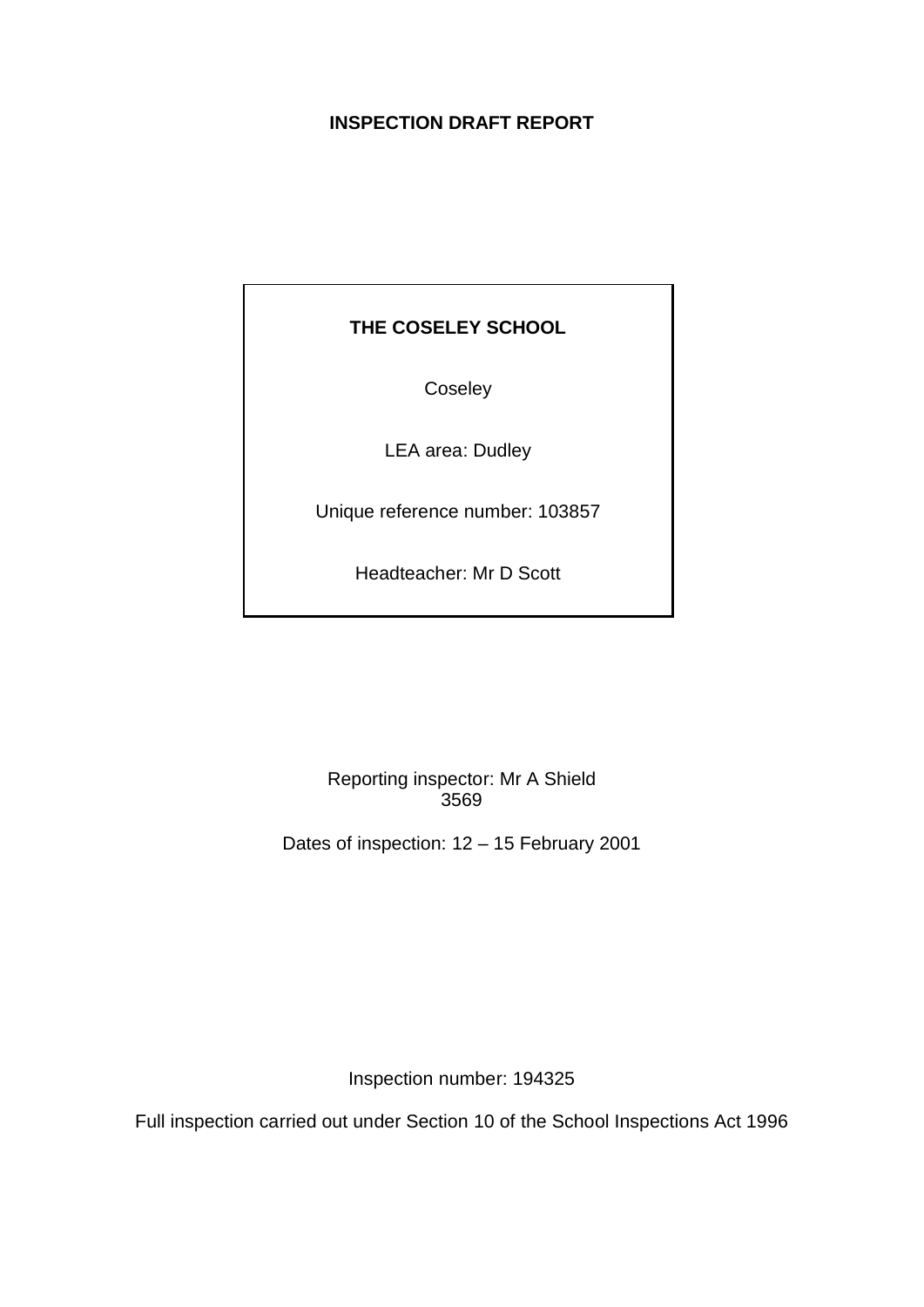# INSPECTION DRAFT REPORT

**THE COSELEY SCHOOL**

Coseley

LEA area: Dudley

Unique reference number: 103857

Headteacher: Mr D Scott

Reporting inspector: Mr A Shield
3569

Dates of inspection: 12 – 15 February 2001

Inspection number: 194325

Full inspection carried out under Section 10 of the School Inspections Act 1996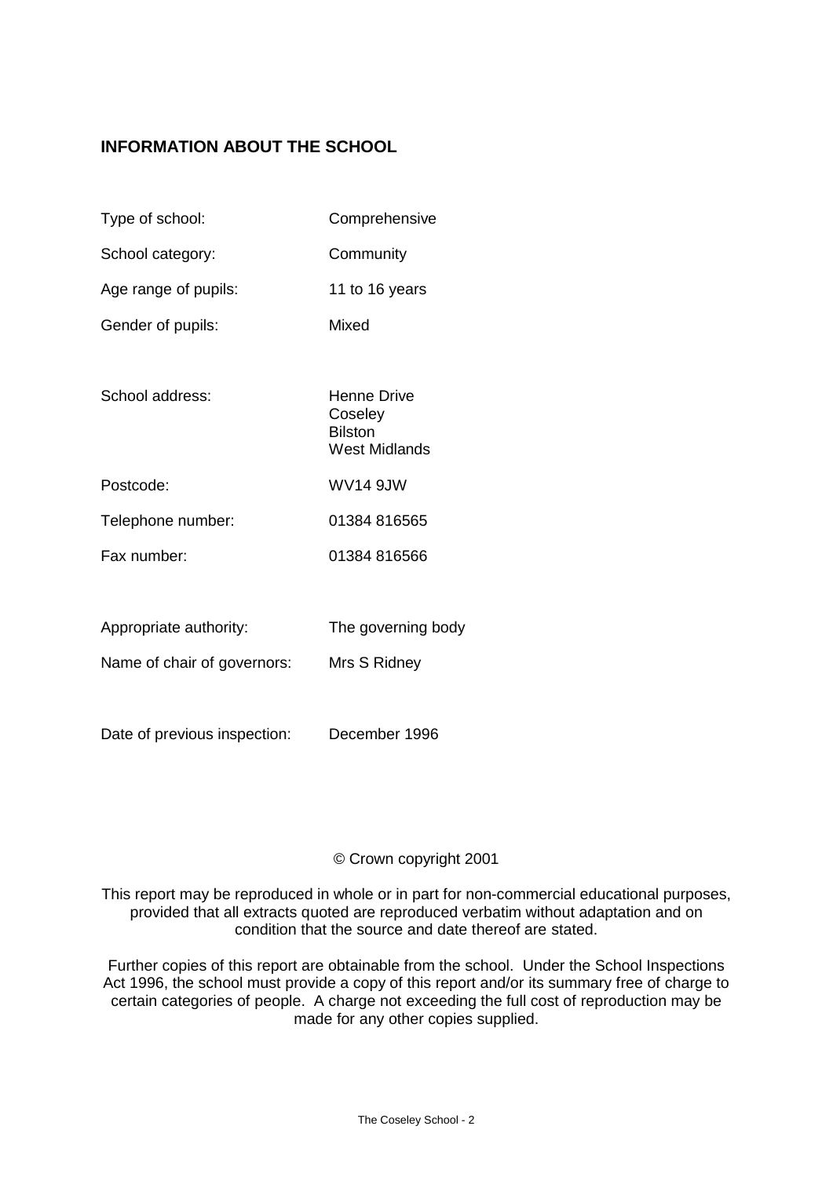## INFORMATION ABOUT THE SCHOOL

| | |
|---|---|
| Type of school: | Comprehensive |
| School category: | Community |
| Age range of pupils: | 11 to 16 years |
| Gender of pupils: | Mixed |
| School address: | Henne Drive<br>Coseley<br>Bilston<br>West Midlands |
| Postcode: | WV14 9JW |
| Telephone number: | 01384 816565 |
| Fax number: | 01384 816566 |
| Appropriate authority: | The governing body |
| Name of chair of governors: | Mrs S Ridney |
| Date of previous inspection: | December 1996 |

© Crown copyright 2001

This report may be reproduced in whole or in part for non-commercial educational purposes, provided that all extracts quoted are reproduced verbatim without adaptation and on condition that the source and date thereof are stated.

Further copies of this report are obtainable from the school. Under the School Inspections Act 1996, the school must provide a copy of this report and/or its summary free of charge to certain categories of people. A charge not exceeding the full cost of reproduction may be made for any other copies supplied.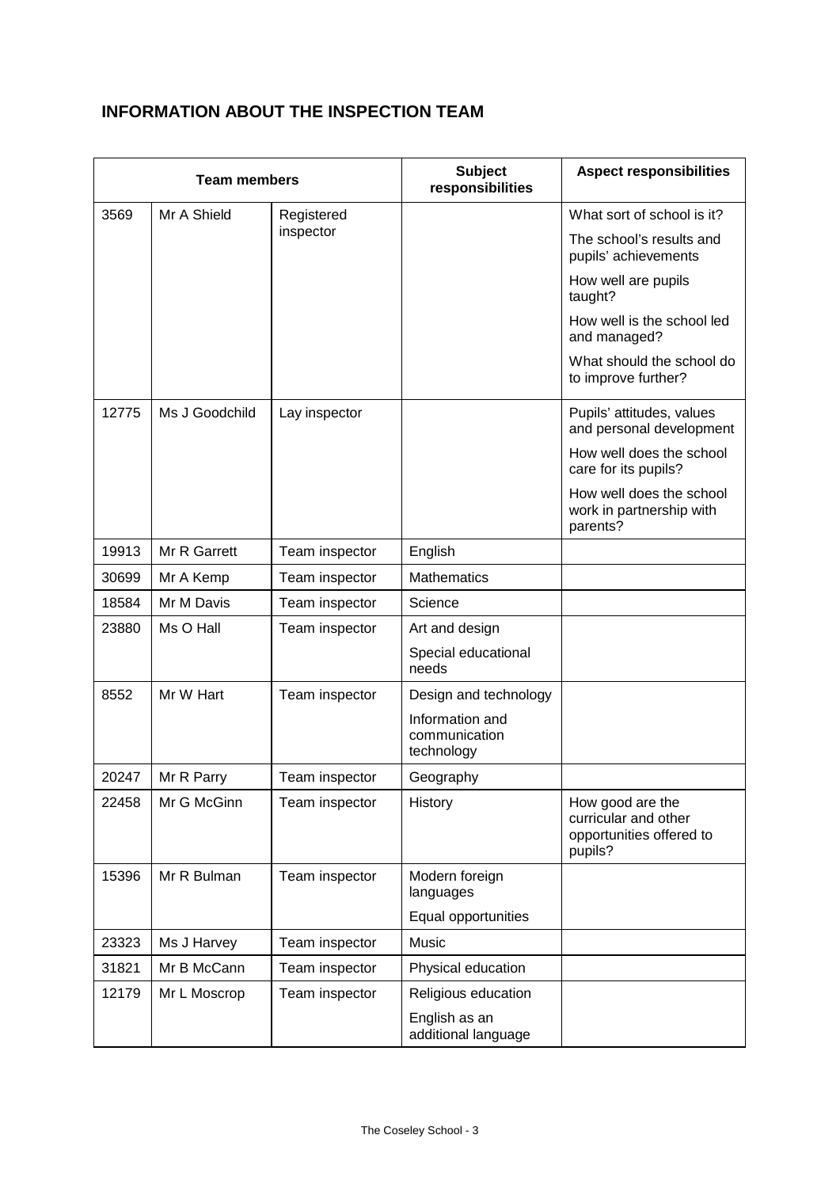## INFORMATION ABOUT THE INSPECTION TEAM

| Team members | | | Subject responsibilities | Aspect responsibilities |
|---|---|---|---|---|
| 3569 | Mr A Shield | Registered inspector | | What sort of school is it? |
| | | | | The school's results and pupils' achievements |
| | | | | How well are pupils taught? |
| | | | | How well is the school led and managed? |
| | | | | What should the school do to improve further? |
| 12775 | Ms J Goodchild | Lay inspector | | Pupils' attitudes, values and personal development |
| | | | | How well does the school care for its pupils? |
| | | | | How well does the school work in partnership with parents? |
| 19913 | Mr R Garrett | Team inspector | English | |
| 30699 | Mr A Kemp | Team inspector | Mathematics | |
| 18584 | Mr M Davis | Team inspector | Science | |
| 23880 | Ms O Hall | Team inspector | Art and design | |
| | | | Special educational needs | |
| 8552 | Mr W Hart | Team inspector | Design and technology | |
| | | | Information and communication technology | |
| 20247 | Mr R Parry | Team inspector | Geography | |
| 22458 | Mr G McGinn | Team inspector | History | How good are the curricular and other opportunities offered to pupils? |
| 15396 | Mr R Bulman | Team inspector | Modern foreign languages | |
| | | | Equal opportunities | |
| 23323 | Ms J Harvey | Team inspector | Music | |
| 31821 | Mr B McCann | Team inspector | Physical education | |
| 12179 | Mr L Moscrop | Team inspector | Religious education | |
| | | | English as an additional language | |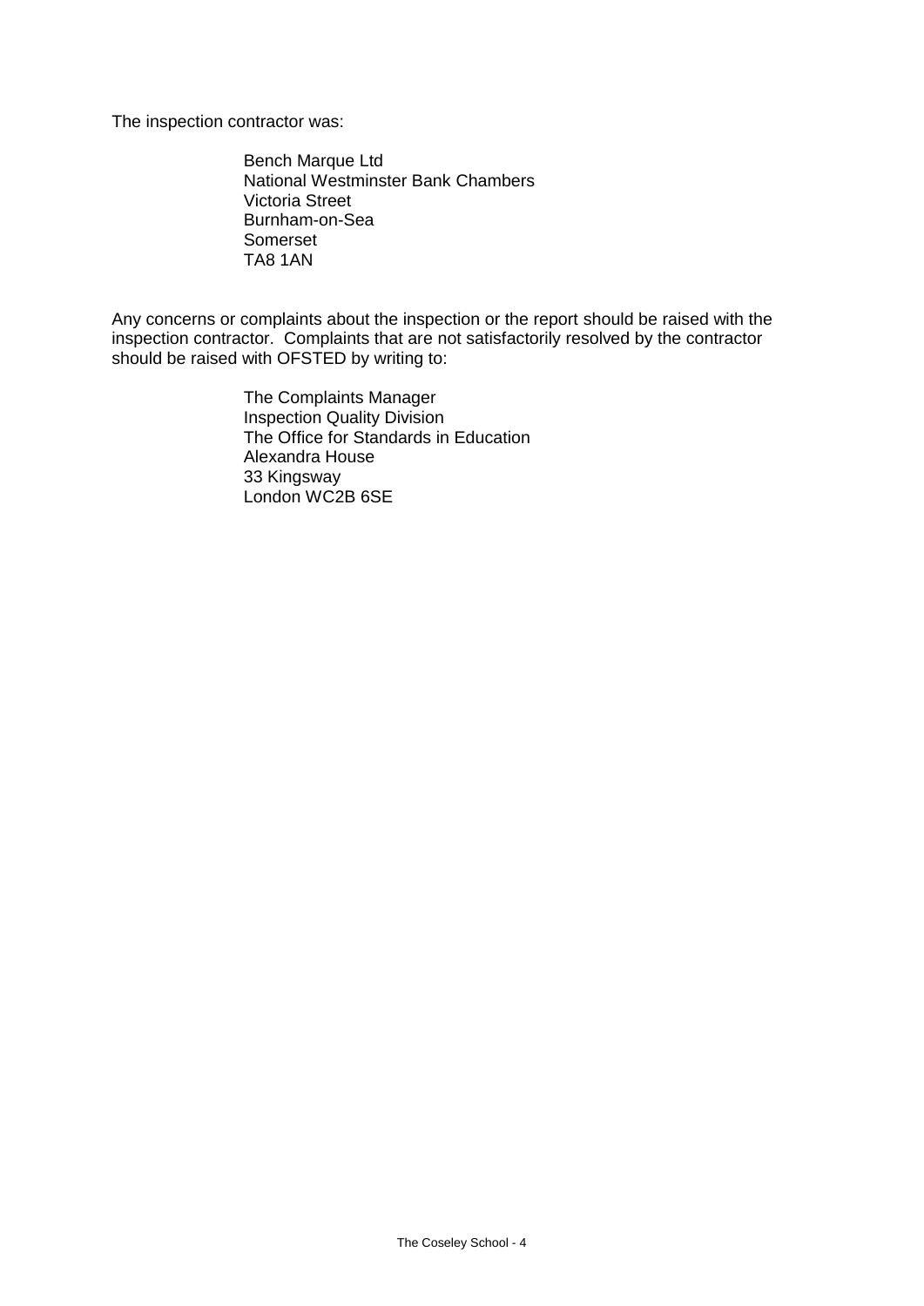The inspection contractor was:

Bench Marque Ltd
National Westminster Bank Chambers
Victoria Street
Burnham-on-Sea
Somerset
TA8 1AN

Any concerns or complaints about the inspection or the report should be raised with the inspection contractor. Complaints that are not satisfactorily resolved by the contractor should be raised with OFSTED by writing to:

The Complaints Manager
Inspection Quality Division
The Office for Standards in Education
Alexandra House
33 Kingsway
London WC2B 6SE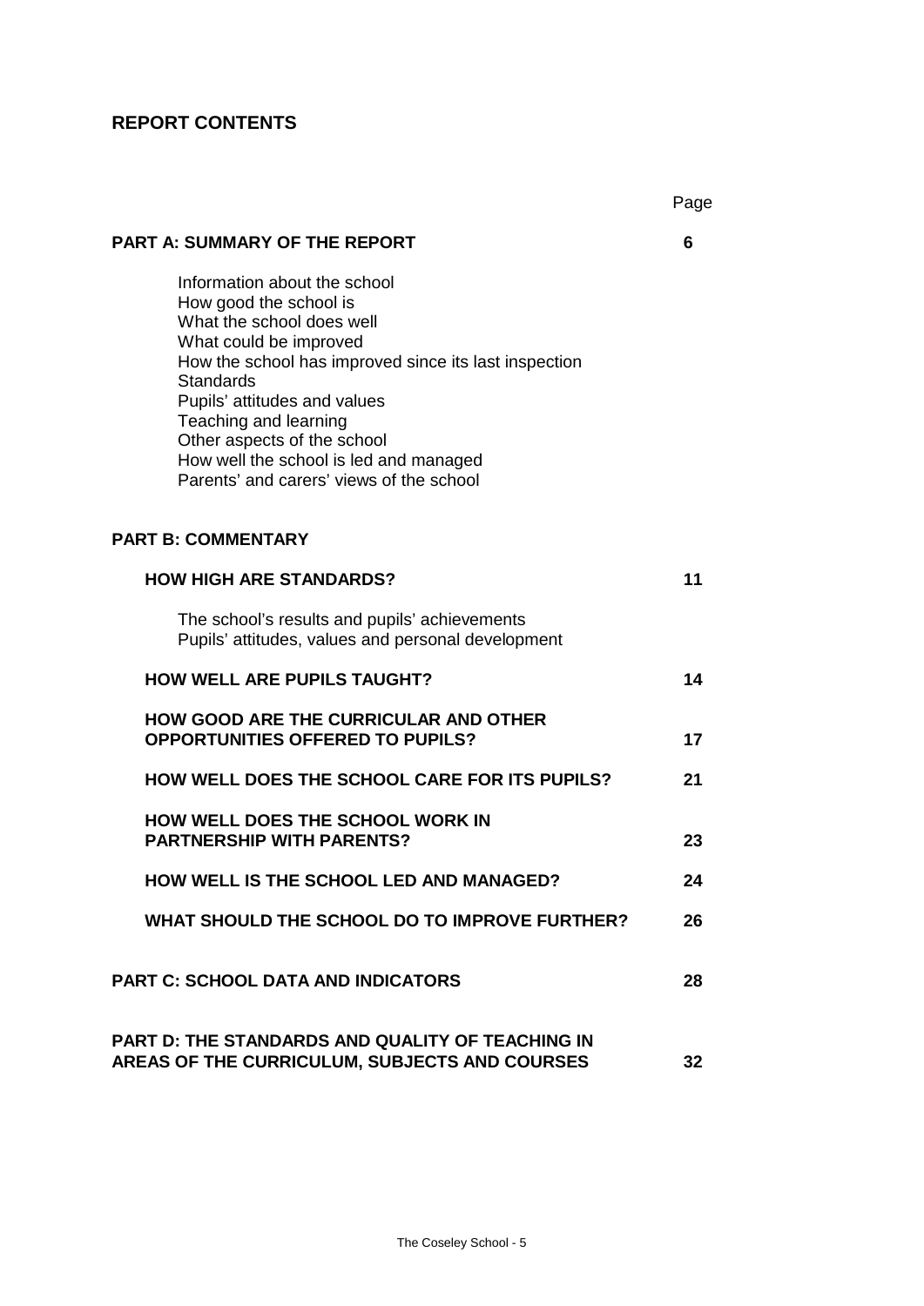## REPORT CONTENTS

| | Page |
|---|---|
| **PART A: SUMMARY OF THE REPORT** | **6** |
| Information about the school<br>How good the school is<br>What the school does well<br>What could be improved<br>How the school has improved since its last inspection<br>Standards<br>Pupils' attitudes and values<br>Teaching and learning<br>Other aspects of the school<br>How well the school is led and managed<br>Parents' and carers' views of the school | |
| **PART B: COMMENTARY** | |
| **HOW HIGH ARE STANDARDS?** | **11** |
| The school's results and pupils' achievements<br>Pupils' attitudes, values and personal development | |
| **HOW WELL ARE PUPILS TAUGHT?** | **14** |
| **HOW GOOD ARE THE CURRICULAR AND OTHER OPPORTUNITIES OFFERED TO PUPILS?** | **17** |
| **HOW WELL DOES THE SCHOOL CARE FOR ITS PUPILS?** | **21** |
| **HOW WELL DOES THE SCHOOL WORK IN PARTNERSHIP WITH PARENTS?** | **23** |
| **HOW WELL IS THE SCHOOL LED AND MANAGED?** | **24** |
| **WHAT SHOULD THE SCHOOL DO TO IMPROVE FURTHER?** | **26** |
| **PART C: SCHOOL DATA AND INDICATORS** | **28** |
| **PART D: THE STANDARDS AND QUALITY OF TEACHING IN AREAS OF THE CURRICULUM, SUBJECTS AND COURSES** | **32** |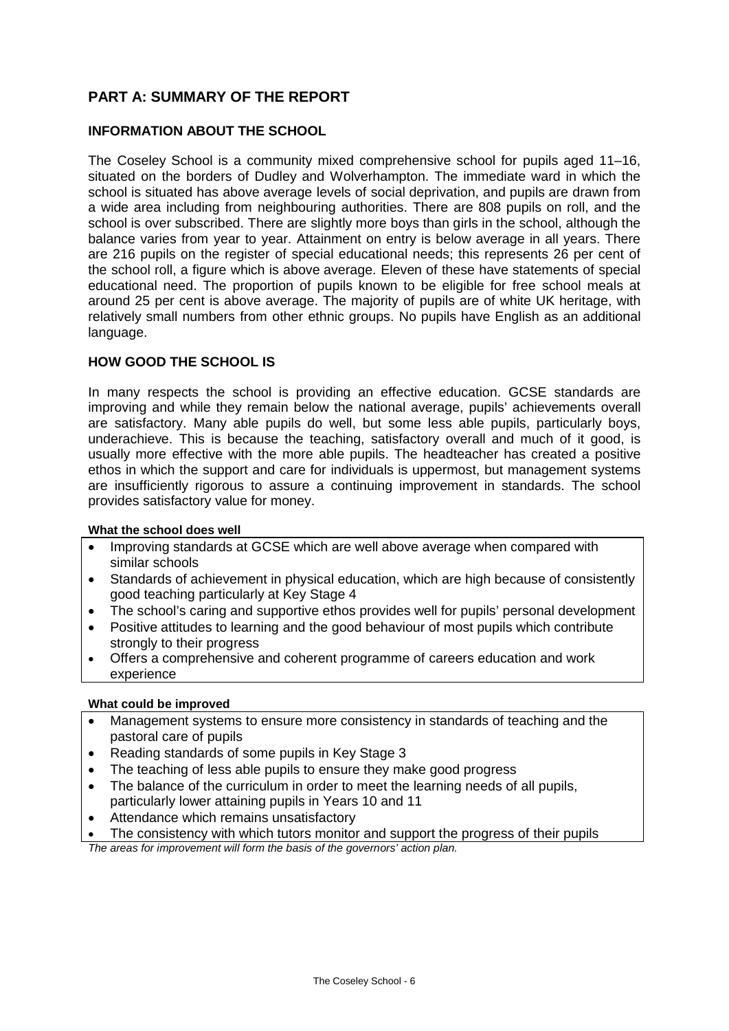## PART A: SUMMARY OF THE REPORT

### INFORMATION ABOUT THE SCHOOL

The Coseley School is a community mixed comprehensive school for pupils aged 11–16, situated on the borders of Dudley and Wolverhampton. The immediate ward in which the school is situated has above average levels of social deprivation, and pupils are drawn from a wide area including from neighbouring authorities. There are 808 pupils on roll, and the school is over subscribed. There are slightly more boys than girls in the school, although the balance varies from year to year. Attainment on entry is below average in all years. There are 216 pupils on the register of special educational needs; this represents 26 per cent of the school roll, a figure which is above average. Eleven of these have statements of special educational need. The proportion of pupils known to be eligible for free school meals at around 25 per cent is above average. The majority of pupils are of white UK heritage, with relatively small numbers from other ethnic groups. No pupils have English as an additional language.

### HOW GOOD THE SCHOOL IS

In many respects the school is providing an effective education. GCSE standards are improving and while they remain below the national average, pupils' achievements overall are satisfactory. Many able pupils do well, but some less able pupils, particularly boys, underachieve. This is because the teaching, satisfactory overall and much of it good, is usually more effective with the more able pupils. The headteacher has created a positive ethos in which the support and care for individuals is uppermost, but management systems are insufficiently rigorous to assure a continuing improvement in standards. The school provides satisfactory value for money.

**What the school does well**

- Improving standards at GCSE which are well above average when compared with similar schools
- Standards of achievement in physical education, which are high because of consistently good teaching particularly at Key Stage 4
- The school's caring and supportive ethos provides well for pupils' personal development
- Positive attitudes to learning and the good behaviour of most pupils which contribute strongly to their progress
- Offers a comprehensive and coherent programme of careers education and work experience

**What could be improved**

- Management systems to ensure more consistency in standards of teaching and the pastoral care of pupils
- Reading standards of some pupils in Key Stage 3
- The teaching of less able pupils to ensure they make good progress
- The balance of the curriculum in order to meet the learning needs of all pupils, particularly lower attaining pupils in Years 10 and 11
- Attendance which remains unsatisfactory
- The consistency with which tutors monitor and support the progress of their pupils

*The areas for improvement will form the basis of the governors' action plan.*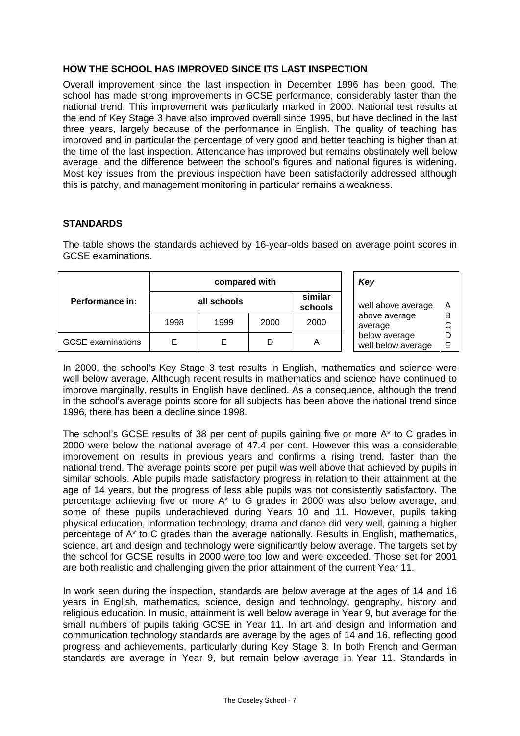## HOW THE SCHOOL HAS IMPROVED SINCE ITS LAST INSPECTION

Overall improvement since the last inspection in December 1996 has been good. The school has made strong improvements in GCSE performance, considerably faster than the national trend. This improvement was particularly marked in 2000. National test results at the end of Key Stage 3 have also improved overall since 1995, but have declined in the last three years, largely because of the performance in English. The quality of teaching has improved and in particular the percentage of very good and better teaching is higher than at the time of the last inspection. Attendance has improved but remains obstinately well below average, and the difference between the school's figures and national figures is widening. Most key issues from the previous inspection have been satisfactorily addressed although this is patchy, and management monitoring in particular remains a weakness.

## STANDARDS

The table shows the standards achieved by 16-year-olds based on average point scores in GCSE examinations.

| Performance in: | compared with | | | |
|---|---|---|---|---|
| | all schools | | | similar schools |
| | 1998 | 1999 | 2000 | 2000 |
| GCSE examinations | E | E | D | A |

| *Key* | |
|---|---|
| well above average | A |
| above average | B |
| average | C |
| below average | D |
| well below average | E |

In 2000, the school's Key Stage 3 test results in English, mathematics and science were well below average. Although recent results in mathematics and science have continued to improve marginally, results in English have declined. As a consequence, although the trend in the school's average points score for all subjects has been above the national trend since 1996, there has been a decline since 1998.

The school's GCSE results of 38 per cent of pupils gaining five or more A* to C grades in 2000 were below the national average of 47.4 per cent. However this was a considerable improvement on results in previous years and confirms a rising trend, faster than the national trend. The average points score per pupil was well above that achieved by pupils in similar schools. Able pupils made satisfactory progress in relation to their attainment at the age of 14 years, but the progress of less able pupils was not consistently satisfactory. The percentage achieving five or more A* to G grades in 2000 was also below average, and some of these pupils underachieved during Years 10 and 11. However, pupils taking physical education, information technology, drama and dance did very well, gaining a higher percentage of A* to C grades than the average nationally. Results in English, mathematics, science, art and design and technology were significantly below average. The targets set by the school for GCSE results in 2000 were too low and were exceeded. Those set for 2001 are both realistic and challenging given the prior attainment of the current Year 11.

In work seen during the inspection, standards are below average at the ages of 14 and 16 years in English, mathematics, science, design and technology, geography, history and religious education. In music, attainment is well below average in Year 9, but average for the small numbers of pupils taking GCSE in Year 11. In art and design and information and communication technology standards are average by the ages of 14 and 16, reflecting good progress and achievements, particularly during Key Stage 3. In both French and German standards are average in Year 9, but remain below average in Year 11. Standards in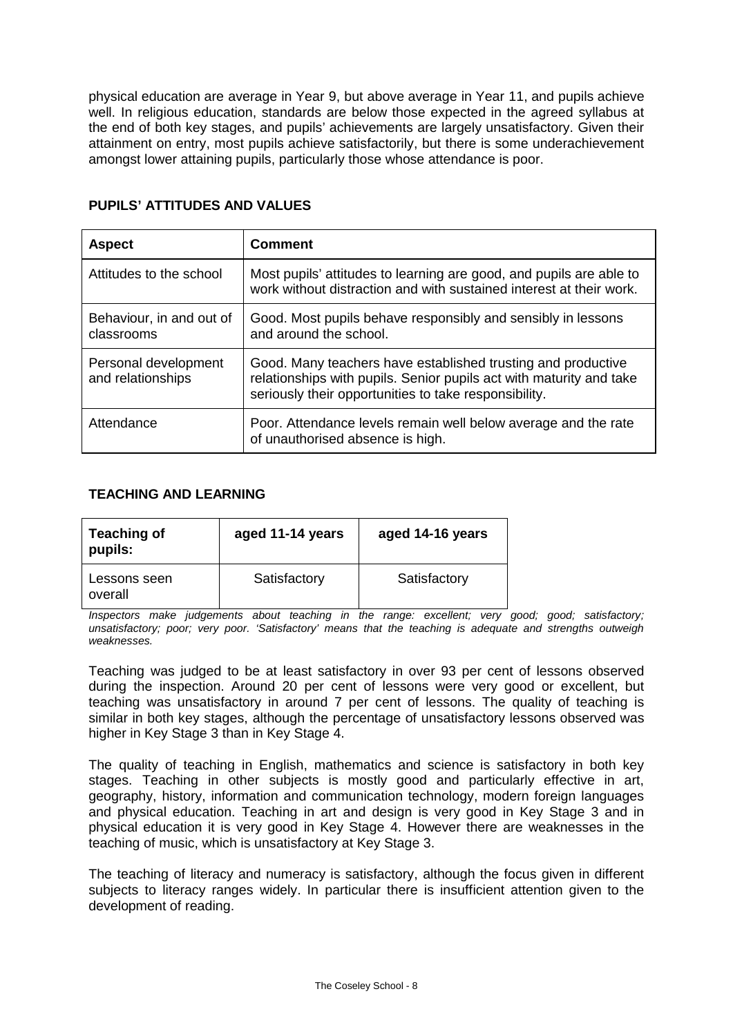physical education are average in Year 9, but above average in Year 11, and pupils achieve well. In religious education, standards are below those expected in the agreed syllabus at the end of both key stages, and pupils' achievements are largely unsatisfactory. Given their attainment on entry, most pupils achieve satisfactorily, but there is some underachievement amongst lower attaining pupils, particularly those whose attendance is poor.

### PUPILS' ATTITUDES AND VALUES

| Aspect | Comment |
|---|---|
| Attitudes to the school | Most pupils' attitudes to learning are good, and pupils are able to work without distraction and with sustained interest at their work. |
| Behaviour, in and out of classrooms | Good. Most pupils behave responsibly and sensibly in lessons and around the school. |
| Personal development and relationships | Good. Many teachers have established trusting and productive relationships with pupils. Senior pupils act with maturity and take seriously their opportunities to take responsibility. |
| Attendance | Poor. Attendance levels remain well below average and the rate of unauthorised absence is high. |

### TEACHING AND LEARNING

| Teaching of pupils: | aged 11-14 years | aged 14-16 years |
|---|---|---|
| Lessons seen overall | Satisfactory | Satisfactory |

*Inspectors make judgements about teaching in the range: excellent; very good; good; satisfactory; unsatisfactory; poor; very poor. 'Satisfactory' means that the teaching is adequate and strengths outweigh weaknesses.*

Teaching was judged to be at least satisfactory in over 93 per cent of lessons observed during the inspection. Around 20 per cent of lessons were very good or excellent, but teaching was unsatisfactory in around 7 per cent of lessons. The quality of teaching is similar in both key stages, although the percentage of unsatisfactory lessons observed was higher in Key Stage 3 than in Key Stage 4.

The quality of teaching in English, mathematics and science is satisfactory in both key stages. Teaching in other subjects is mostly good and particularly effective in art, geography, history, information and communication technology, modern foreign languages and physical education. Teaching in art and design is very good in Key Stage 3 and in physical education it is very good in Key Stage 4. However there are weaknesses in the teaching of music, which is unsatisfactory at Key Stage 3.

The teaching of literacy and numeracy is satisfactory, although the focus given in different subjects to literacy ranges widely. In particular there is insufficient attention given to the development of reading.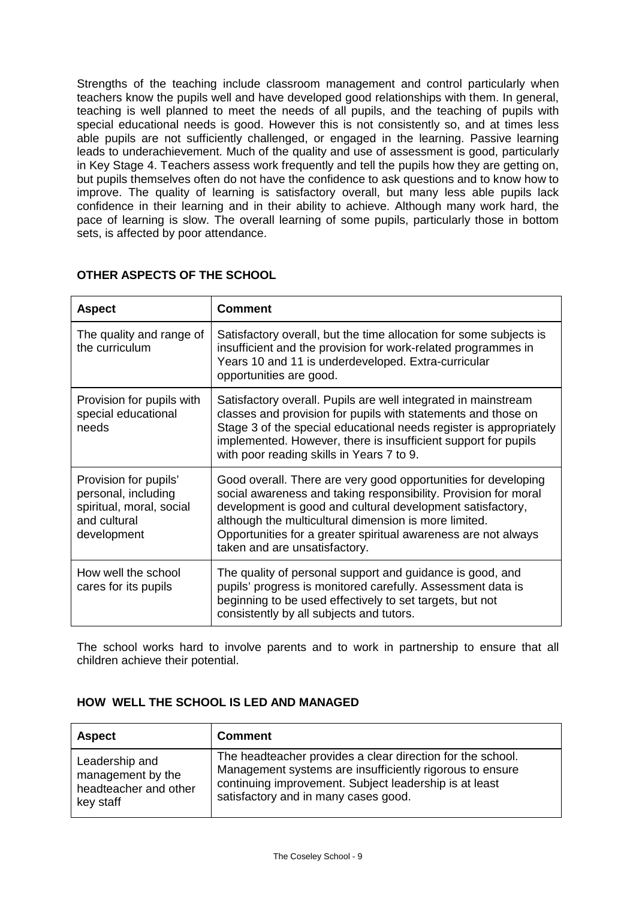Strengths of the teaching include classroom management and control particularly when teachers know the pupils well and have developed good relationships with them. In general, teaching is well planned to meet the needs of all pupils, and the teaching of pupils with special educational needs is good. However this is not consistently so, and at times less able pupils are not sufficiently challenged, or engaged in the learning. Passive learning leads to underachievement. Much of the quality and use of assessment is good, particularly in Key Stage 4. Teachers assess work frequently and tell the pupils how they are getting on, but pupils themselves often do not have the confidence to ask questions and to know how to improve. The quality of learning is satisfactory overall, but many less able pupils lack confidence in their learning and in their ability to achieve. Although many work hard, the pace of learning is slow. The overall learning of some pupils, particularly those in bottom sets, is affected by poor attendance.

## OTHER ASPECTS OF THE SCHOOL

| Aspect | Comment |
| --- | --- |
| The quality and range of the curriculum | Satisfactory overall, but the time allocation for some subjects is insufficient and the provision for work-related programmes in Years 10 and 11 is underdeveloped. Extra-curricular opportunities are good. |
| Provision for pupils with special educational needs | Satisfactory overall. Pupils are well integrated in mainstream classes and provision for pupils with statements and those on Stage 3 of the special educational needs register is appropriately implemented. However, there is insufficient support for pupils with poor reading skills in Years 7 to 9. |
| Provision for pupils' personal, including spiritual, moral, social and cultural development | Good overall. There are very good opportunities for developing social awareness and taking responsibility. Provision for moral development is good and cultural development satisfactory, although the multicultural dimension is more limited. Opportunities for a greater spiritual awareness are not always taken and are unsatisfactory. |
| How well the school cares for its pupils | The quality of personal support and guidance is good, and pupils' progress is monitored carefully. Assessment data is beginning to be used effectively to set targets, but not consistently by all subjects and tutors. |

The school works hard to involve parents and to work in partnership to ensure that all children achieve their potential.

## HOW WELL THE SCHOOL IS LED AND MANAGED

| Aspect | Comment |
| --- | --- |
| Leadership and management by the headteacher and other key staff | The headteacher provides a clear direction for the school. Management systems are insufficiently rigorous to ensure continuing improvement. Subject leadership is at least satisfactory and in many cases good. |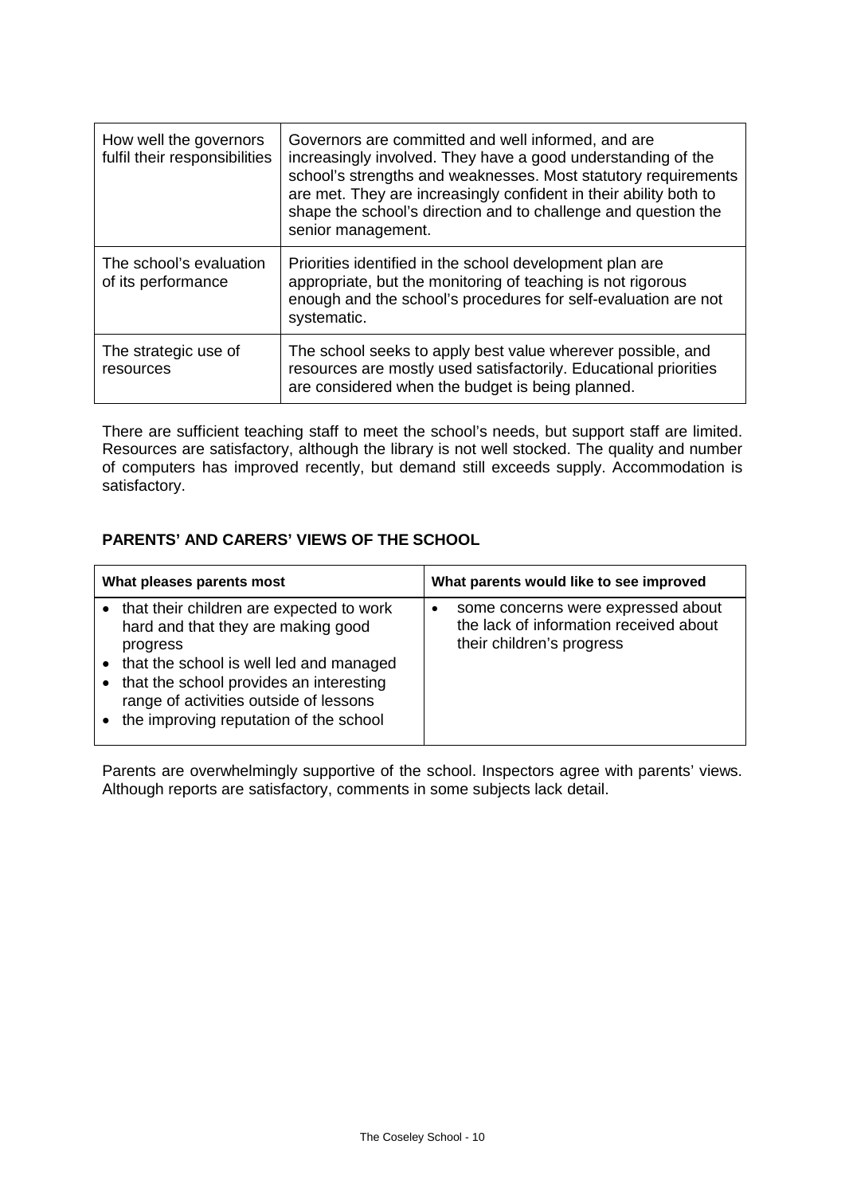| How well the governors fulfil their responsibilities | Governors are committed and well informed, and are increasingly involved. They have a good understanding of the school's strengths and weaknesses. Most statutory requirements are met. They are increasingly confident in their ability both to shape the school's direction and to challenge and question the senior management. |
|---|---|
| The school's evaluation of its performance | Priorities identified in the school development plan are appropriate, but the monitoring of teaching is not rigorous enough and the school's procedures for self-evaluation are not systematic. |
| The strategic use of resources | The school seeks to apply best value wherever possible, and resources are mostly used satisfactorily. Educational priorities are considered when the budget is being planned. |

There are sufficient teaching staff to meet the school's needs, but support staff are limited. Resources are satisfactory, although the library is not well stocked. The quality and number of computers has improved recently, but demand still exceeds supply. Accommodation is satisfactory.

**PARENTS' AND CARERS' VIEWS OF THE SCHOOL**

| What pleases parents most | What parents would like to see improved |
|---|---|
| • that their children are expected to work hard and that they are making good progress<br>• that the school is well led and managed<br>• that the school provides an interesting range of activities outside of lessons<br>• the improving reputation of the school | • some concerns were expressed about the lack of information received about their children's progress |

Parents are overwhelmingly supportive of the school. Inspectors agree with parents' views. Although reports are satisfactory, comments in some subjects lack detail.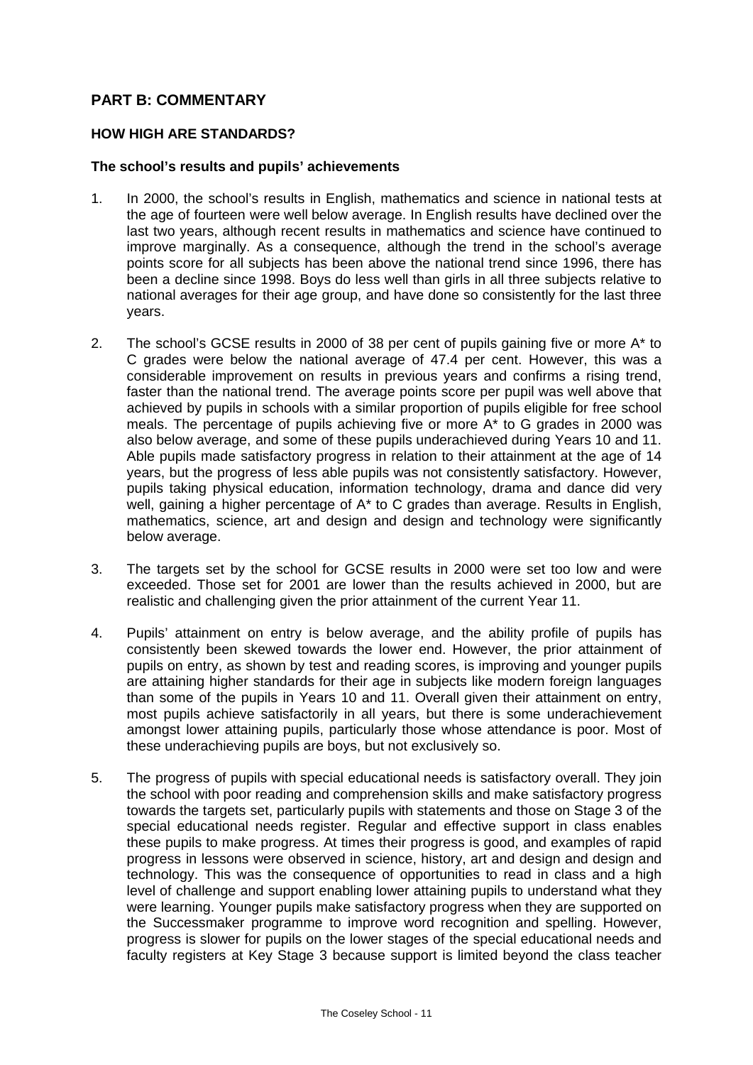## PART B: COMMENTARY

### HOW HIGH ARE STANDARDS?

#### The school's results and pupils' achievements

1. In 2000, the school's results in English, mathematics and science in national tests at the age of fourteen were well below average. In English results have declined over the last two years, although recent results in mathematics and science have continued to improve marginally. As a consequence, although the trend in the school's average points score for all subjects has been above the national trend since 1996, there has been a decline since 1998. Boys do less well than girls in all three subjects relative to national averages for their age group, and have done so consistently for the last three years.

2. The school's GCSE results in 2000 of 38 per cent of pupils gaining five or more A* to C grades were below the national average of 47.4 per cent. However, this was a considerable improvement on results in previous years and confirms a rising trend, faster than the national trend. The average points score per pupil was well above that achieved by pupils in schools with a similar proportion of pupils eligible for free school meals. The percentage of pupils achieving five or more A* to G grades in 2000 was also below average, and some of these pupils underachieved during Years 10 and 11. Able pupils made satisfactory progress in relation to their attainment at the age of 14 years, but the progress of less able pupils was not consistently satisfactory. However, pupils taking physical education, information technology, drama and dance did very well, gaining a higher percentage of A* to C grades than average. Results in English, mathematics, science, art and design and design and technology were significantly below average.

3. The targets set by the school for GCSE results in 2000 were set too low and were exceeded. Those set for 2001 are lower than the results achieved in 2000, but are realistic and challenging given the prior attainment of the current Year 11.

4. Pupils' attainment on entry is below average, and the ability profile of pupils has consistently been skewed towards the lower end. However, the prior attainment of pupils on entry, as shown by test and reading scores, is improving and younger pupils are attaining higher standards for their age in subjects like modern foreign languages than some of the pupils in Years 10 and 11. Overall given their attainment on entry, most pupils achieve satisfactorily in all years, but there is some underachievement amongst lower attaining pupils, particularly those whose attendance is poor. Most of these underachieving pupils are boys, but not exclusively so.

5. The progress of pupils with special educational needs is satisfactory overall. They join the school with poor reading and comprehension skills and make satisfactory progress towards the targets set, particularly pupils with statements and those on Stage 3 of the special educational needs register. Regular and effective support in class enables these pupils to make progress. At times their progress is good, and examples of rapid progress in lessons were observed in science, history, art and design and design and technology. This was the consequence of opportunities to read in class and a high level of challenge and support enabling lower attaining pupils to understand what they were learning. Younger pupils make satisfactory progress when they are supported on the Successmaker programme to improve word recognition and spelling. However, progress is slower for pupils on the lower stages of the special educational needs and faculty registers at Key Stage 3 because support is limited beyond the class teacher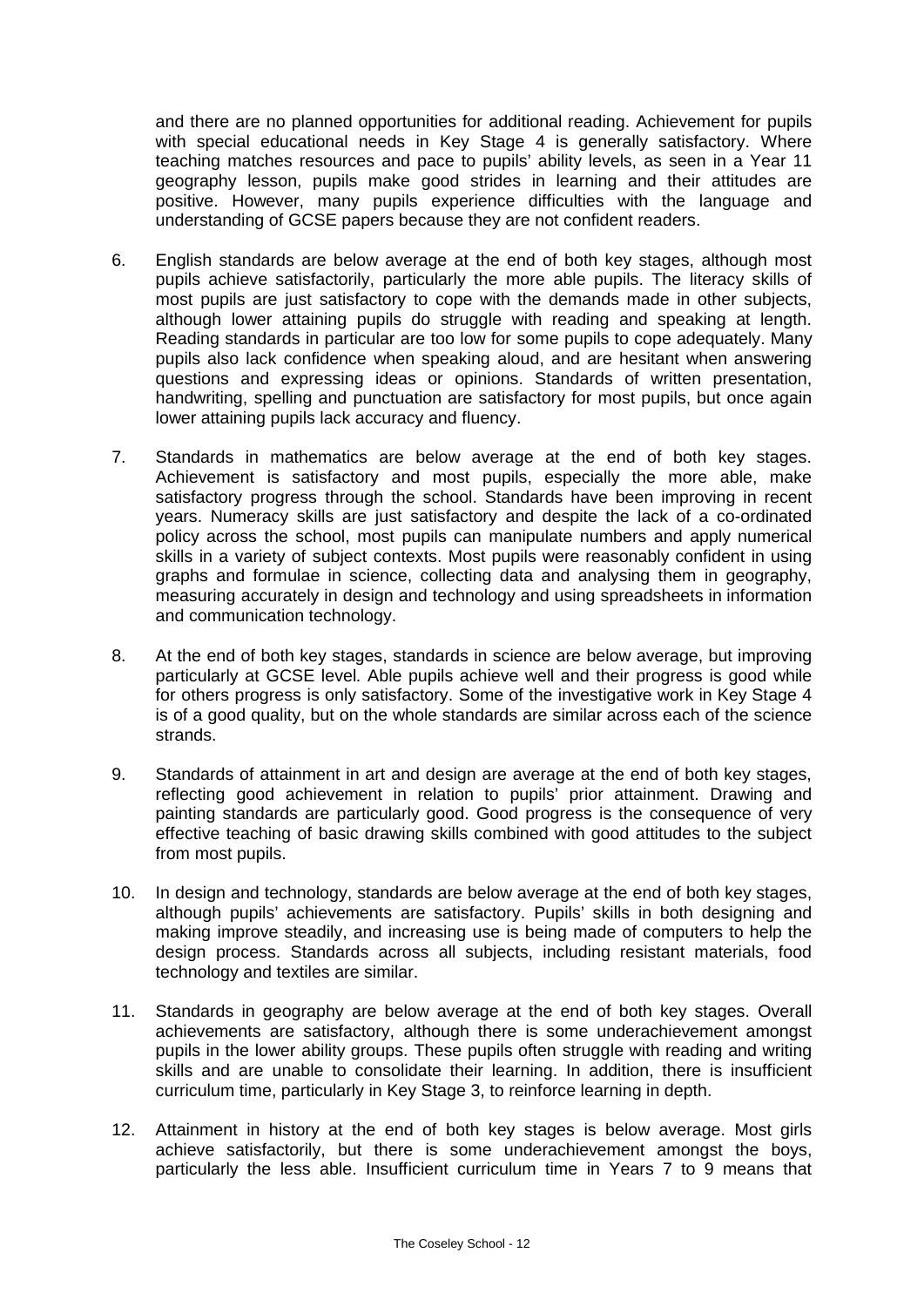and there are no planned opportunities for additional reading. Achievement for pupils with special educational needs in Key Stage 4 is generally satisfactory. Where teaching matches resources and pace to pupils' ability levels, as seen in a Year 11 geography lesson, pupils make good strides in learning and their attitudes are positive. However, many pupils experience difficulties with the language and understanding of GCSE papers because they are not confident readers.

6. English standards are below average at the end of both key stages, although most pupils achieve satisfactorily, particularly the more able pupils. The literacy skills of most pupils are just satisfactory to cope with the demands made in other subjects, although lower attaining pupils do struggle with reading and speaking at length. Reading standards in particular are too low for some pupils to cope adequately. Many pupils also lack confidence when speaking aloud, and are hesitant when answering questions and expressing ideas or opinions. Standards of written presentation, handwriting, spelling and punctuation are satisfactory for most pupils, but once again lower attaining pupils lack accuracy and fluency.

7. Standards in mathematics are below average at the end of both key stages. Achievement is satisfactory and most pupils, especially the more able, make satisfactory progress through the school. Standards have been improving in recent years. Numeracy skills are just satisfactory and despite the lack of a co-ordinated policy across the school, most pupils can manipulate numbers and apply numerical skills in a variety of subject contexts. Most pupils were reasonably confident in using graphs and formulae in science, collecting data and analysing them in geography, measuring accurately in design and technology and using spreadsheets in information and communication technology.

8. At the end of both key stages, standards in science are below average, but improving particularly at GCSE level. Able pupils achieve well and their progress is good while for others progress is only satisfactory. Some of the investigative work in Key Stage 4 is of a good quality, but on the whole standards are similar across each of the science strands.

9. Standards of attainment in art and design are average at the end of both key stages, reflecting good achievement in relation to pupils' prior attainment. Drawing and painting standards are particularly good. Good progress is the consequence of very effective teaching of basic drawing skills combined with good attitudes to the subject from most pupils.

10. In design and technology, standards are below average at the end of both key stages, although pupils' achievements are satisfactory. Pupils' skills in both designing and making improve steadily, and increasing use is being made of computers to help the design process. Standards across all subjects, including resistant materials, food technology and textiles are similar.

11. Standards in geography are below average at the end of both key stages. Overall achievements are satisfactory, although there is some underachievement amongst pupils in the lower ability groups. These pupils often struggle with reading and writing skills and are unable to consolidate their learning. In addition, there is insufficient curriculum time, particularly in Key Stage 3, to reinforce learning in depth.

12. Attainment in history at the end of both key stages is below average. Most girls achieve satisfactorily, but there is some underachievement amongst the boys, particularly the less able. Insufficient curriculum time in Years 7 to 9 means that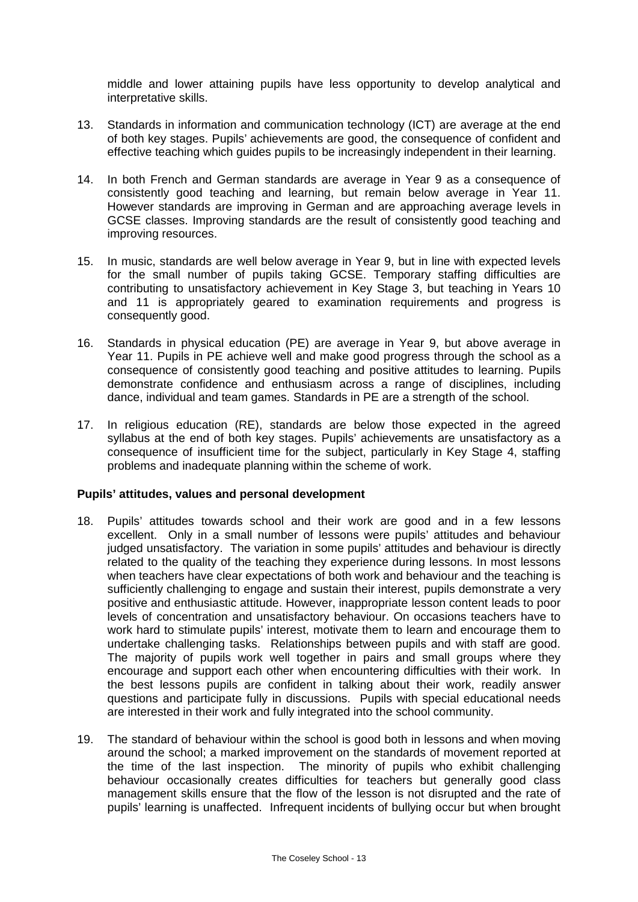middle and lower attaining pupils have less opportunity to develop analytical and interpretative skills.

13. Standards in information and communication technology (ICT) are average at the end of both key stages. Pupils' achievements are good, the consequence of confident and effective teaching which guides pupils to be increasingly independent in their learning.

14. In both French and German standards are average in Year 9 as a consequence of consistently good teaching and learning, but remain below average in Year 11. However standards are improving in German and are approaching average levels in GCSE classes. Improving standards are the result of consistently good teaching and improving resources.

15. In music, standards are well below average in Year 9, but in line with expected levels for the small number of pupils taking GCSE. Temporary staffing difficulties are contributing to unsatisfactory achievement in Key Stage 3, but teaching in Years 10 and 11 is appropriately geared to examination requirements and progress is consequently good.

16. Standards in physical education (PE) are average in Year 9, but above average in Year 11. Pupils in PE achieve well and make good progress through the school as a consequence of consistently good teaching and positive attitudes to learning. Pupils demonstrate confidence and enthusiasm across a range of disciplines, including dance, individual and team games. Standards in PE are a strength of the school.

17. In religious education (RE), standards are below those expected in the agreed syllabus at the end of both key stages. Pupils' achievements are unsatisfactory as a consequence of insufficient time for the subject, particularly in Key Stage 4, staffing problems and inadequate planning within the scheme of work.

**Pupils' attitudes, values and personal development**

18. Pupils' attitudes towards school and their work are good and in a few lessons excellent. Only in a small number of lessons were pupils' attitudes and behaviour judged unsatisfactory. The variation in some pupils' attitudes and behaviour is directly related to the quality of the teaching they experience during lessons. In most lessons when teachers have clear expectations of both work and behaviour and the teaching is sufficiently challenging to engage and sustain their interest, pupils demonstrate a very positive and enthusiastic attitude. However, inappropriate lesson content leads to poor levels of concentration and unsatisfactory behaviour. On occasions teachers have to work hard to stimulate pupils' interest, motivate them to learn and encourage them to undertake challenging tasks. Relationships between pupils and with staff are good. The majority of pupils work well together in pairs and small groups where they encourage and support each other when encountering difficulties with their work. In the best lessons pupils are confident in talking about their work, readily answer questions and participate fully in discussions. Pupils with special educational needs are interested in their work and fully integrated into the school community.

19. The standard of behaviour within the school is good both in lessons and when moving around the school; a marked improvement on the standards of movement reported at the time of the last inspection. The minority of pupils who exhibit challenging behaviour occasionally creates difficulties for teachers but generally good class management skills ensure that the flow of the lesson is not disrupted and the rate of pupils' learning is unaffected. Infrequent incidents of bullying occur but when brought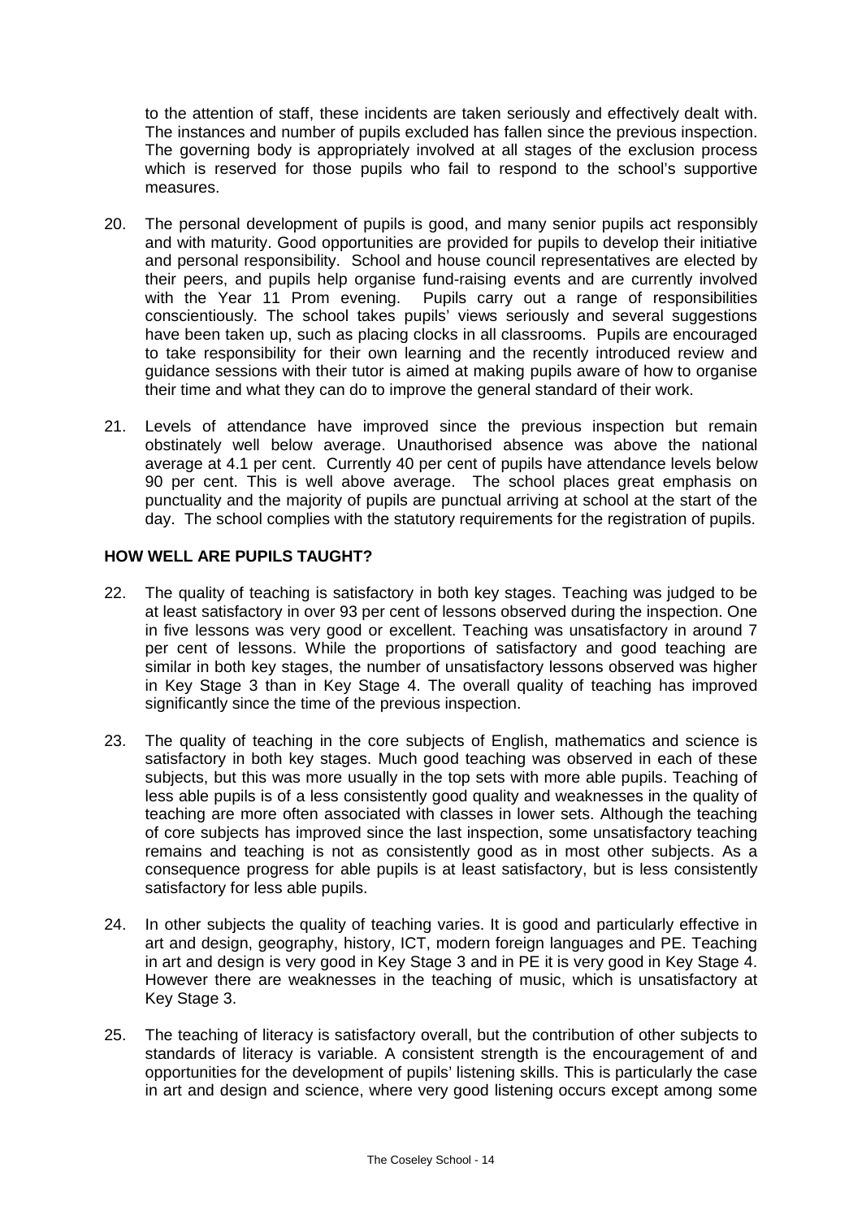to the attention of staff, these incidents are taken seriously and effectively dealt with. The instances and number of pupils excluded has fallen since the previous inspection. The governing body is appropriately involved at all stages of the exclusion process which is reserved for those pupils who fail to respond to the school's supportive measures.

20. The personal development of pupils is good, and many senior pupils act responsibly and with maturity. Good opportunities are provided for pupils to develop their initiative and personal responsibility. School and house council representatives are elected by their peers, and pupils help organise fund-raising events and are currently involved with the Year 11 Prom evening. Pupils carry out a range of responsibilities conscientiously. The school takes pupils' views seriously and several suggestions have been taken up, such as placing clocks in all classrooms. Pupils are encouraged to take responsibility for their own learning and the recently introduced review and guidance sessions with their tutor is aimed at making pupils aware of how to organise their time and what they can do to improve the general standard of their work.

21. Levels of attendance have improved since the previous inspection but remain obstinately well below average. Unauthorised absence was above the national average at 4.1 per cent. Currently 40 per cent of pupils have attendance levels below 90 per cent. This is well above average. The school places great emphasis on punctuality and the majority of pupils are punctual arriving at school at the start of the day. The school complies with the statutory requirements for the registration of pupils.

## HOW WELL ARE PUPILS TAUGHT?

22. The quality of teaching is satisfactory in both key stages. Teaching was judged to be at least satisfactory in over 93 per cent of lessons observed during the inspection. One in five lessons was very good or excellent. Teaching was unsatisfactory in around 7 per cent of lessons. While the proportions of satisfactory and good teaching are similar in both key stages, the number of unsatisfactory lessons observed was higher in Key Stage 3 than in Key Stage 4. The overall quality of teaching has improved significantly since the time of the previous inspection.

23. The quality of teaching in the core subjects of English, mathematics and science is satisfactory in both key stages. Much good teaching was observed in each of these subjects, but this was more usually in the top sets with more able pupils. Teaching of less able pupils is of a less consistently good quality and weaknesses in the quality of teaching are more often associated with classes in lower sets. Although the teaching of core subjects has improved since the last inspection, some unsatisfactory teaching remains and teaching is not as consistently good as in most other subjects. As a consequence progress for able pupils is at least satisfactory, but is less consistently satisfactory for less able pupils.

24. In other subjects the quality of teaching varies. It is good and particularly effective in art and design, geography, history, ICT, modern foreign languages and PE. Teaching in art and design is very good in Key Stage 3 and in PE it is very good in Key Stage 4. However there are weaknesses in the teaching of music, which is unsatisfactory at Key Stage 3.

25. The teaching of literacy is satisfactory overall, but the contribution of other subjects to standards of literacy is variable. A consistent strength is the encouragement of and opportunities for the development of pupils' listening skills. This is particularly the case in art and design and science, where very good listening occurs except among some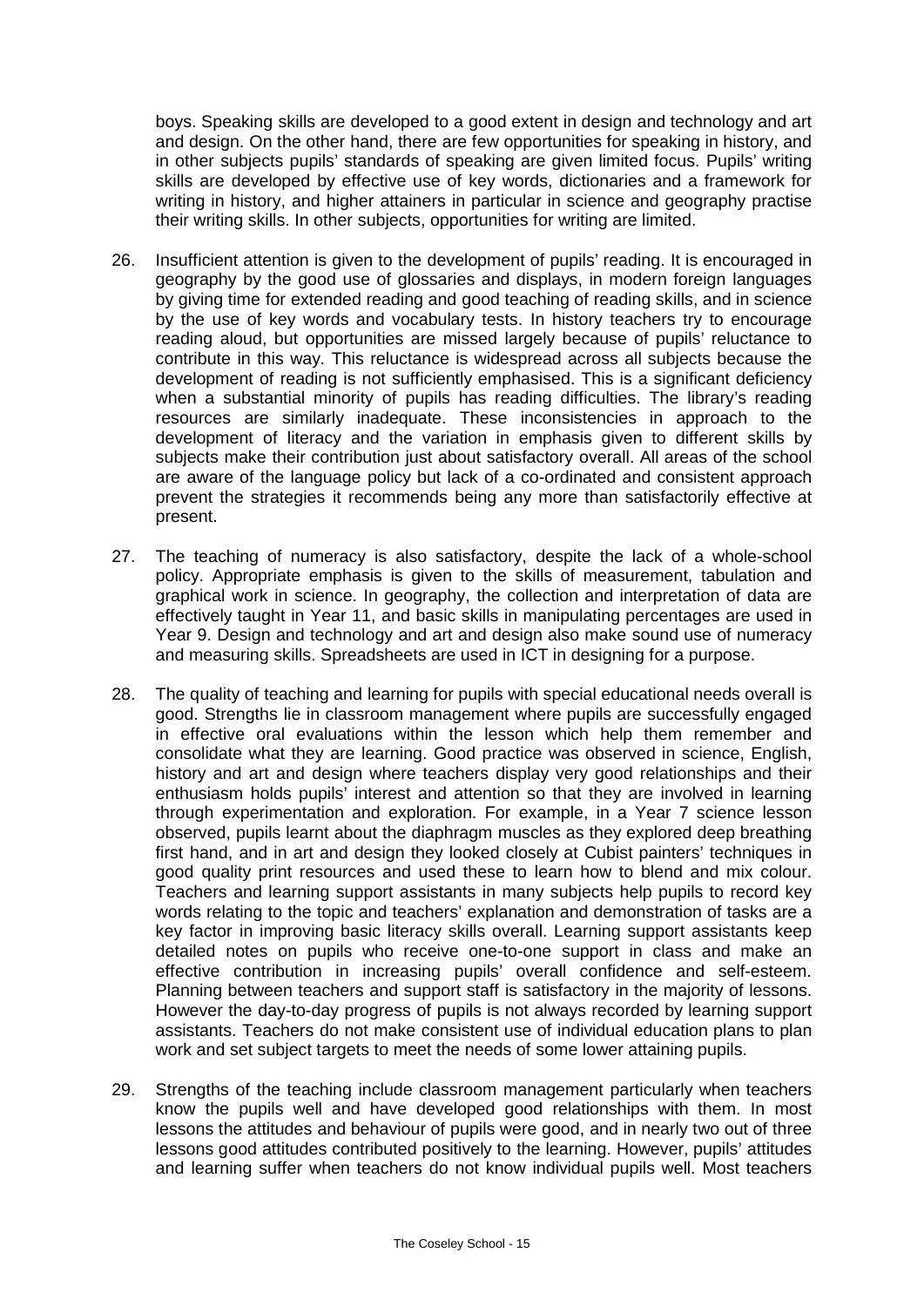boys. Speaking skills are developed to a good extent in design and technology and art and design. On the other hand, there are few opportunities for speaking in history, and in other subjects pupils' standards of speaking are given limited focus. Pupils' writing skills are developed by effective use of key words, dictionaries and a framework for writing in history, and higher attainers in particular in science and geography practise their writing skills. In other subjects, opportunities for writing are limited.

26. Insufficient attention is given to the development of pupils' reading. It is encouraged in geography by the good use of glossaries and displays, in modern foreign languages by giving time for extended reading and good teaching of reading skills, and in science by the use of key words and vocabulary tests. In history teachers try to encourage reading aloud, but opportunities are missed largely because of pupils' reluctance to contribute in this way. This reluctance is widespread across all subjects because the development of reading is not sufficiently emphasised. This is a significant deficiency when a substantial minority of pupils has reading difficulties. The library's reading resources are similarly inadequate. These inconsistencies in approach to the development of literacy and the variation in emphasis given to different skills by subjects make their contribution just about satisfactory overall. All areas of the school are aware of the language policy but lack of a co-ordinated and consistent approach prevent the strategies it recommends being any more than satisfactorily effective at present.

27. The teaching of numeracy is also satisfactory, despite the lack of a whole-school policy. Appropriate emphasis is given to the skills of measurement, tabulation and graphical work in science. In geography, the collection and interpretation of data are effectively taught in Year 11, and basic skills in manipulating percentages are used in Year 9. Design and technology and art and design also make sound use of numeracy and measuring skills. Spreadsheets are used in ICT in designing for a purpose.

28. The quality of teaching and learning for pupils with special educational needs overall is good. Strengths lie in classroom management where pupils are successfully engaged in effective oral evaluations within the lesson which help them remember and consolidate what they are learning. Good practice was observed in science, English, history and art and design where teachers display very good relationships and their enthusiasm holds pupils' interest and attention so that they are involved in learning through experimentation and exploration. For example, in a Year 7 science lesson observed, pupils learnt about the diaphragm muscles as they explored deep breathing first hand, and in art and design they looked closely at Cubist painters' techniques in good quality print resources and used these to learn how to blend and mix colour. Teachers and learning support assistants in many subjects help pupils to record key words relating to the topic and teachers' explanation and demonstration of tasks are a key factor in improving basic literacy skills overall. Learning support assistants keep detailed notes on pupils who receive one-to-one support in class and make an effective contribution in increasing pupils' overall confidence and self-esteem. Planning between teachers and support staff is satisfactory in the majority of lessons. However the day-to-day progress of pupils is not always recorded by learning support assistants. Teachers do not make consistent use of individual education plans to plan work and set subject targets to meet the needs of some lower attaining pupils.

29. Strengths of the teaching include classroom management particularly when teachers know the pupils well and have developed good relationships with them. In most lessons the attitudes and behaviour of pupils were good, and in nearly two out of three lessons good attitudes contributed positively to the learning. However, pupils' attitudes and learning suffer when teachers do not know individual pupils well. Most teachers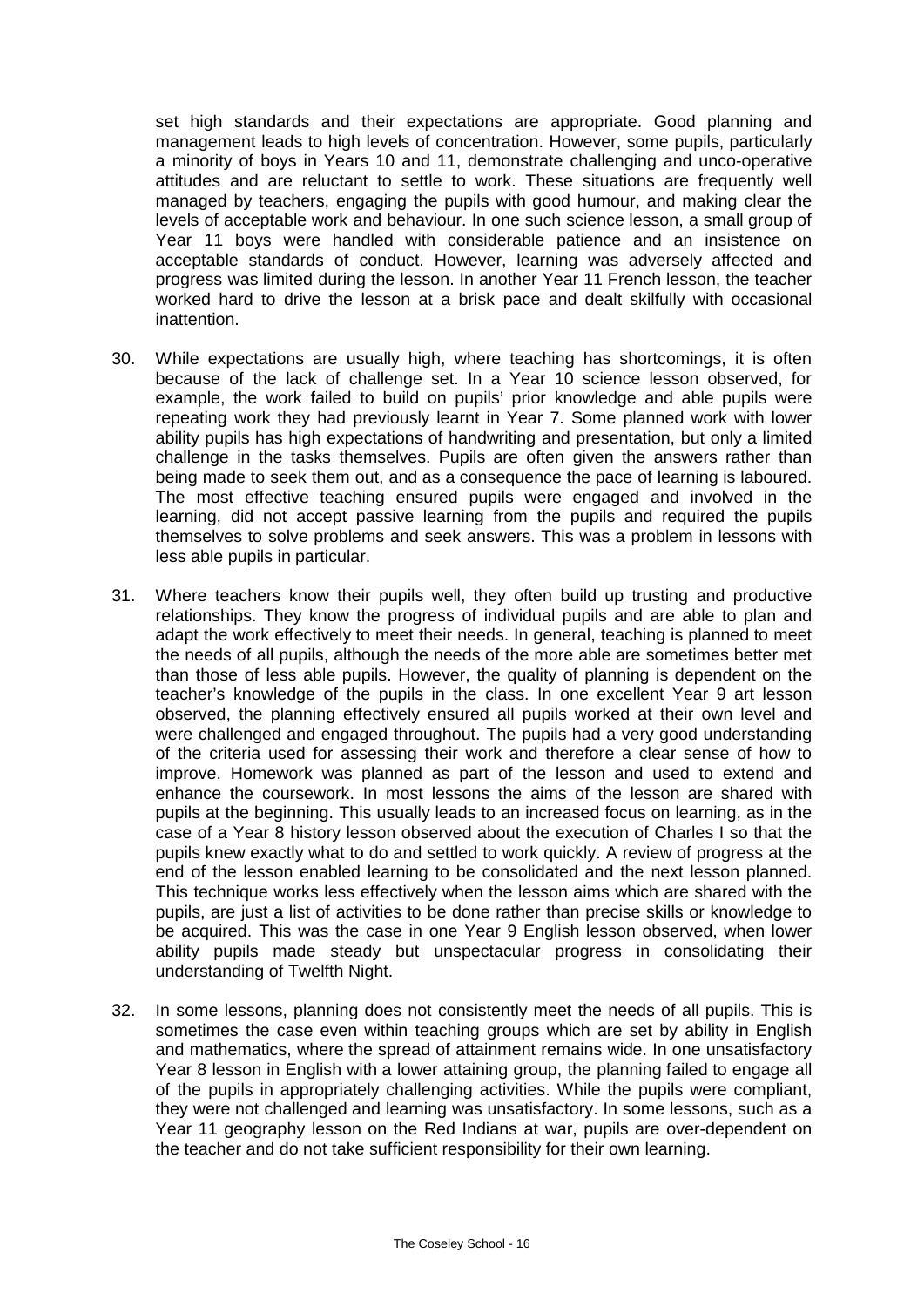set high standards and their expectations are appropriate. Good planning and management leads to high levels of concentration. However, some pupils, particularly a minority of boys in Years 10 and 11, demonstrate challenging and unco-operative attitudes and are reluctant to settle to work. These situations are frequently well managed by teachers, engaging the pupils with good humour, and making clear the levels of acceptable work and behaviour. In one such science lesson, a small group of Year 11 boys were handled with considerable patience and an insistence on acceptable standards of conduct. However, learning was adversely affected and progress was limited during the lesson. In another Year 11 French lesson, the teacher worked hard to drive the lesson at a brisk pace and dealt skilfully with occasional inattention.

30. While expectations are usually high, where teaching has shortcomings, it is often because of the lack of challenge set. In a Year 10 science lesson observed, for example, the work failed to build on pupils' prior knowledge and able pupils were repeating work they had previously learnt in Year 7. Some planned work with lower ability pupils has high expectations of handwriting and presentation, but only a limited challenge in the tasks themselves. Pupils are often given the answers rather than being made to seek them out, and as a consequence the pace of learning is laboured. The most effective teaching ensured pupils were engaged and involved in the learning, did not accept passive learning from the pupils and required the pupils themselves to solve problems and seek answers. This was a problem in lessons with less able pupils in particular.

31. Where teachers know their pupils well, they often build up trusting and productive relationships. They know the progress of individual pupils and are able to plan and adapt the work effectively to meet their needs. In general, teaching is planned to meet the needs of all pupils, although the needs of the more able are sometimes better met than those of less able pupils. However, the quality of planning is dependent on the teacher's knowledge of the pupils in the class. In one excellent Year 9 art lesson observed, the planning effectively ensured all pupils worked at their own level and were challenged and engaged throughout. The pupils had a very good understanding of the criteria used for assessing their work and therefore a clear sense of how to improve. Homework was planned as part of the lesson and used to extend and enhance the coursework. In most lessons the aims of the lesson are shared with pupils at the beginning. This usually leads to an increased focus on learning, as in the case of a Year 8 history lesson observed about the execution of Charles I so that the pupils knew exactly what to do and settled to work quickly. A review of progress at the end of the lesson enabled learning to be consolidated and the next lesson planned. This technique works less effectively when the lesson aims which are shared with the pupils, are just a list of activities to be done rather than precise skills or knowledge to be acquired. This was the case in one Year 9 English lesson observed, when lower ability pupils made steady but unspectacular progress in consolidating their understanding of Twelfth Night.

32. In some lessons, planning does not consistently meet the needs of all pupils. This is sometimes the case even within teaching groups which are set by ability in English and mathematics, where the spread of attainment remains wide. In one unsatisfactory Year 8 lesson in English with a lower attaining group, the planning failed to engage all of the pupils in appropriately challenging activities. While the pupils were compliant, they were not challenged and learning was unsatisfactory. In some lessons, such as a Year 11 geography lesson on the Red Indians at war, pupils are over-dependent on the teacher and do not take sufficient responsibility for their own learning.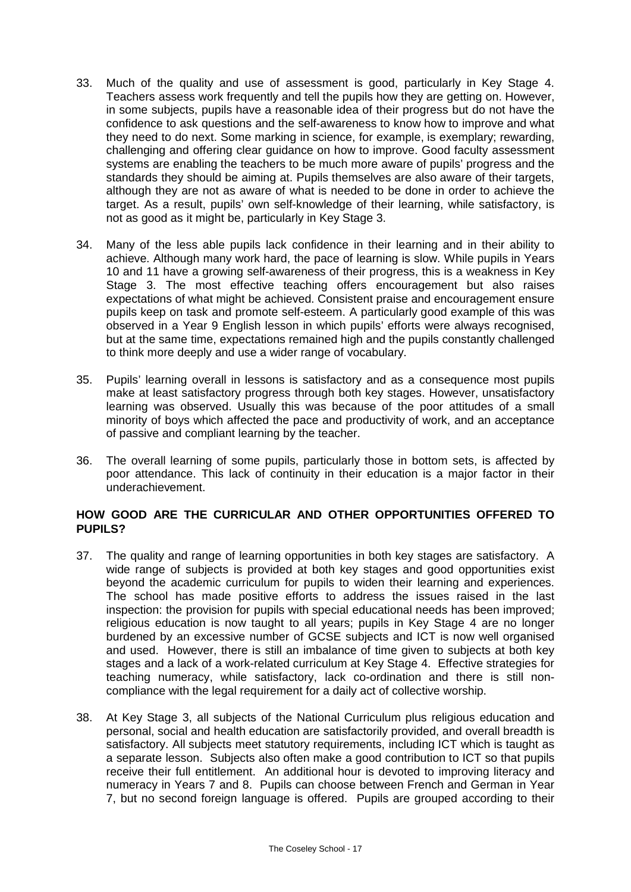33. Much of the quality and use of assessment is good, particularly in Key Stage 4. Teachers assess work frequently and tell the pupils how they are getting on. However, in some subjects, pupils have a reasonable idea of their progress but do not have the confidence to ask questions and the self-awareness to know how to improve and what they need to do next. Some marking in science, for example, is exemplary; rewarding, challenging and offering clear guidance on how to improve. Good faculty assessment systems are enabling the teachers to be much more aware of pupils' progress and the standards they should be aiming at. Pupils themselves are also aware of their targets, although they are not as aware of what is needed to be done in order to achieve the target. As a result, pupils' own self-knowledge of their learning, while satisfactory, is not as good as it might be, particularly in Key Stage 3.

34. Many of the less able pupils lack confidence in their learning and in their ability to achieve. Although many work hard, the pace of learning is slow. While pupils in Years 10 and 11 have a growing self-awareness of their progress, this is a weakness in Key Stage 3. The most effective teaching offers encouragement but also raises expectations of what might be achieved. Consistent praise and encouragement ensure pupils keep on task and promote self-esteem. A particularly good example of this was observed in a Year 9 English lesson in which pupils' efforts were always recognised, but at the same time, expectations remained high and the pupils constantly challenged to think more deeply and use a wider range of vocabulary.

35. Pupils' learning overall in lessons is satisfactory and as a consequence most pupils make at least satisfactory progress through both key stages. However, unsatisfactory learning was observed. Usually this was because of the poor attitudes of a small minority of boys which affected the pace and productivity of work, and an acceptance of passive and compliant learning by the teacher.

36. The overall learning of some pupils, particularly those in bottom sets, is affected by poor attendance. This lack of continuity in their education is a major factor in their underachievement.

## HOW GOOD ARE THE CURRICULAR AND OTHER OPPORTUNITIES OFFERED TO PUPILS?

37. The quality and range of learning opportunities in both key stages are satisfactory. A wide range of subjects is provided at both key stages and good opportunities exist beyond the academic curriculum for pupils to widen their learning and experiences. The school has made positive efforts to address the issues raised in the last inspection: the provision for pupils with special educational needs has been improved; religious education is now taught to all years; pupils in Key Stage 4 are no longer burdened by an excessive number of GCSE subjects and ICT is now well organised and used. However, there is still an imbalance of time given to subjects at both key stages and a lack of a work-related curriculum at Key Stage 4. Effective strategies for teaching numeracy, while satisfactory, lack co-ordination and there is still non-compliance with the legal requirement for a daily act of collective worship.

38. At Key Stage 3, all subjects of the National Curriculum plus religious education and personal, social and health education are satisfactorily provided, and overall breadth is satisfactory. All subjects meet statutory requirements, including ICT which is taught as a separate lesson. Subjects also often make a good contribution to ICT so that pupils receive their full entitlement. An additional hour is devoted to improving literacy and numeracy in Years 7 and 8. Pupils can choose between French and German in Year 7, but no second foreign language is offered. Pupils are grouped according to their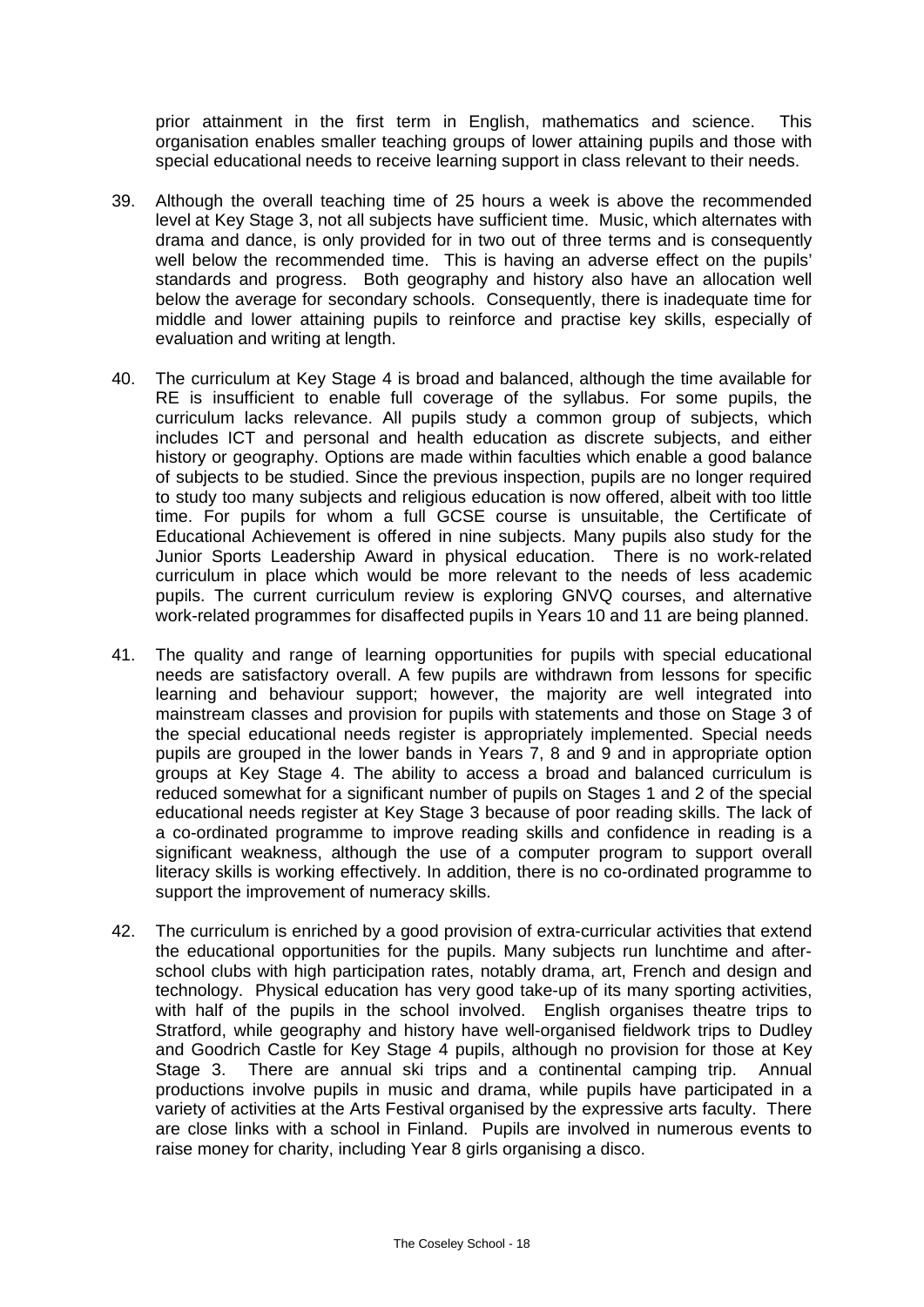prior attainment in the first term in English, mathematics and science. This organisation enables smaller teaching groups of lower attaining pupils and those with special educational needs to receive learning support in class relevant to their needs.

39. Although the overall teaching time of 25 hours a week is above the recommended level at Key Stage 3, not all subjects have sufficient time. Music, which alternates with drama and dance, is only provided for in two out of three terms and is consequently well below the recommended time. This is having an adverse effect on the pupils' standards and progress. Both geography and history also have an allocation well below the average for secondary schools. Consequently, there is inadequate time for middle and lower attaining pupils to reinforce and practise key skills, especially of evaluation and writing at length.

40. The curriculum at Key Stage 4 is broad and balanced, although the time available for RE is insufficient to enable full coverage of the syllabus. For some pupils, the curriculum lacks relevance. All pupils study a common group of subjects, which includes ICT and personal and health education as discrete subjects, and either history or geography. Options are made within faculties which enable a good balance of subjects to be studied. Since the previous inspection, pupils are no longer required to study too many subjects and religious education is now offered, albeit with too little time. For pupils for whom a full GCSE course is unsuitable, the Certificate of Educational Achievement is offered in nine subjects. Many pupils also study for the Junior Sports Leadership Award in physical education. There is no work-related curriculum in place which would be more relevant to the needs of less academic pupils. The current curriculum review is exploring GNVQ courses, and alternative work-related programmes for disaffected pupils in Years 10 and 11 are being planned.

41. The quality and range of learning opportunities for pupils with special educational needs are satisfactory overall. A few pupils are withdrawn from lessons for specific learning and behaviour support; however, the majority are well integrated into mainstream classes and provision for pupils with statements and those on Stage 3 of the special educational needs register is appropriately implemented. Special needs pupils are grouped in the lower bands in Years 7, 8 and 9 and in appropriate option groups at Key Stage 4. The ability to access a broad and balanced curriculum is reduced somewhat for a significant number of pupils on Stages 1 and 2 of the special educational needs register at Key Stage 3 because of poor reading skills. The lack of a co-ordinated programme to improve reading skills and confidence in reading is a significant weakness, although the use of a computer program to support overall literacy skills is working effectively. In addition, there is no co-ordinated programme to support the improvement of numeracy skills.

42. The curriculum is enriched by a good provision of extra-curricular activities that extend the educational opportunities for the pupils. Many subjects run lunchtime and after-school clubs with high participation rates, notably drama, art, French and design and technology. Physical education has very good take-up of its many sporting activities, with half of the pupils in the school involved. English organises theatre trips to Stratford, while geography and history have well-organised fieldwork trips to Dudley and Goodrich Castle for Key Stage 4 pupils, although no provision for those at Key Stage 3. There are annual ski trips and a continental camping trip. Annual productions involve pupils in music and drama, while pupils have participated in a variety of activities at the Arts Festival organised by the expressive arts faculty. There are close links with a school in Finland. Pupils are involved in numerous events to raise money for charity, including Year 8 girls organising a disco.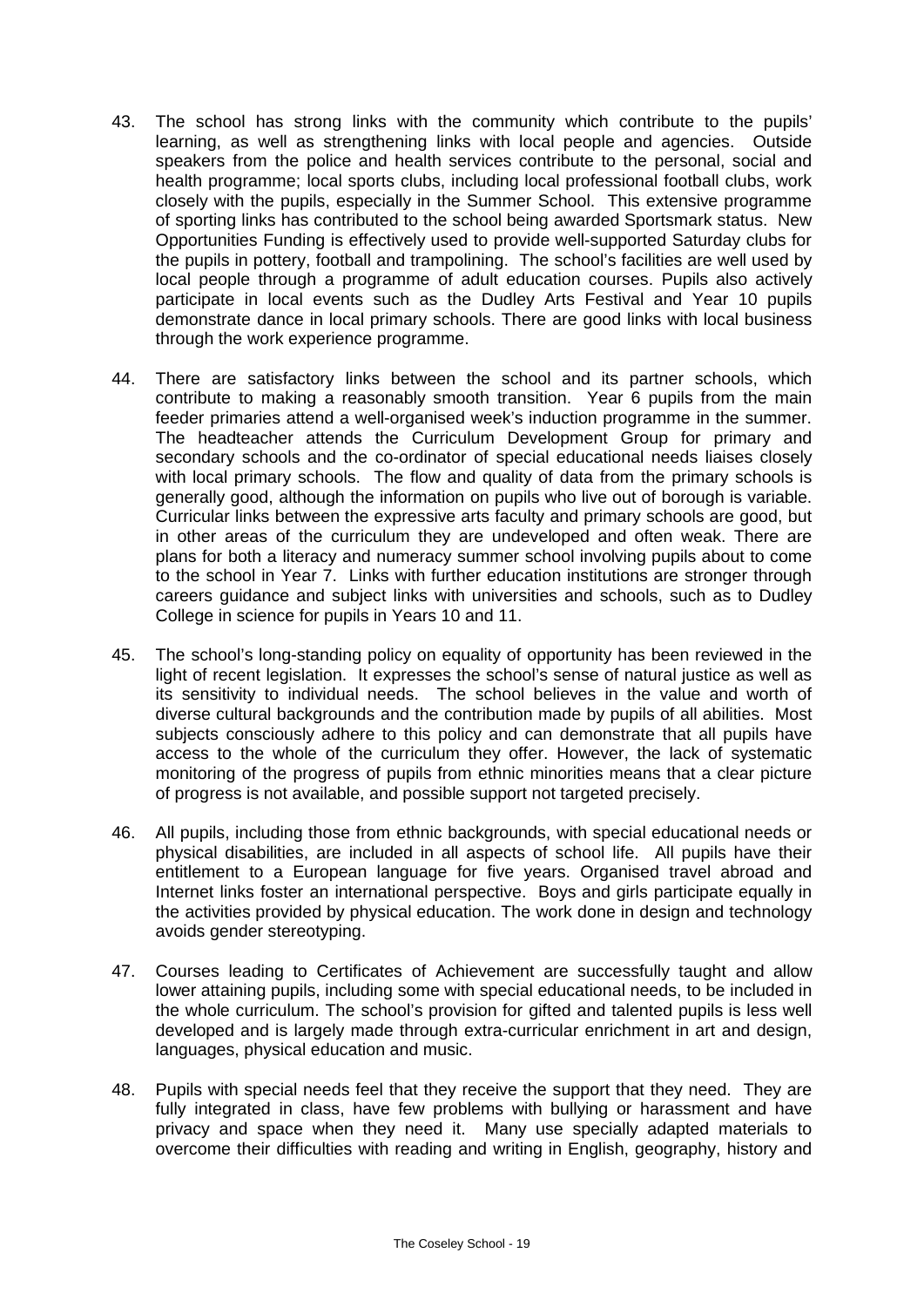43. The school has strong links with the community which contribute to the pupils' learning, as well as strengthening links with local people and agencies. Outside speakers from the police and health services contribute to the personal, social and health programme; local sports clubs, including local professional football clubs, work closely with the pupils, especially in the Summer School. This extensive programme of sporting links has contributed to the school being awarded Sportsmark status. New Opportunities Funding is effectively used to provide well-supported Saturday clubs for the pupils in pottery, football and trampolining. The school's facilities are well used by local people through a programme of adult education courses. Pupils also actively participate in local events such as the Dudley Arts Festival and Year 10 pupils demonstrate dance in local primary schools. There are good links with local business through the work experience programme.

44. There are satisfactory links between the school and its partner schools, which contribute to making a reasonably smooth transition. Year 6 pupils from the main feeder primaries attend a well-organised week's induction programme in the summer. The headteacher attends the Curriculum Development Group for primary and secondary schools and the co-ordinator of special educational needs liaises closely with local primary schools. The flow and quality of data from the primary schools is generally good, although the information on pupils who live out of borough is variable. Curricular links between the expressive arts faculty and primary schools are good, but in other areas of the curriculum they are undeveloped and often weak. There are plans for both a literacy and numeracy summer school involving pupils about to come to the school in Year 7. Links with further education institutions are stronger through careers guidance and subject links with universities and schools, such as to Dudley College in science for pupils in Years 10 and 11.

45. The school's long-standing policy on equality of opportunity has been reviewed in the light of recent legislation. It expresses the school's sense of natural justice as well as its sensitivity to individual needs. The school believes in the value and worth of diverse cultural backgrounds and the contribution made by pupils of all abilities. Most subjects consciously adhere to this policy and can demonstrate that all pupils have access to the whole of the curriculum they offer. However, the lack of systematic monitoring of the progress of pupils from ethnic minorities means that a clear picture of progress is not available, and possible support not targeted precisely.

46. All pupils, including those from ethnic backgrounds, with special educational needs or physical disabilities, are included in all aspects of school life. All pupils have their entitlement to a European language for five years. Organised travel abroad and Internet links foster an international perspective. Boys and girls participate equally in the activities provided by physical education. The work done in design and technology avoids gender stereotyping.

47. Courses leading to Certificates of Achievement are successfully taught and allow lower attaining pupils, including some with special educational needs, to be included in the whole curriculum. The school's provision for gifted and talented pupils is less well developed and is largely made through extra-curricular enrichment in art and design, languages, physical education and music.

48. Pupils with special needs feel that they receive the support that they need. They are fully integrated in class, have few problems with bullying or harassment and have privacy and space when they need it. Many use specially adapted materials to overcome their difficulties with reading and writing in English, geography, history and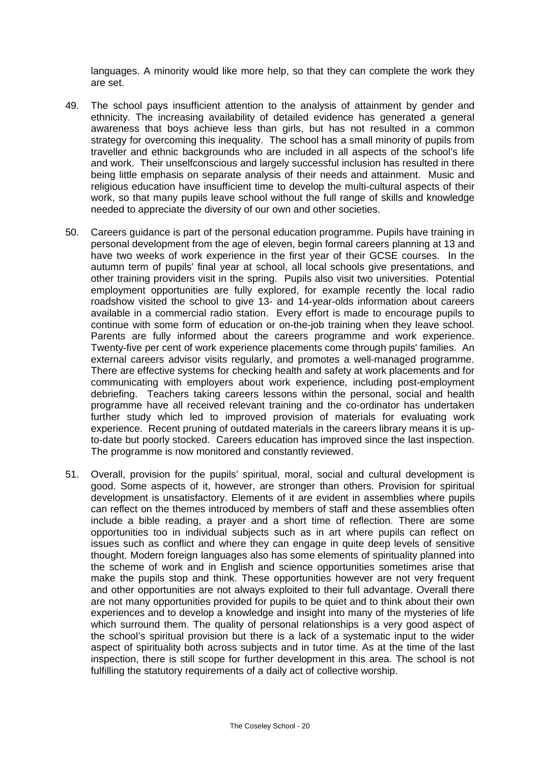languages. A minority would like more help, so that they can complete the work they are set.

49. The school pays insufficient attention to the analysis of attainment by gender and ethnicity. The increasing availability of detailed evidence has generated a general awareness that boys achieve less than girls, but has not resulted in a common strategy for overcoming this inequality. The school has a small minority of pupils from traveller and ethnic backgrounds who are included in all aspects of the school's life and work. Their unselfconscious and largely successful inclusion has resulted in there being little emphasis on separate analysis of their needs and attainment. Music and religious education have insufficient time to develop the multi-cultural aspects of their work, so that many pupils leave school without the full range of skills and knowledge needed to appreciate the diversity of our own and other societies.

50. Careers guidance is part of the personal education programme. Pupils have training in personal development from the age of eleven, begin formal careers planning at 13 and have two weeks of work experience in the first year of their GCSE courses. In the autumn term of pupils' final year at school, all local schools give presentations, and other training providers visit in the spring. Pupils also visit two universities. Potential employment opportunities are fully explored, for example recently the local radio roadshow visited the school to give 13- and 14-year-olds information about careers available in a commercial radio station. Every effort is made to encourage pupils to continue with some form of education or on-the-job training when they leave school. Parents are fully informed about the careers programme and work experience. Twenty-five per cent of work experience placements come through pupils' families. An external careers advisor visits regularly, and promotes a well-managed programme. There are effective systems for checking health and safety at work placements and for communicating with employers about work experience, including post-employment debriefing. Teachers taking careers lessons within the personal, social and health programme have all received relevant training and the co-ordinator has undertaken further study which led to improved provision of materials for evaluating work experience. Recent pruning of outdated materials in the careers library means it is up-to-date but poorly stocked. Careers education has improved since the last inspection. The programme is now monitored and constantly reviewed.

51. Overall, provision for the pupils' spiritual, moral, social and cultural development is good. Some aspects of it, however, are stronger than others. Provision for spiritual development is unsatisfactory. Elements of it are evident in assemblies where pupils can reflect on the themes introduced by members of staff and these assemblies often include a bible reading, a prayer and a short time of reflection. There are some opportunities too in individual subjects such as in art where pupils can reflect on issues such as conflict and where they can engage in quite deep levels of sensitive thought. Modern foreign languages also has some elements of spirituality planned into the scheme of work and in English and science opportunities sometimes arise that make the pupils stop and think. These opportunities however are not very frequent and other opportunities are not always exploited to their full advantage. Overall there are not many opportunities provided for pupils to be quiet and to think about their own experiences and to develop a knowledge and insight into many of the mysteries of life which surround them. The quality of personal relationships is a very good aspect of the school's spiritual provision but there is a lack of a systematic input to the wider aspect of spirituality both across subjects and in tutor time. As at the time of the last inspection, there is still scope for further development in this area. The school is not fulfilling the statutory requirements of a daily act of collective worship.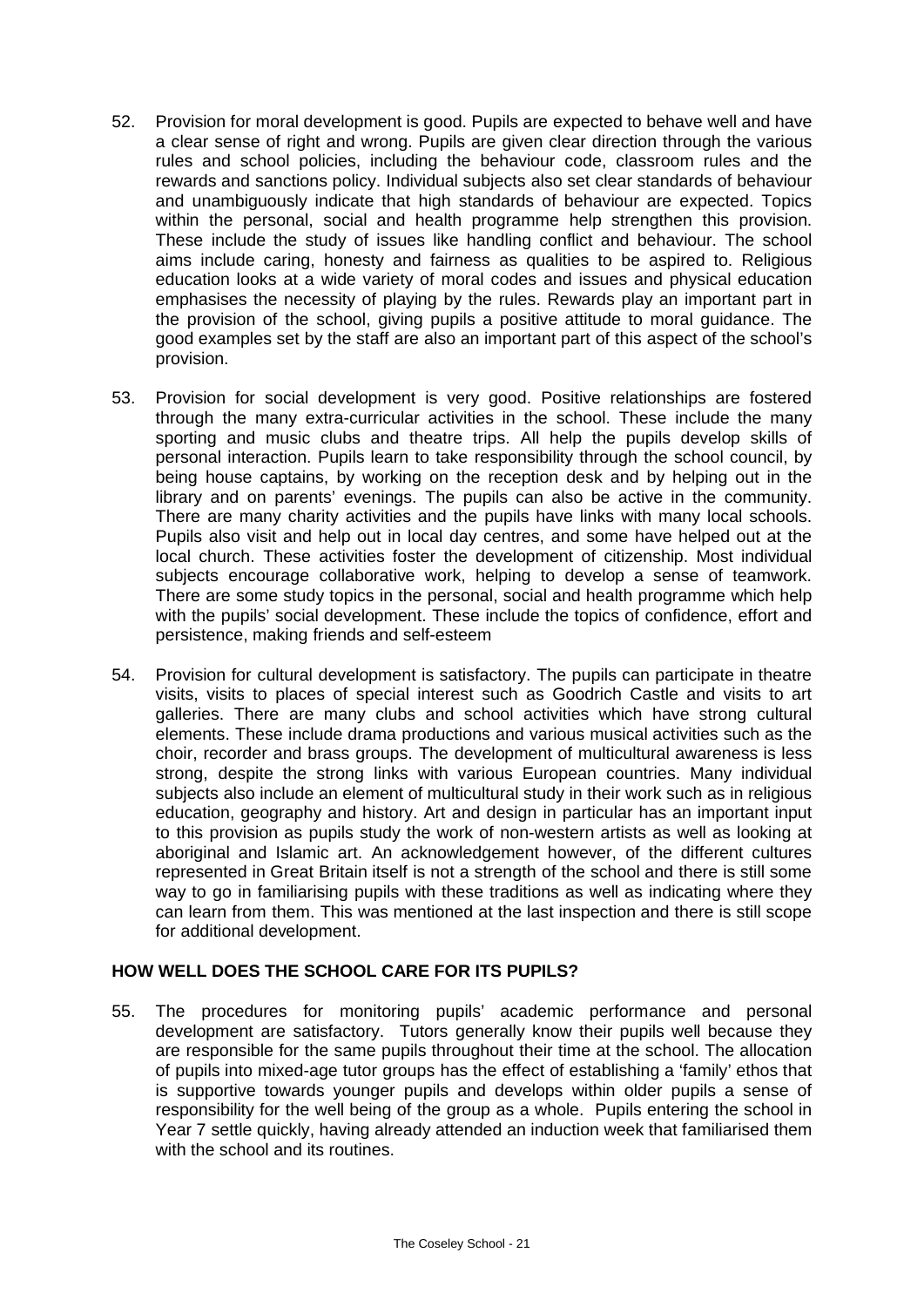52. Provision for moral development is good. Pupils are expected to behave well and have a clear sense of right and wrong. Pupils are given clear direction through the various rules and school policies, including the behaviour code, classroom rules and the rewards and sanctions policy. Individual subjects also set clear standards of behaviour and unambiguously indicate that high standards of behaviour are expected. Topics within the personal, social and health programme help strengthen this provision. These include the study of issues like handling conflict and behaviour. The school aims include caring, honesty and fairness as qualities to be aspired to. Religious education looks at a wide variety of moral codes and issues and physical education emphasises the necessity of playing by the rules. Rewards play an important part in the provision of the school, giving pupils a positive attitude to moral guidance. The good examples set by the staff are also an important part of this aspect of the school's provision.

53. Provision for social development is very good. Positive relationships are fostered through the many extra-curricular activities in the school. These include the many sporting and music clubs and theatre trips. All help the pupils develop skills of personal interaction. Pupils learn to take responsibility through the school council, by being house captains, by working on the reception desk and by helping out in the library and on parents' evenings. The pupils can also be active in the community. There are many charity activities and the pupils have links with many local schools. Pupils also visit and help out in local day centres, and some have helped out at the local church. These activities foster the development of citizenship. Most individual subjects encourage collaborative work, helping to develop a sense of teamwork. There are some study topics in the personal, social and health programme which help with the pupils' social development. These include the topics of confidence, effort and persistence, making friends and self-esteem

54. Provision for cultural development is satisfactory. The pupils can participate in theatre visits, visits to places of special interest such as Goodrich Castle and visits to art galleries. There are many clubs and school activities which have strong cultural elements. These include drama productions and various musical activities such as the choir, recorder and brass groups. The development of multicultural awareness is less strong, despite the strong links with various European countries. Many individual subjects also include an element of multicultural study in their work such as in religious education, geography and history. Art and design in particular has an important input to this provision as pupils study the work of non-western artists as well as looking at aboriginal and Islamic art. An acknowledgement however, of the different cultures represented in Great Britain itself is not a strength of the school and there is still some way to go in familiarising pupils with these traditions as well as indicating where they can learn from them. This was mentioned at the last inspection and there is still scope for additional development.

## HOW WELL DOES THE SCHOOL CARE FOR ITS PUPILS?

55. The procedures for monitoring pupils' academic performance and personal development are satisfactory. Tutors generally know their pupils well because they are responsible for the same pupils throughout their time at the school. The allocation of pupils into mixed-age tutor groups has the effect of establishing a 'family' ethos that is supportive towards younger pupils and develops within older pupils a sense of responsibility for the well being of the group as a whole. Pupils entering the school in Year 7 settle quickly, having already attended an induction week that familiarised them with the school and its routines.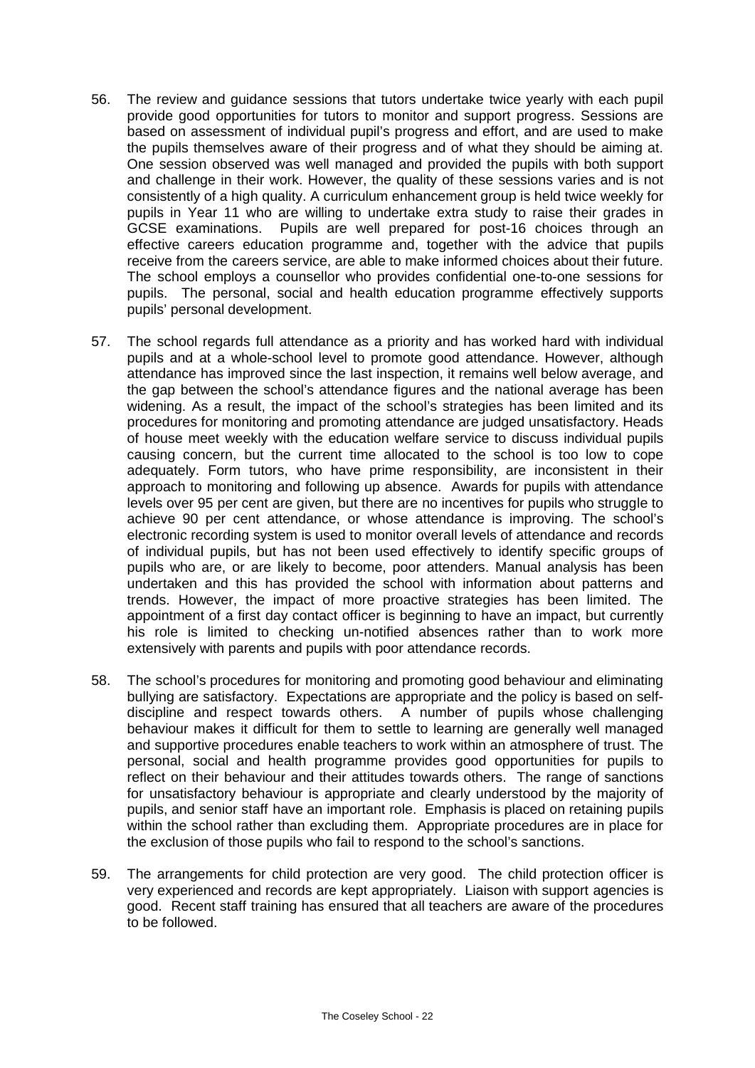56. The review and guidance sessions that tutors undertake twice yearly with each pupil provide good opportunities for tutors to monitor and support progress. Sessions are based on assessment of individual pupil's progress and effort, and are used to make the pupils themselves aware of their progress and of what they should be aiming at. One session observed was well managed and provided the pupils with both support and challenge in their work. However, the quality of these sessions varies and is not consistently of a high quality. A curriculum enhancement group is held twice weekly for pupils in Year 11 who are willing to undertake extra study to raise their grades in GCSE examinations. Pupils are well prepared for post-16 choices through an effective careers education programme and, together with the advice that pupils receive from the careers service, are able to make informed choices about their future. The school employs a counsellor who provides confidential one-to-one sessions for pupils. The personal, social and health education programme effectively supports pupils' personal development.

57. The school regards full attendance as a priority and has worked hard with individual pupils and at a whole-school level to promote good attendance. However, although attendance has improved since the last inspection, it remains well below average, and the gap between the school's attendance figures and the national average has been widening. As a result, the impact of the school's strategies has been limited and its procedures for monitoring and promoting attendance are judged unsatisfactory. Heads of house meet weekly with the education welfare service to discuss individual pupils causing concern, but the current time allocated to the school is too low to cope adequately. Form tutors, who have prime responsibility, are inconsistent in their approach to monitoring and following up absence. Awards for pupils with attendance levels over 95 per cent are given, but there are no incentives for pupils who struggle to achieve 90 per cent attendance, or whose attendance is improving. The school's electronic recording system is used to monitor overall levels of attendance and records of individual pupils, but has not been used effectively to identify specific groups of pupils who are, or are likely to become, poor attenders. Manual analysis has been undertaken and this has provided the school with information about patterns and trends. However, the impact of more proactive strategies has been limited. The appointment of a first day contact officer is beginning to have an impact, but currently his role is limited to checking un-notified absences rather than to work more extensively with parents and pupils with poor attendance records.

58. The school's procedures for monitoring and promoting good behaviour and eliminating bullying are satisfactory. Expectations are appropriate and the policy is based on self-discipline and respect towards others. A number of pupils whose challenging behaviour makes it difficult for them to settle to learning are generally well managed and supportive procedures enable teachers to work within an atmosphere of trust. The personal, social and health programme provides good opportunities for pupils to reflect on their behaviour and their attitudes towards others. The range of sanctions for unsatisfactory behaviour is appropriate and clearly understood by the majority of pupils, and senior staff have an important role. Emphasis is placed on retaining pupils within the school rather than excluding them. Appropriate procedures are in place for the exclusion of those pupils who fail to respond to the school's sanctions.

59. The arrangements for child protection are very good. The child protection officer is very experienced and records are kept appropriately. Liaison with support agencies is good. Recent staff training has ensured that all teachers are aware of the procedures to be followed.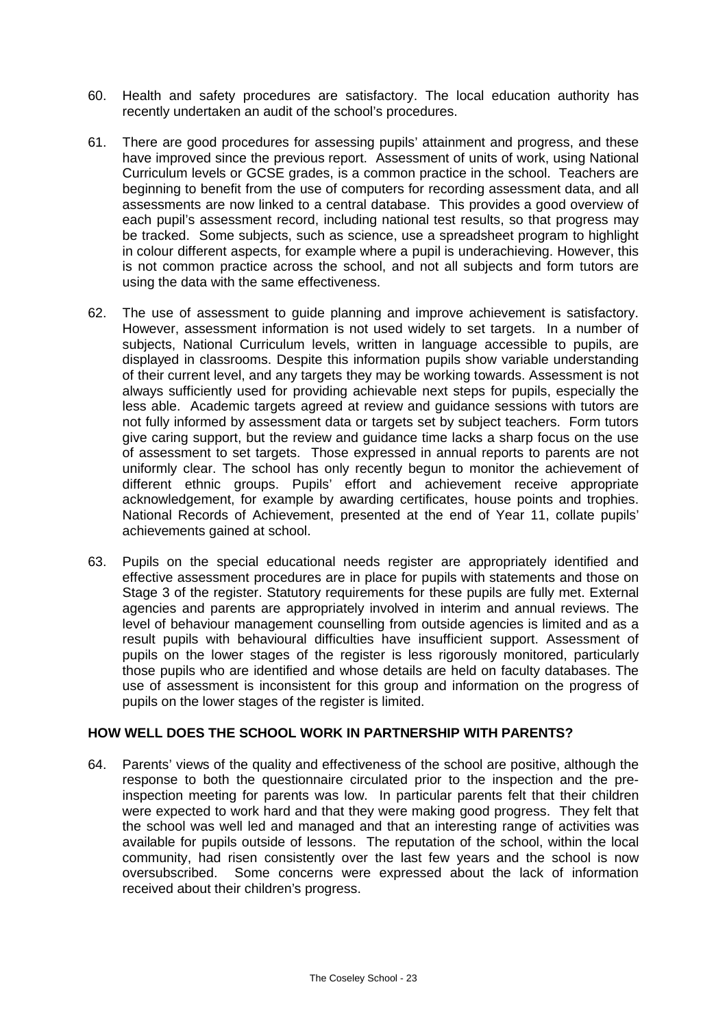60. Health and safety procedures are satisfactory. The local education authority has recently undertaken an audit of the school's procedures.

61. There are good procedures for assessing pupils' attainment and progress, and these have improved since the previous report. Assessment of units of work, using National Curriculum levels or GCSE grades, is a common practice in the school. Teachers are beginning to benefit from the use of computers for recording assessment data, and all assessments are now linked to a central database. This provides a good overview of each pupil's assessment record, including national test results, so that progress may be tracked. Some subjects, such as science, use a spreadsheet program to highlight in colour different aspects, for example where a pupil is underachieving. However, this is not common practice across the school, and not all subjects and form tutors are using the data with the same effectiveness.

62. The use of assessment to guide planning and improve achievement is satisfactory. However, assessment information is not used widely to set targets. In a number of subjects, National Curriculum levels, written in language accessible to pupils, are displayed in classrooms. Despite this information pupils show variable understanding of their current level, and any targets they may be working towards. Assessment is not always sufficiently used for providing achievable next steps for pupils, especially the less able. Academic targets agreed at review and guidance sessions with tutors are not fully informed by assessment data or targets set by subject teachers. Form tutors give caring support, but the review and guidance time lacks a sharp focus on the use of assessment to set targets. Those expressed in annual reports to parents are not uniformly clear. The school has only recently begun to monitor the achievement of different ethnic groups. Pupils' effort and achievement receive appropriate acknowledgement, for example by awarding certificates, house points and trophies. National Records of Achievement, presented at the end of Year 11, collate pupils' achievements gained at school.

63. Pupils on the special educational needs register are appropriately identified and effective assessment procedures are in place for pupils with statements and those on Stage 3 of the register. Statutory requirements for these pupils are fully met. External agencies and parents are appropriately involved in interim and annual reviews. The level of behaviour management counselling from outside agencies is limited and as a result pupils with behavioural difficulties have insufficient support. Assessment of pupils on the lower stages of the register is less rigorously monitored, particularly those pupils who are identified and whose details are held on faculty databases. The use of assessment is inconsistent for this group and information on the progress of pupils on the lower stages of the register is limited.

## HOW WELL DOES THE SCHOOL WORK IN PARTNERSHIP WITH PARENTS?

64. Parents' views of the quality and effectiveness of the school are positive, although the response to both the questionnaire circulated prior to the inspection and the pre-inspection meeting for parents was low. In particular parents felt that their children were expected to work hard and that they were making good progress. They felt that the school was well led and managed and that an interesting range of activities was available for pupils outside of lessons. The reputation of the school, within the local community, had risen consistently over the last few years and the school is now oversubscribed. Some concerns were expressed about the lack of information received about their children's progress.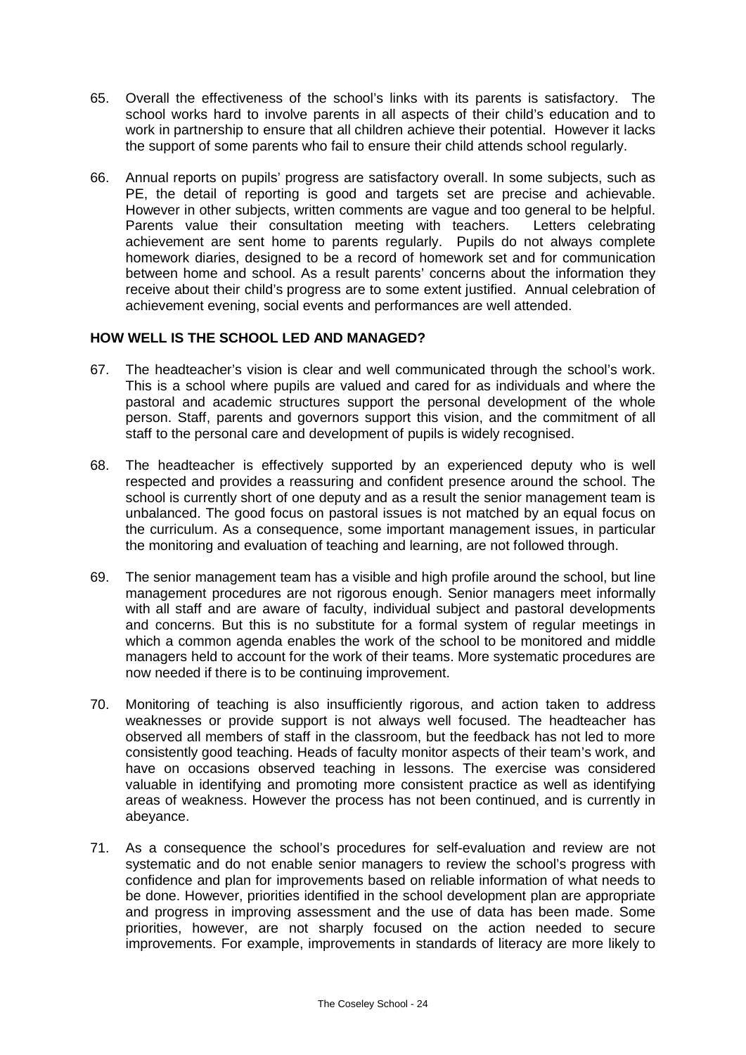65. Overall the effectiveness of the school's links with its parents is satisfactory. The school works hard to involve parents in all aspects of their child's education and to work in partnership to ensure that all children achieve their potential. However it lacks the support of some parents who fail to ensure their child attends school regularly.

66. Annual reports on pupils' progress are satisfactory overall. In some subjects, such as PE, the detail of reporting is good and targets set are precise and achievable. However in other subjects, written comments are vague and too general to be helpful. Parents value their consultation meeting with teachers. Letters celebrating achievement are sent home to parents regularly. Pupils do not always complete homework diaries, designed to be a record of homework set and for communication between home and school. As a result parents' concerns about the information they receive about their child's progress are to some extent justified. Annual celebration of achievement evening, social events and performances are well attended.

## HOW WELL IS THE SCHOOL LED AND MANAGED?

67. The headteacher's vision is clear and well communicated through the school's work. This is a school where pupils are valued and cared for as individuals and where the pastoral and academic structures support the personal development of the whole person. Staff, parents and governors support this vision, and the commitment of all staff to the personal care and development of pupils is widely recognised.

68. The headteacher is effectively supported by an experienced deputy who is well respected and provides a reassuring and confident presence around the school. The school is currently short of one deputy and as a result the senior management team is unbalanced. The good focus on pastoral issues is not matched by an equal focus on the curriculum. As a consequence, some important management issues, in particular the monitoring and evaluation of teaching and learning, are not followed through.

69. The senior management team has a visible and high profile around the school, but line management procedures are not rigorous enough. Senior managers meet informally with all staff and are aware of faculty, individual subject and pastoral developments and concerns. But this is no substitute for a formal system of regular meetings in which a common agenda enables the work of the school to be monitored and middle managers held to account for the work of their teams. More systematic procedures are now needed if there is to be continuing improvement.

70. Monitoring of teaching is also insufficiently rigorous, and action taken to address weaknesses or provide support is not always well focused. The headteacher has observed all members of staff in the classroom, but the feedback has not led to more consistently good teaching. Heads of faculty monitor aspects of their team's work, and have on occasions observed teaching in lessons. The exercise was considered valuable in identifying and promoting more consistent practice as well as identifying areas of weakness. However the process has not been continued, and is currently in abeyance.

71. As a consequence the school's procedures for self-evaluation and review are not systematic and do not enable senior managers to review the school's progress with confidence and plan for improvements based on reliable information of what needs to be done. However, priorities identified in the school development plan are appropriate and progress in improving assessment and the use of data has been made. Some priorities, however, are not sharply focused on the action needed to secure improvements. For example, improvements in standards of literacy are more likely to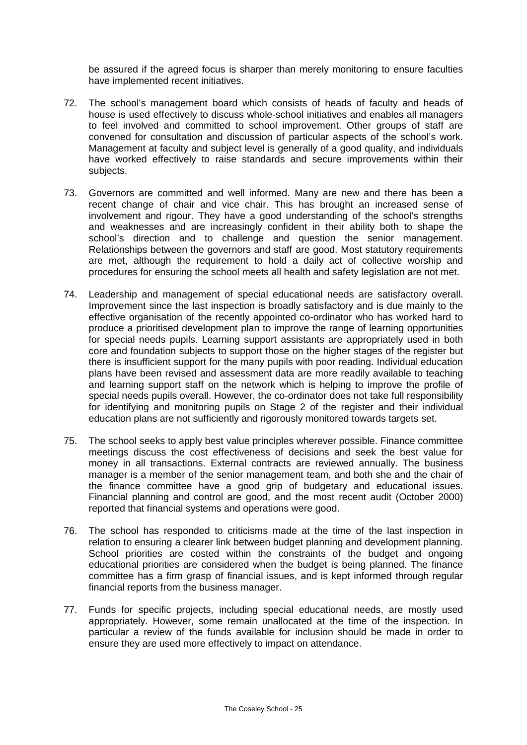be assured if the agreed focus is sharper than merely monitoring to ensure faculties have implemented recent initiatives.

72. The school's management board which consists of heads of faculty and heads of house is used effectively to discuss whole-school initiatives and enables all managers to feel involved and committed to school improvement. Other groups of staff are convened for consultation and discussion of particular aspects of the school's work. Management at faculty and subject level is generally of a good quality, and individuals have worked effectively to raise standards and secure improvements within their subjects.

73. Governors are committed and well informed. Many are new and there has been a recent change of chair and vice chair. This has brought an increased sense of involvement and rigour. They have a good understanding of the school's strengths and weaknesses and are increasingly confident in their ability both to shape the school's direction and to challenge and question the senior management. Relationships between the governors and staff are good. Most statutory requirements are met, although the requirement to hold a daily act of collective worship and procedures for ensuring the school meets all health and safety legislation are not met.

74. Leadership and management of special educational needs are satisfactory overall. Improvement since the last inspection is broadly satisfactory and is due mainly to the effective organisation of the recently appointed co-ordinator who has worked hard to produce a prioritised development plan to improve the range of learning opportunities for special needs pupils. Learning support assistants are appropriately used in both core and foundation subjects to support those on the higher stages of the register but there is insufficient support for the many pupils with poor reading. Individual education plans have been revised and assessment data are more readily available to teaching and learning support staff on the network which is helping to improve the profile of special needs pupils overall. However, the co-ordinator does not take full responsibility for identifying and monitoring pupils on Stage 2 of the register and their individual education plans are not sufficiently and rigorously monitored towards targets set.

75. The school seeks to apply best value principles wherever possible. Finance committee meetings discuss the cost effectiveness of decisions and seek the best value for money in all transactions. External contracts are reviewed annually. The business manager is a member of the senior management team, and both she and the chair of the finance committee have a good grip of budgetary and educational issues. Financial planning and control are good, and the most recent audit (October 2000) reported that financial systems and operations were good.

76. The school has responded to criticisms made at the time of the last inspection in relation to ensuring a clearer link between budget planning and development planning. School priorities are costed within the constraints of the budget and ongoing educational priorities are considered when the budget is being planned. The finance committee has a firm grasp of financial issues, and is kept informed through regular financial reports from the business manager.

77. Funds for specific projects, including special educational needs, are mostly used appropriately. However, some remain unallocated at the time of the inspection. In particular a review of the funds available for inclusion should be made in order to ensure they are used more effectively to impact on attendance.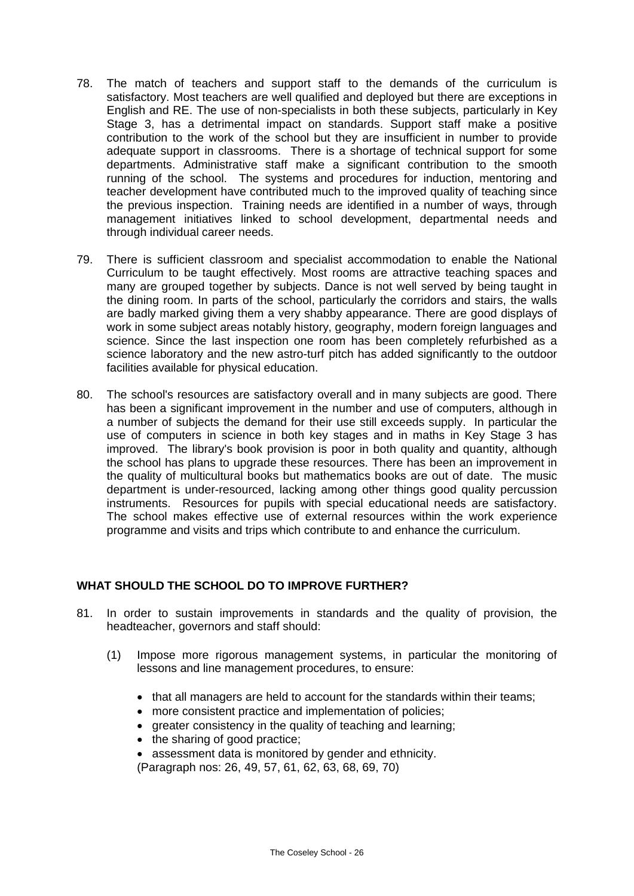78. The match of teachers and support staff to the demands of the curriculum is satisfactory. Most teachers are well qualified and deployed but there are exceptions in English and RE. The use of non-specialists in both these subjects, particularly in Key Stage 3, has a detrimental impact on standards. Support staff make a positive contribution to the work of the school but they are insufficient in number to provide adequate support in classrooms. There is a shortage of technical support for some departments. Administrative staff make a significant contribution to the smooth running of the school. The systems and procedures for induction, mentoring and teacher development have contributed much to the improved quality of teaching since the previous inspection. Training needs are identified in a number of ways, through management initiatives linked to school development, departmental needs and through individual career needs.

79. There is sufficient classroom and specialist accommodation to enable the National Curriculum to be taught effectively. Most rooms are attractive teaching spaces and many are grouped together by subjects. Dance is not well served by being taught in the dining room. In parts of the school, particularly the corridors and stairs, the walls are badly marked giving them a very shabby appearance. There are good displays of work in some subject areas notably history, geography, modern foreign languages and science. Since the last inspection one room has been completely refurbished as a science laboratory and the new astro-turf pitch has added significantly to the outdoor facilities available for physical education.

80. The school's resources are satisfactory overall and in many subjects are good. There has been a significant improvement in the number and use of computers, although in a number of subjects the demand for their use still exceeds supply. In particular the use of computers in science in both key stages and in maths in Key Stage 3 has improved. The library's book provision is poor in both quality and quantity, although the school has plans to upgrade these resources. There has been an improvement in the quality of multicultural books but mathematics books are out of date. The music department is under-resourced, lacking among other things good quality percussion instruments. Resources for pupils with special educational needs are satisfactory. The school makes effective use of external resources within the work experience programme and visits and trips which contribute to and enhance the curriculum.

## WHAT SHOULD THE SCHOOL DO TO IMPROVE FURTHER?

81. In order to sustain improvements in standards and the quality of provision, the headteacher, governors and staff should:

   (1) Impose more rigorous management systems, in particular the monitoring of lessons and line management procedures, to ensure:

   - that all managers are held to account for the standards within their teams;
   - more consistent practice and implementation of policies;
   - greater consistency in the quality of teaching and learning;
   - the sharing of good practice;
   - assessment data is monitored by gender and ethnicity.

   (Paragraph nos: 26, 49, 57, 61, 62, 63, 68, 69, 70)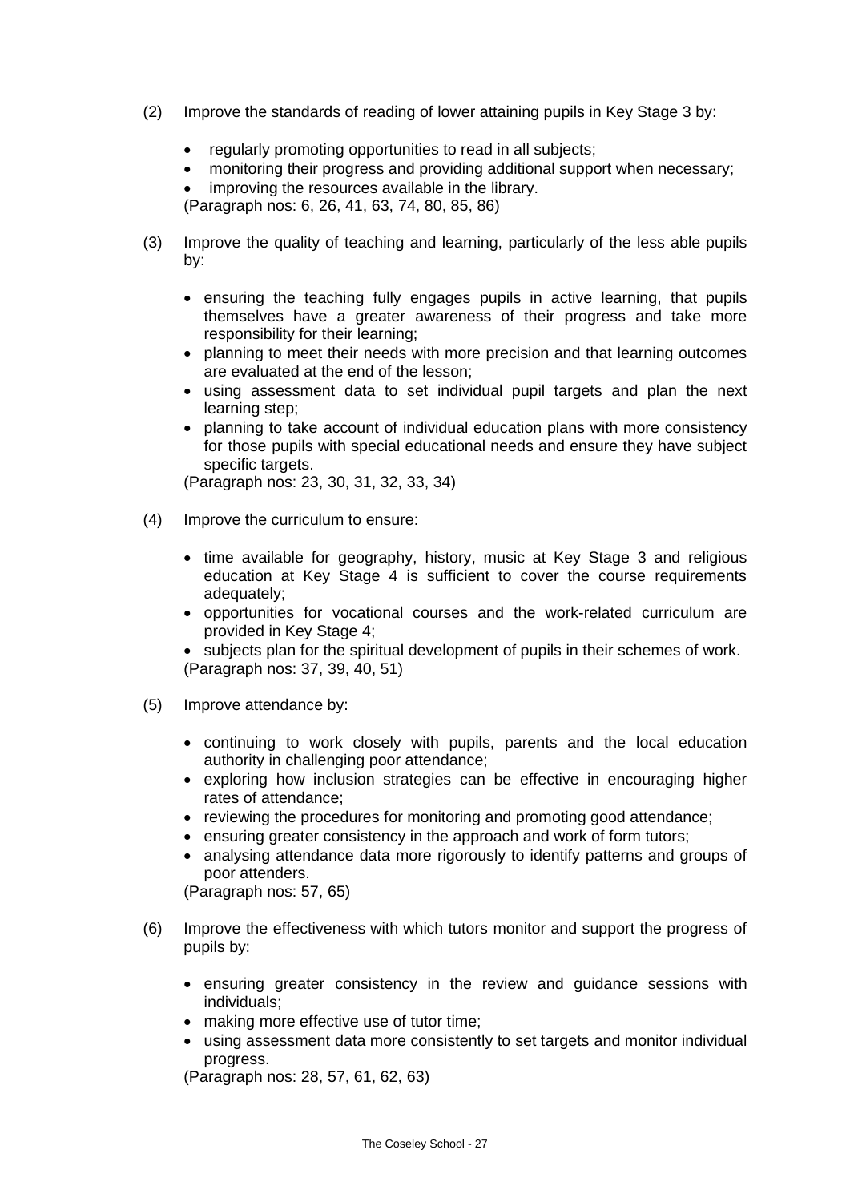(2) Improve the standards of reading of lower attaining pupils in Key Stage 3 by:

- regularly promoting opportunities to read in all subjects;
- monitoring their progress and providing additional support when necessary;
- improving the resources available in the library.

(Paragraph nos: 6, 26, 41, 63, 74, 80, 85, 86)

(3) Improve the quality of teaching and learning, particularly of the less able pupils by:

- ensuring the teaching fully engages pupils in active learning, that pupils themselves have a greater awareness of their progress and take more responsibility for their learning;
- planning to meet their needs with more precision and that learning outcomes are evaluated at the end of the lesson;
- using assessment data to set individual pupil targets and plan the next learning step;
- planning to take account of individual education plans with more consistency for those pupils with special educational needs and ensure they have subject specific targets.

(Paragraph nos: 23, 30, 31, 32, 33, 34)

(4) Improve the curriculum to ensure:

- time available for geography, history, music at Key Stage 3 and religious education at Key Stage 4 is sufficient to cover the course requirements adequately;
- opportunities for vocational courses and the work-related curriculum are provided in Key Stage 4;
- subjects plan for the spiritual development of pupils in their schemes of work.

(Paragraph nos: 37, 39, 40, 51)

(5) Improve attendance by:

- continuing to work closely with pupils, parents and the local education authority in challenging poor attendance;
- exploring how inclusion strategies can be effective in encouraging higher rates of attendance;
- reviewing the procedures for monitoring and promoting good attendance;
- ensuring greater consistency in the approach and work of form tutors;
- analysing attendance data more rigorously to identify patterns and groups of poor attenders.

(Paragraph nos: 57, 65)

(6) Improve the effectiveness with which tutors monitor and support the progress of pupils by:

- ensuring greater consistency in the review and guidance sessions with individuals;
- making more effective use of tutor time;
- using assessment data more consistently to set targets and monitor individual progress.

(Paragraph nos: 28, 57, 61, 62, 63)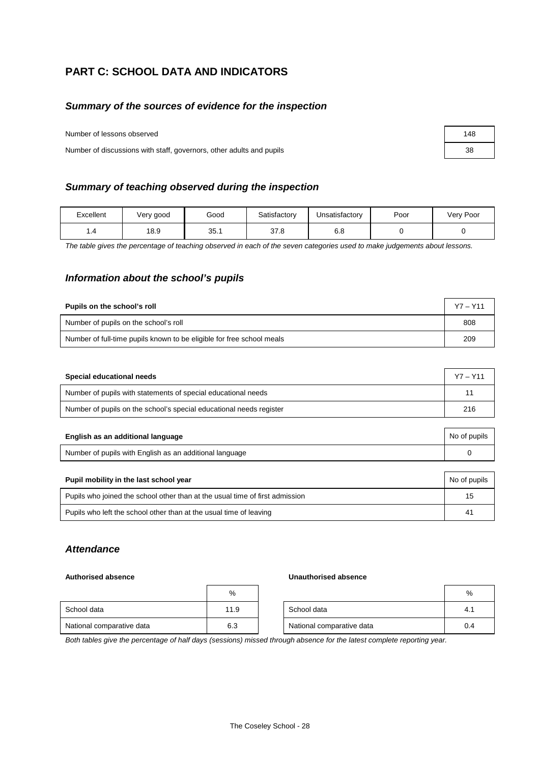## PART C: SCHOOL DATA AND INDICATORS

### *Summary of the sources of evidence for the inspection*

| | |
|---|---|
| Number of lessons observed | 148 |
| Number of discussions with staff, governors, other adults and pupils | 38 |

### *Summary of teaching observed during the inspection*

| Excellent | Very good | Good | Satisfactory | Unsatisfactory | Poor | Very Poor |
|---|---|---|---|---|---|---|
| 1.4 | 18.9 | 35.1 | 37.8 | 6.8 | 0 | 0 |

*The table gives the percentage of teaching observed in each of the seven categories used to make judgements about lessons.*

### *Information about the school's pupils*

| **Pupils on the school's roll** | Y7 – Y11 |
|---|---|
| Number of pupils on the school's roll | 808 |
| Number of full-time pupils known to be eligible for free school meals | 209 |

| **Special educational needs** | Y7 – Y11 |
|---|---|
| Number of pupils with statements of special educational needs | 11 |
| Number of pupils on the school's special educational needs register | 216 |

| **English as an additional language** | No of pupils |
|---|---|
| Number of pupils with English as an additional language | 0 |

| **Pupil mobility in the last school year** | No of pupils |
|---|---|
| Pupils who joined the school other than at the usual time of first admission | 15 |
| Pupils who left the school other than at the usual time of leaving | 41 |

### *Attendance*

**Authorised absence**

| | % |
|---|---|
| School data | 11.9 |
| National comparative data | 6.3 |

**Unauthorised absence**

| | % |
|---|---|
| School data | 4.1 |
| National comparative data | 0.4 |

*Both tables give the percentage of half days (sessions) missed through absence for the latest complete reporting year.*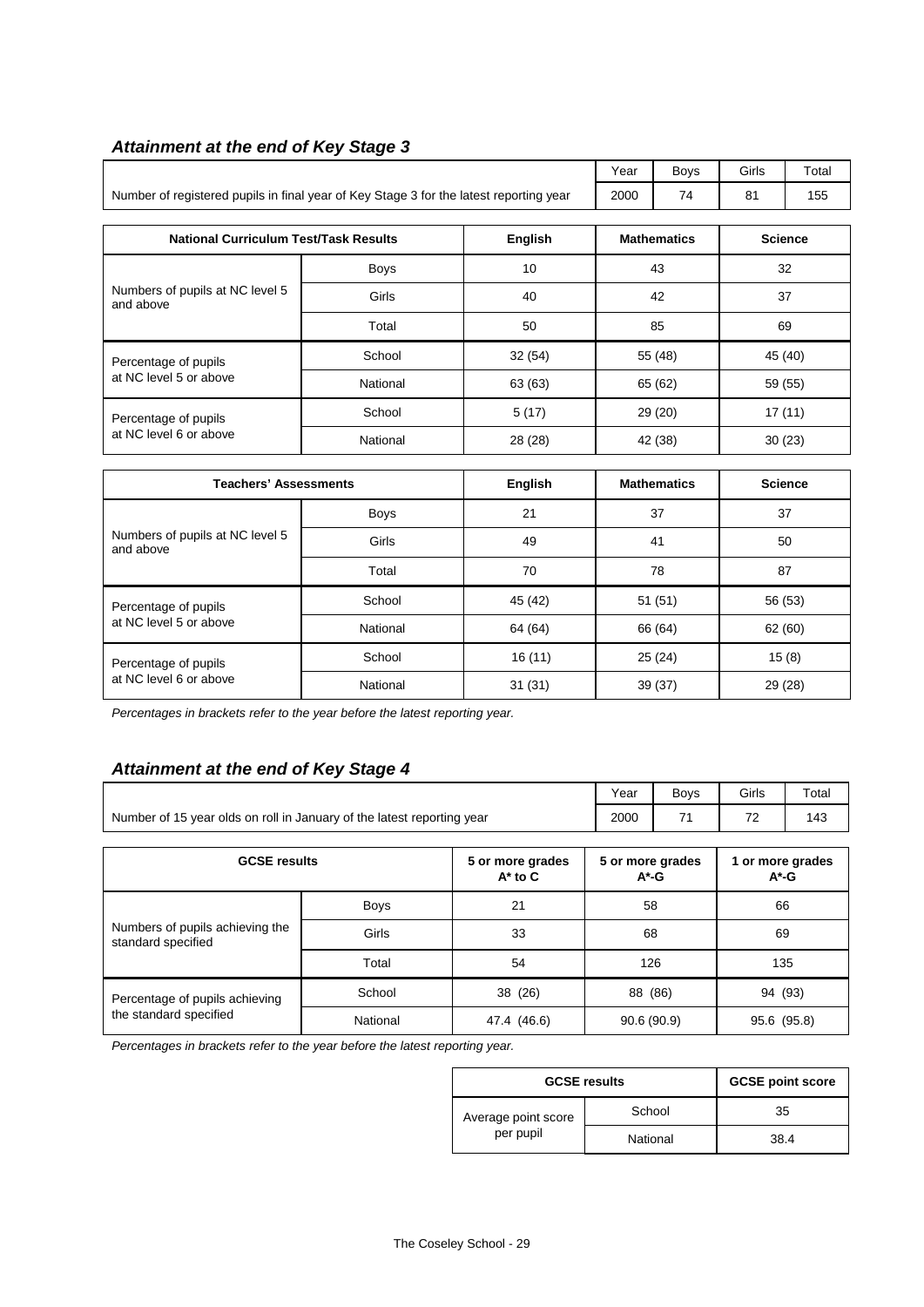### *Attainment at the end of Key Stage 3*

| | Year | Boys | Girls | Total |
|---|---|---|---|---|
| Number of registered pupils in final year of Key Stage 3 for the latest reporting year | 2000 | 74 | 81 | 155 |

| National Curriculum Test/Task Results | | English | Mathematics | Science |
|---|---|---|---|---|
| Numbers of pupils at NC level 5 and above | Boys | 10 | 43 | 32 |
| | Girls | 40 | 42 | 37 |
| | Total | 50 | 85 | 69 |
| Percentage of pupils at NC level 5 or above | School | 32 (54) | 55 (48) | 45 (40) |
| | National | 63 (63) | 65 (62) | 59 (55) |
| Percentage of pupils at NC level 6 or above | School | 5 (17) | 29 (20) | 17 (11) |
| | National | 28 (28) | 42 (38) | 30 (23) |

| Teachers' Assessments | | English | Mathematics | Science |
|---|---|---|---|---|
| Numbers of pupils at NC level 5 and above | Boys | 21 | 37 | 37 |
| | Girls | 49 | 41 | 50 |
| | Total | 70 | 78 | 87 |
| Percentage of pupils at NC level 5 or above | School | 45 (42) | 51 (51) | 56 (53) |
| | National | 64 (64) | 66 (64) | 62 (60) |
| Percentage of pupils at NC level 6 or above | School | 16 (11) | 25 (24) | 15 (8) |
| | National | 31 (31) | 39 (37) | 29 (28) |

*Percentages in brackets refer to the year before the latest reporting year.*

### *Attainment at the end of Key Stage 4*

| | Year | Boys | Girls | Total |
|---|---|---|---|---|
| Number of 15 year olds on roll in January of the latest reporting year | 2000 | 71 | 72 | 143 |

| GCSE results | | 5 or more grades A* to C | 5 or more grades A*-G | 1 or more grades A*-G |
|---|---|---|---|---|
| Numbers of pupils achieving the standard specified | Boys | 21 | 58 | 66 |
| | Girls | 33 | 68 | 69 |
| | Total | 54 | 126 | 135 |
| Percentage of pupils achieving the standard specified | School | 38 (26) | 88 (86) | 94 (93) |
| | National | 47.4 (46.6) | 90.6 (90.9) | 95.6 (95.8) |

*Percentages in brackets refer to the year before the latest reporting year.*

| GCSE results | | GCSE point score |
|---|---|---|
| Average point score per pupil | School | 35 |
| | National | 38.4 |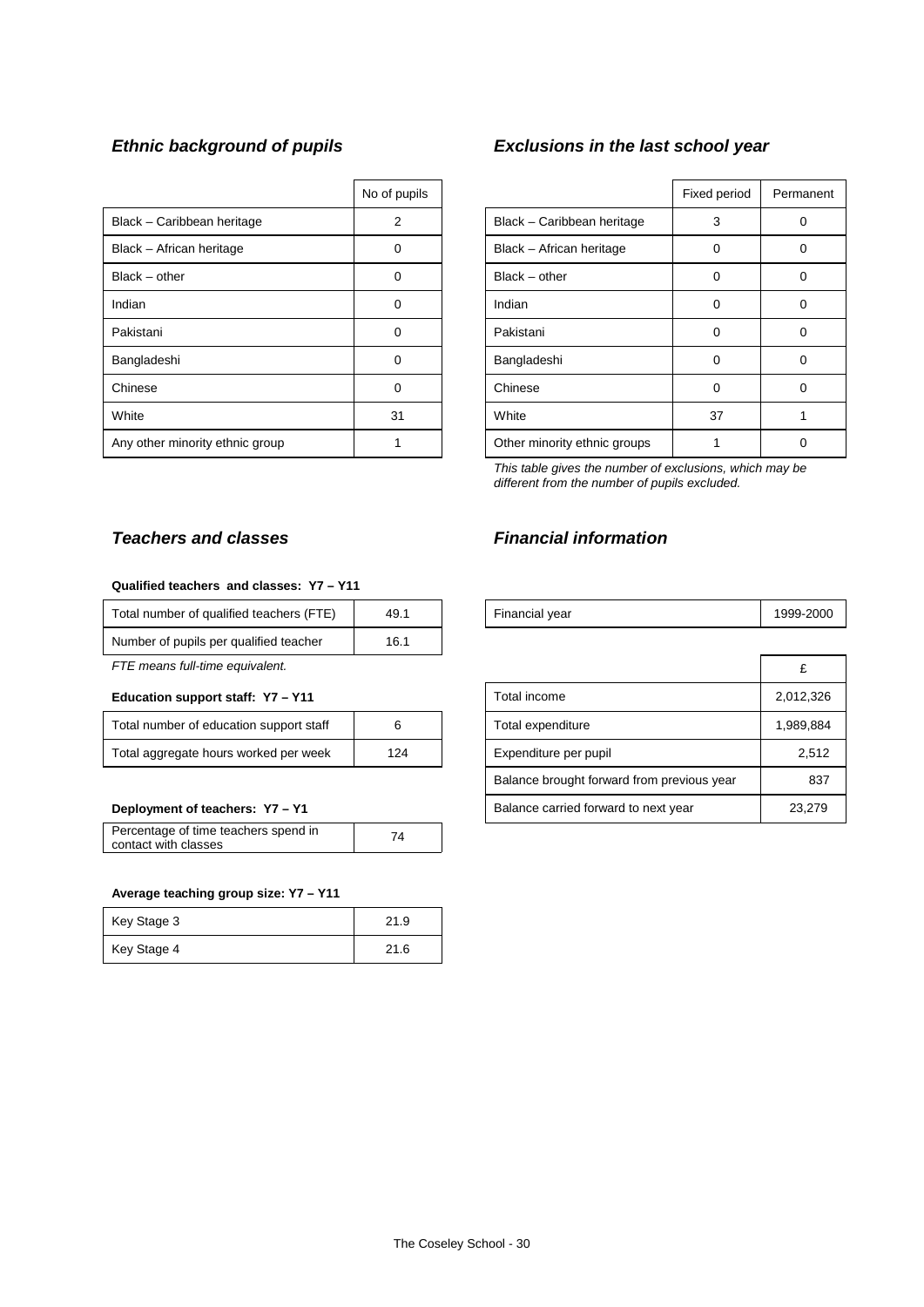### *Ethnic background of pupils*

| | No of pupils |
|---|---|
| Black – Caribbean heritage | 2 |
| Black – African heritage | 0 |
| Black – other | 0 |
| Indian | 0 |
| Pakistani | 0 |
| Bangladeshi | 0 |
| Chinese | 0 |
| White | 31 |
| Any other minority ethnic group | 1 |

### *Exclusions in the last school year*

| | Fixed period | Permanent |
|---|---|---|
| Black – Caribbean heritage | 3 | 0 |
| Black – African heritage | 0 | 0 |
| Black – other | 0 | 0 |
| Indian | 0 | 0 |
| Pakistani | 0 | 0 |
| Bangladeshi | 0 | 0 |
| Chinese | 0 | 0 |
| White | 37 | 1 |
| Other minority ethnic groups | 1 | 0 |

*This table gives the number of exclusions, which may be different from the number of pupils excluded.*

### *Teachers and classes*

**Qualified teachers and classes: Y7 – Y11**

| | |
|---|---|
| Total number of qualified teachers (FTE) | 49.1 |
| Number of pupils per qualified teacher | 16.1 |

*FTE means full-time equivalent.*

**Education support staff: Y7 – Y11**

| | |
|---|---|
| Total number of education support staff | 6 |
| Total aggregate hours worked per week | 124 |

**Deployment of teachers: Y7 – Y1**

| | |
|---|---|
| Percentage of time teachers spend in contact with classes | 74 |

**Average teaching group size: Y7 – Y11**

| | |
|---|---|
| Key Stage 3 | 21.9 |
| Key Stage 4 | 21.6 |

### *Financial information*

| | |
|---|---|
| Financial year | 1999-2000 |

| | £ |
|---|---|
| Total income | 2,012,326 |
| Total expenditure | 1,989,884 |
| Expenditure per pupil | 2,512 |
| Balance brought forward from previous year | 837 |
| Balance carried forward to next year | 23,279 |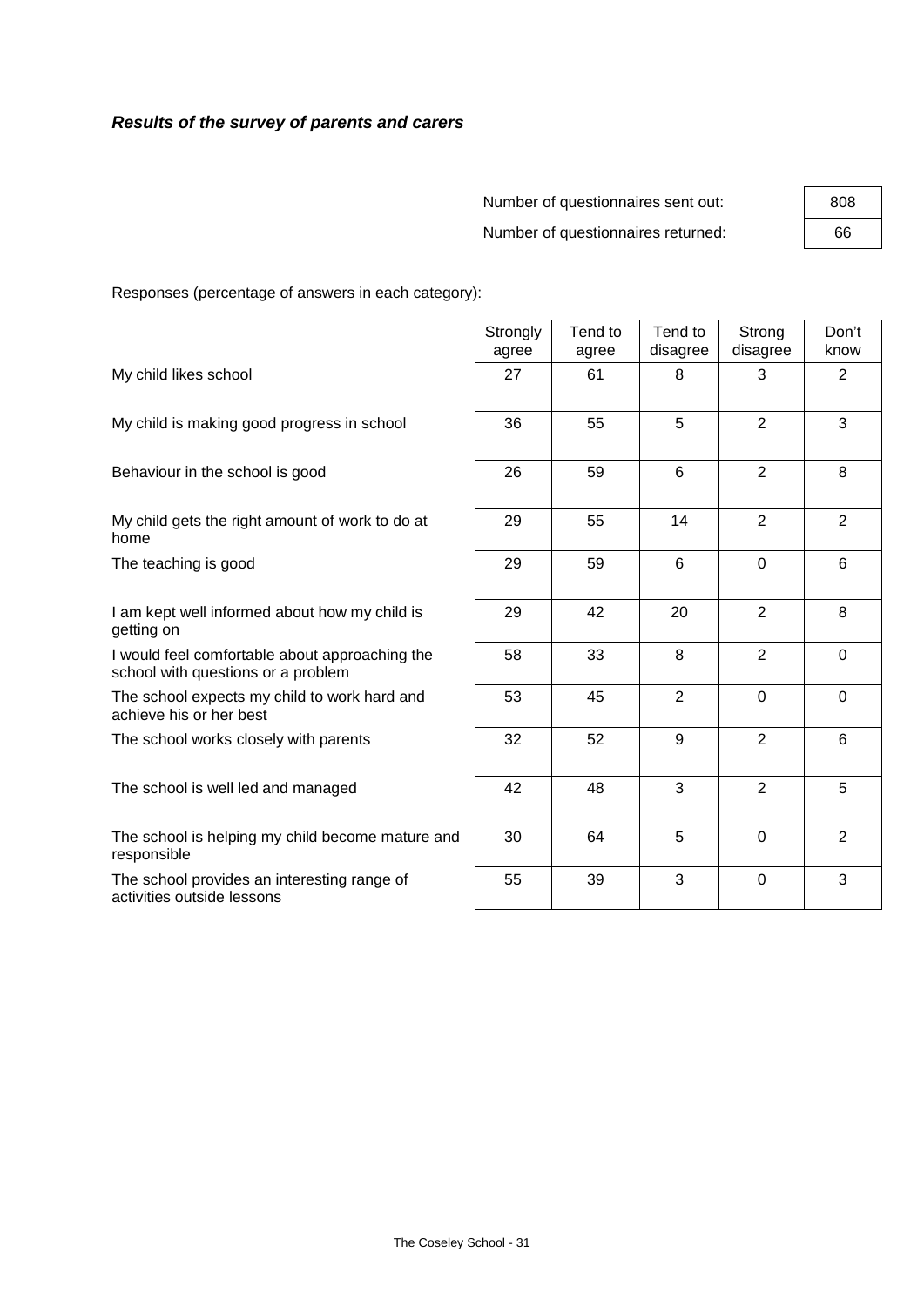***Results of the survey of parents and carers***

| | |
|---|---|
| Number of questionnaires sent out: | 808 |
| Number of questionnaires returned: | 66 |

Responses (percentage of answers in each category):

| | Strongly agree | Tend to agree | Tend to disagree | Strong disagree | Don't know |
|---|---|---|---|---|---|
| My child likes school | 27 | 61 | 8 | 3 | 2 |
| My child is making good progress in school | 36 | 55 | 5 | 2 | 3 |
| Behaviour in the school is good | 26 | 59 | 6 | 2 | 8 |
| My child gets the right amount of work to do at home | 29 | 55 | 14 | 2 | 2 |
| The teaching is good | 29 | 59 | 6 | 0 | 6 |
| I am kept well informed about how my child is getting on | 29 | 42 | 20 | 2 | 8 |
| I would feel comfortable about approaching the school with questions or a problem | 58 | 33 | 8 | 2 | 0 |
| The school expects my child to work hard and achieve his or her best | 53 | 45 | 2 | 0 | 0 |
| The school works closely with parents | 32 | 52 | 9 | 2 | 6 |
| The school is well led and managed | 42 | 48 | 3 | 2 | 5 |
| The school is helping my child become mature and responsible | 30 | 64 | 5 | 0 | 2 |
| The school provides an interesting range of activities outside lessons | 55 | 39 | 3 | 0 | 3 |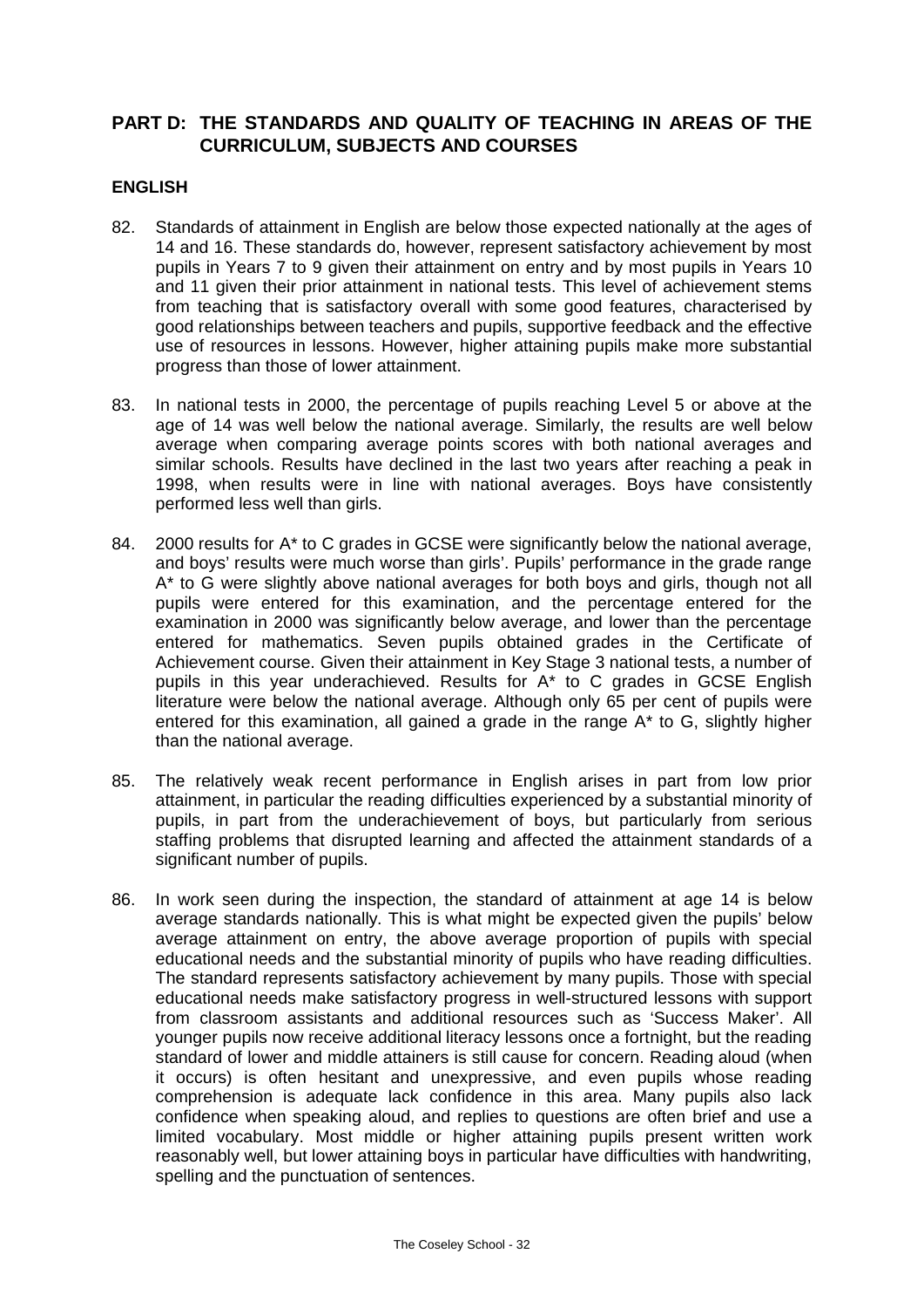## PART D: THE STANDARDS AND QUALITY OF TEACHING IN AREAS OF THE CURRICULUM, SUBJECTS AND COURSES

### ENGLISH

82. Standards of attainment in English are below those expected nationally at the ages of 14 and 16. These standards do, however, represent satisfactory achievement by most pupils in Years 7 to 9 given their attainment on entry and by most pupils in Years 10 and 11 given their prior attainment in national tests. This level of achievement stems from teaching that is satisfactory overall with some good features, characterised by good relationships between teachers and pupils, supportive feedback and the effective use of resources in lessons. However, higher attaining pupils make more substantial progress than those of lower attainment.

83. In national tests in 2000, the percentage of pupils reaching Level 5 or above at the age of 14 was well below the national average. Similarly, the results are well below average when comparing average points scores with both national averages and similar schools. Results have declined in the last two years after reaching a peak in 1998, when results were in line with national averages. Boys have consistently performed less well than girls.

84. 2000 results for A* to C grades in GCSE were significantly below the national average, and boys' results were much worse than girls'. Pupils' performance in the grade range A* to G were slightly above national averages for both boys and girls, though not all pupils were entered for this examination, and the percentage entered for the examination in 2000 was significantly below average, and lower than the percentage entered for mathematics. Seven pupils obtained grades in the Certificate of Achievement course. Given their attainment in Key Stage 3 national tests, a number of pupils in this year underachieved. Results for A* to C grades in GCSE English literature were below the national average. Although only 65 per cent of pupils were entered for this examination, all gained a grade in the range A* to G, slightly higher than the national average.

85. The relatively weak recent performance in English arises in part from low prior attainment, in particular the reading difficulties experienced by a substantial minority of pupils, in part from the underachievement of boys, but particularly from serious staffing problems that disrupted learning and affected the attainment standards of a significant number of pupils.

86. In work seen during the inspection, the standard of attainment at age 14 is below average standards nationally. This is what might be expected given the pupils' below average attainment on entry, the above average proportion of pupils with special educational needs and the substantial minority of pupils who have reading difficulties. The standard represents satisfactory achievement by many pupils. Those with special educational needs make satisfactory progress in well-structured lessons with support from classroom assistants and additional resources such as 'Success Maker'. All younger pupils now receive additional literacy lessons once a fortnight, but the reading standard of lower and middle attainers is still cause for concern. Reading aloud (when it occurs) is often hesitant and unexpressive, and even pupils whose reading comprehension is adequate lack confidence in this area. Many pupils also lack confidence when speaking aloud, and replies to questions are often brief and use a limited vocabulary. Most middle or higher attaining pupils present written work reasonably well, but lower attaining boys in particular have difficulties with handwriting, spelling and the punctuation of sentences.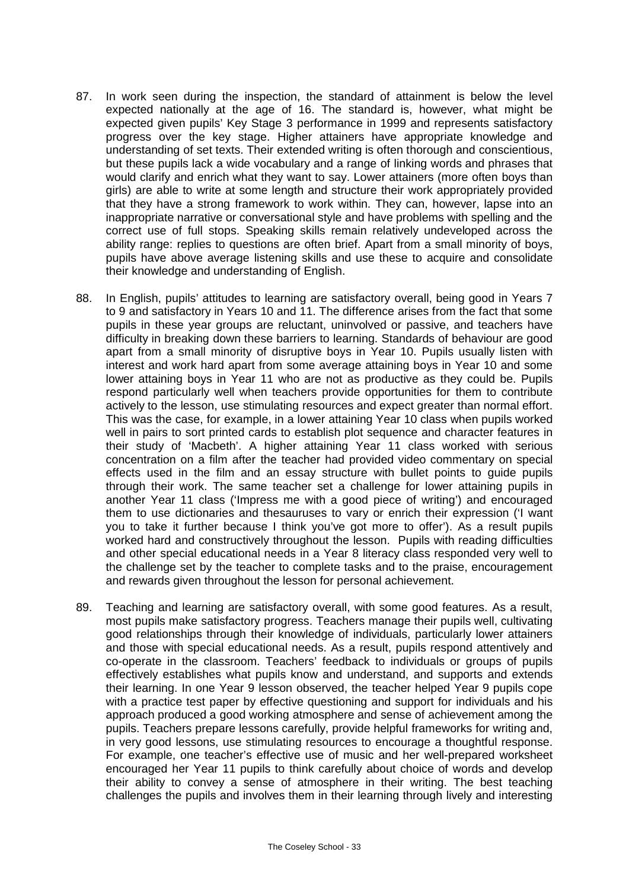87. In work seen during the inspection, the standard of attainment is below the level expected nationally at the age of 16. The standard is, however, what might be expected given pupils' Key Stage 3 performance in 1999 and represents satisfactory progress over the key stage. Higher attainers have appropriate knowledge and understanding of set texts. Their extended writing is often thorough and conscientious, but these pupils lack a wide vocabulary and a range of linking words and phrases that would clarify and enrich what they want to say. Lower attainers (more often boys than girls) are able to write at some length and structure their work appropriately provided that they have a strong framework to work within. They can, however, lapse into an inappropriate narrative or conversational style and have problems with spelling and the correct use of full stops. Speaking skills remain relatively undeveloped across the ability range: replies to questions are often brief. Apart from a small minority of boys, pupils have above average listening skills and use these to acquire and consolidate their knowledge and understanding of English.

88. In English, pupils' attitudes to learning are satisfactory overall, being good in Years 7 to 9 and satisfactory in Years 10 and 11. The difference arises from the fact that some pupils in these year groups are reluctant, uninvolved or passive, and teachers have difficulty in breaking down these barriers to learning. Standards of behaviour are good apart from a small minority of disruptive boys in Year 10. Pupils usually listen with interest and work hard apart from some average attaining boys in Year 10 and some lower attaining boys in Year 11 who are not as productive as they could be. Pupils respond particularly well when teachers provide opportunities for them to contribute actively to the lesson, use stimulating resources and expect greater than normal effort. This was the case, for example, in a lower attaining Year 10 class when pupils worked well in pairs to sort printed cards to establish plot sequence and character features in their study of 'Macbeth'. A higher attaining Year 11 class worked with serious concentration on a film after the teacher had provided video commentary on special effects used in the film and an essay structure with bullet points to guide pupils through their work. The same teacher set a challenge for lower attaining pupils in another Year 11 class ('Impress me with a good piece of writing') and encouraged them to use dictionaries and thesauruses to vary or enrich their expression ('I want you to take it further because I think you've got more to offer'). As a result pupils worked hard and constructively throughout the lesson. Pupils with reading difficulties and other special educational needs in a Year 8 literacy class responded very well to the challenge set by the teacher to complete tasks and to the praise, encouragement and rewards given throughout the lesson for personal achievement.

89. Teaching and learning are satisfactory overall, with some good features. As a result, most pupils make satisfactory progress. Teachers manage their pupils well, cultivating good relationships through their knowledge of individuals, particularly lower attainers and those with special educational needs. As a result, pupils respond attentively and co-operate in the classroom. Teachers' feedback to individuals or groups of pupils effectively establishes what pupils know and understand, and supports and extends their learning. In one Year 9 lesson observed, the teacher helped Year 9 pupils cope with a practice test paper by effective questioning and support for individuals and his approach produced a good working atmosphere and sense of achievement among the pupils. Teachers prepare lessons carefully, provide helpful frameworks for writing and, in very good lessons, use stimulating resources to encourage a thoughtful response. For example, one teacher's effective use of music and her well-prepared worksheet encouraged her Year 11 pupils to think carefully about choice of words and develop their ability to convey a sense of atmosphere in their writing. The best teaching challenges the pupils and involves them in their learning through lively and interesting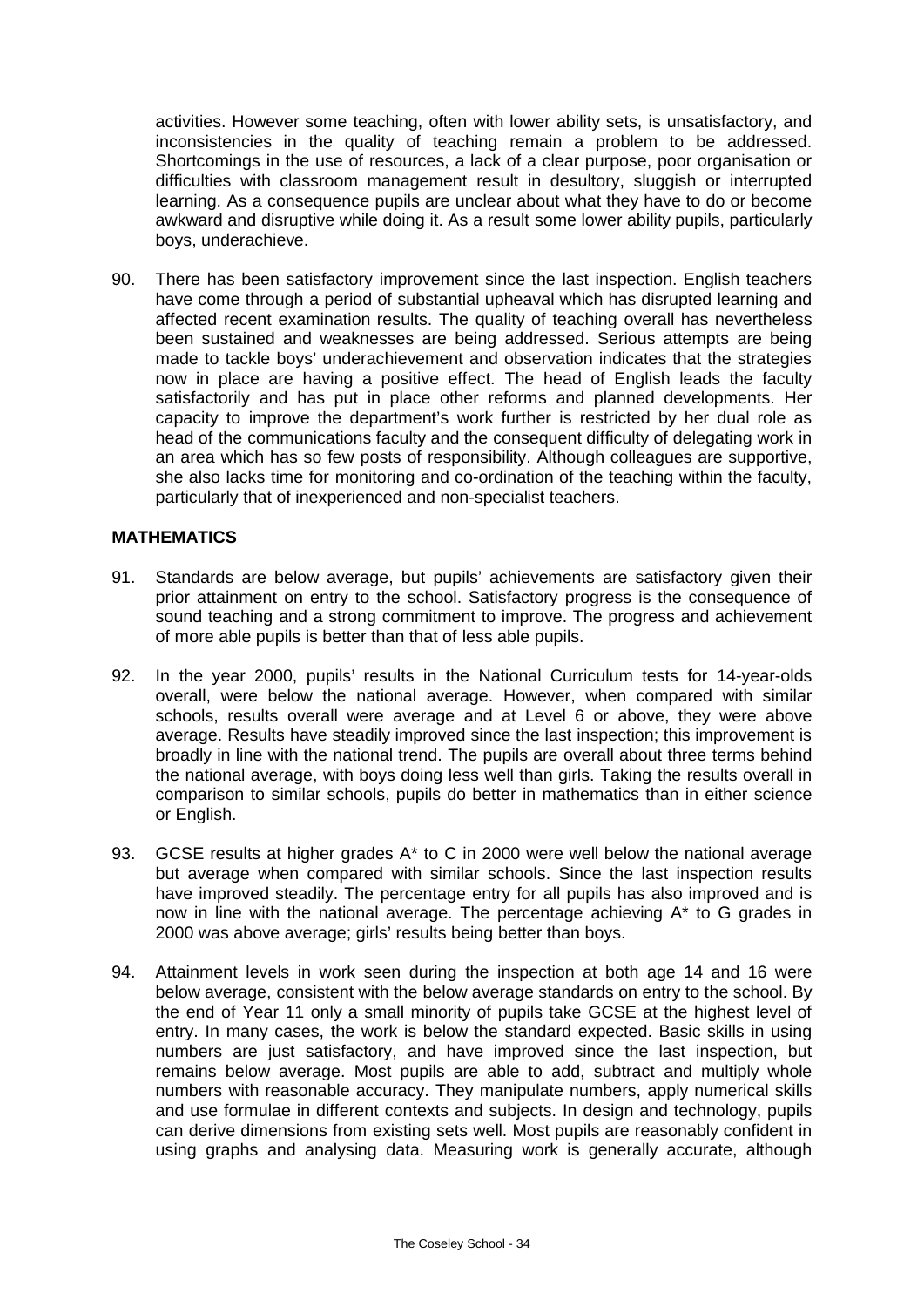activities. However some teaching, often with lower ability sets, is unsatisfactory, and inconsistencies in the quality of teaching remain a problem to be addressed. Shortcomings in the use of resources, a lack of a clear purpose, poor organisation or difficulties with classroom management result in desultory, sluggish or interrupted learning. As a consequence pupils are unclear about what they have to do or become awkward and disruptive while doing it. As a result some lower ability pupils, particularly boys, underachieve.

90. There has been satisfactory improvement since the last inspection. English teachers have come through a period of substantial upheaval which has disrupted learning and affected recent examination results. The quality of teaching overall has nevertheless been sustained and weaknesses are being addressed. Serious attempts are being made to tackle boys' underachievement and observation indicates that the strategies now in place are having a positive effect. The head of English leads the faculty satisfactorily and has put in place other reforms and planned developments. Her capacity to improve the department's work further is restricted by her dual role as head of the communications faculty and the consequent difficulty of delegating work in an area which has so few posts of responsibility. Although colleagues are supportive, she also lacks time for monitoring and co-ordination of the teaching within the faculty, particularly that of inexperienced and non-specialist teachers.

## MATHEMATICS

91. Standards are below average, but pupils' achievements are satisfactory given their prior attainment on entry to the school. Satisfactory progress is the consequence of sound teaching and a strong commitment to improve. The progress and achievement of more able pupils is better than that of less able pupils.

92. In the year 2000, pupils' results in the National Curriculum tests for 14-year-olds overall, were below the national average. However, when compared with similar schools, results overall were average and at Level 6 or above, they were above average. Results have steadily improved since the last inspection; this improvement is broadly in line with the national trend. The pupils are overall about three terms behind the national average, with boys doing less well than girls. Taking the results overall in comparison to similar schools, pupils do better in mathematics than in either science or English.

93. GCSE results at higher grades A* to C in 2000 were well below the national average but average when compared with similar schools. Since the last inspection results have improved steadily. The percentage entry for all pupils has also improved and is now in line with the national average. The percentage achieving A* to G grades in 2000 was above average; girls' results being better than boys.

94. Attainment levels in work seen during the inspection at both age 14 and 16 were below average, consistent with the below average standards on entry to the school. By the end of Year 11 only a small minority of pupils take GCSE at the highest level of entry. In many cases, the work is below the standard expected. Basic skills in using numbers are just satisfactory, and have improved since the last inspection, but remains below average. Most pupils are able to add, subtract and multiply whole numbers with reasonable accuracy. They manipulate numbers, apply numerical skills and use formulae in different contexts and subjects. In design and technology, pupils can derive dimensions from existing sets well. Most pupils are reasonably confident in using graphs and analysing data. Measuring work is generally accurate, although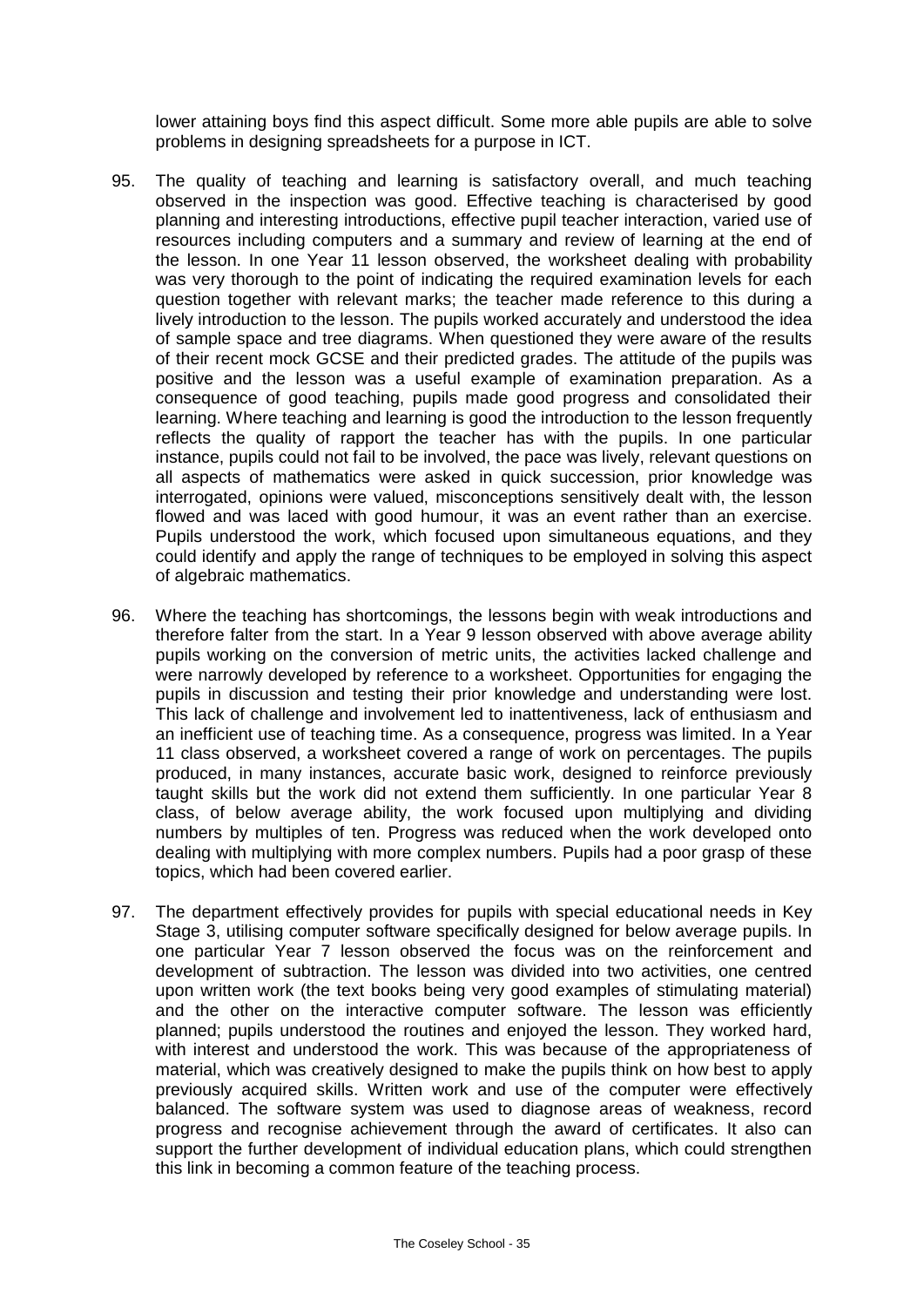lower attaining boys find this aspect difficult. Some more able pupils are able to solve problems in designing spreadsheets for a purpose in ICT.

95. The quality of teaching and learning is satisfactory overall, and much teaching observed in the inspection was good. Effective teaching is characterised by good planning and interesting introductions, effective pupil teacher interaction, varied use of resources including computers and a summary and review of learning at the end of the lesson. In one Year 11 lesson observed, the worksheet dealing with probability was very thorough to the point of indicating the required examination levels for each question together with relevant marks; the teacher made reference to this during a lively introduction to the lesson. The pupils worked accurately and understood the idea of sample space and tree diagrams. When questioned they were aware of the results of their recent mock GCSE and their predicted grades. The attitude of the pupils was positive and the lesson was a useful example of examination preparation. As a consequence of good teaching, pupils made good progress and consolidated their learning. Where teaching and learning is good the introduction to the lesson frequently reflects the quality of rapport the teacher has with the pupils. In one particular instance, pupils could not fail to be involved, the pace was lively, relevant questions on all aspects of mathematics were asked in quick succession, prior knowledge was interrogated, opinions were valued, misconceptions sensitively dealt with, the lesson flowed and was laced with good humour, it was an event rather than an exercise. Pupils understood the work, which focused upon simultaneous equations, and they could identify and apply the range of techniques to be employed in solving this aspect of algebraic mathematics.

96. Where the teaching has shortcomings, the lessons begin with weak introductions and therefore falter from the start. In a Year 9 lesson observed with above average ability pupils working on the conversion of metric units, the activities lacked challenge and were narrowly developed by reference to a worksheet. Opportunities for engaging the pupils in discussion and testing their prior knowledge and understanding were lost. This lack of challenge and involvement led to inattentiveness, lack of enthusiasm and an inefficient use of teaching time. As a consequence, progress was limited. In a Year 11 class observed, a worksheet covered a range of work on percentages. The pupils produced, in many instances, accurate basic work, designed to reinforce previously taught skills but the work did not extend them sufficiently. In one particular Year 8 class, of below average ability, the work focused upon multiplying and dividing numbers by multiples of ten. Progress was reduced when the work developed onto dealing with multiplying with more complex numbers. Pupils had a poor grasp of these topics, which had been covered earlier.

97. The department effectively provides for pupils with special educational needs in Key Stage 3, utilising computer software specifically designed for below average pupils. In one particular Year 7 lesson observed the focus was on the reinforcement and development of subtraction. The lesson was divided into two activities, one centred upon written work (the text books being very good examples of stimulating material) and the other on the interactive computer software. The lesson was efficiently planned; pupils understood the routines and enjoyed the lesson. They worked hard, with interest and understood the work. This was because of the appropriateness of material, which was creatively designed to make the pupils think on how best to apply previously acquired skills. Written work and use of the computer were effectively balanced. The software system was used to diagnose areas of weakness, record progress and recognise achievement through the award of certificates. It also can support the further development of individual education plans, which could strengthen this link in becoming a common feature of the teaching process.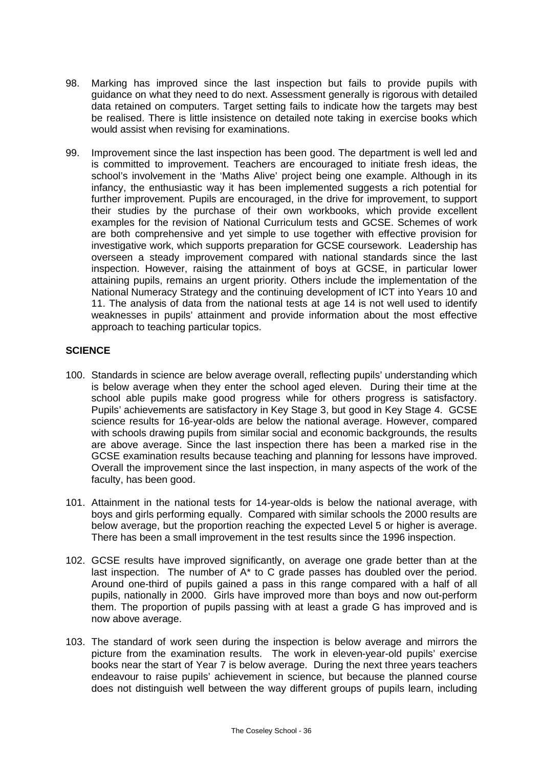98. Marking has improved since the last inspection but fails to provide pupils with guidance on what they need to do next. Assessment generally is rigorous with detailed data retained on computers. Target setting fails to indicate how the targets may best be realised. There is little insistence on detailed note taking in exercise books which would assist when revising for examinations.

99. Improvement since the last inspection has been good. The department is well led and is committed to improvement. Teachers are encouraged to initiate fresh ideas, the school's involvement in the 'Maths Alive' project being one example. Although in its infancy, the enthusiastic way it has been implemented suggests a rich potential for further improvement. Pupils are encouraged, in the drive for improvement, to support their studies by the purchase of their own workbooks, which provide excellent examples for the revision of National Curriculum tests and GCSE. Schemes of work are both comprehensive and yet simple to use together with effective provision for investigative work, which supports preparation for GCSE coursework. Leadership has overseen a steady improvement compared with national standards since the last inspection. However, raising the attainment of boys at GCSE, in particular lower attaining pupils, remains an urgent priority. Others include the implementation of the National Numeracy Strategy and the continuing development of ICT into Years 10 and 11. The analysis of data from the national tests at age 14 is not well used to identify weaknesses in pupils' attainment and provide information about the most effective approach to teaching particular topics.

## SCIENCE

100. Standards in science are below average overall, reflecting pupils' understanding which is below average when they enter the school aged eleven. During their time at the school able pupils make good progress while for others progress is satisfactory. Pupils' achievements are satisfactory in Key Stage 3, but good in Key Stage 4. GCSE science results for 16-year-olds are below the national average. However, compared with schools drawing pupils from similar social and economic backgrounds, the results are above average. Since the last inspection there has been a marked rise in the GCSE examination results because teaching and planning for lessons have improved. Overall the improvement since the last inspection, in many aspects of the work of the faculty, has been good.

101. Attainment in the national tests for 14-year-olds is below the national average, with boys and girls performing equally. Compared with similar schools the 2000 results are below average, but the proportion reaching the expected Level 5 or higher is average. There has been a small improvement in the test results since the 1996 inspection.

102. GCSE results have improved significantly, on average one grade better than at the last inspection. The number of A* to C grade passes has doubled over the period. Around one-third of pupils gained a pass in this range compared with a half of all pupils, nationally in 2000. Girls have improved more than boys and now out-perform them. The proportion of pupils passing with at least a grade G has improved and is now above average.

103. The standard of work seen during the inspection is below average and mirrors the picture from the examination results. The work in eleven-year-old pupils' exercise books near the start of Year 7 is below average. During the next three years teachers endeavour to raise pupils' achievement in science, but because the planned course does not distinguish well between the way different groups of pupils learn, including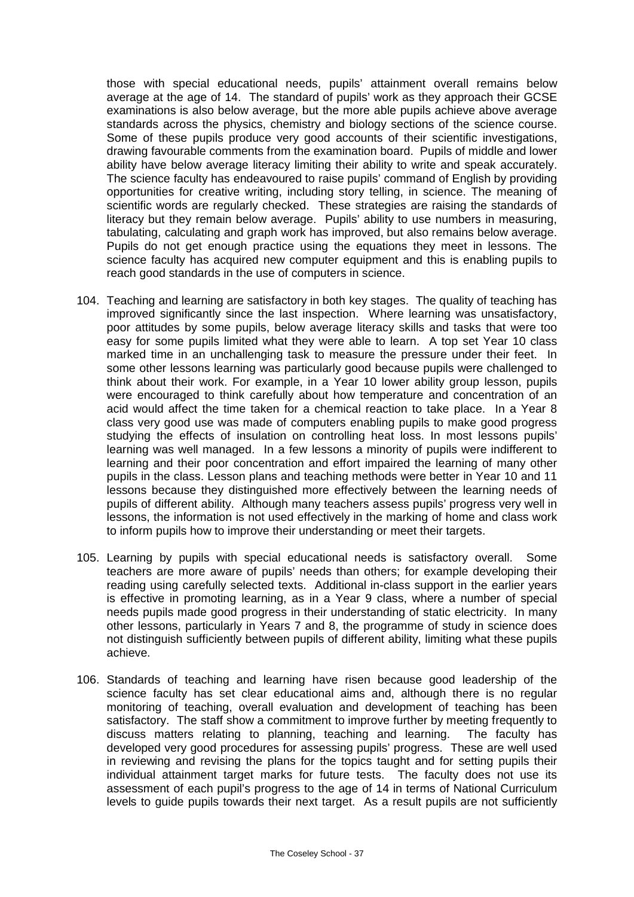those with special educational needs, pupils' attainment overall remains below average at the age of 14. The standard of pupils' work as they approach their GCSE examinations is also below average, but the more able pupils achieve above average standards across the physics, chemistry and biology sections of the science course. Some of these pupils produce very good accounts of their scientific investigations, drawing favourable comments from the examination board. Pupils of middle and lower ability have below average literacy limiting their ability to write and speak accurately. The science faculty has endeavoured to raise pupils' command of English by providing opportunities for creative writing, including story telling, in science. The meaning of scientific words are regularly checked. These strategies are raising the standards of literacy but they remain below average. Pupils' ability to use numbers in measuring, tabulating, calculating and graph work has improved, but also remains below average. Pupils do not get enough practice using the equations they meet in lessons. The science faculty has acquired new computer equipment and this is enabling pupils to reach good standards in the use of computers in science.

104. Teaching and learning are satisfactory in both key stages. The quality of teaching has improved significantly since the last inspection. Where learning was unsatisfactory, poor attitudes by some pupils, below average literacy skills and tasks that were too easy for some pupils limited what they were able to learn. A top set Year 10 class marked time in an unchallenging task to measure the pressure under their feet. In some other lessons learning was particularly good because pupils were challenged to think about their work. For example, in a Year 10 lower ability group lesson, pupils were encouraged to think carefully about how temperature and concentration of an acid would affect the time taken for a chemical reaction to take place. In a Year 8 class very good use was made of computers enabling pupils to make good progress studying the effects of insulation on controlling heat loss. In most lessons pupils' learning was well managed. In a few lessons a minority of pupils were indifferent to learning and their poor concentration and effort impaired the learning of many other pupils in the class. Lesson plans and teaching methods were better in Year 10 and 11 lessons because they distinguished more effectively between the learning needs of pupils of different ability. Although many teachers assess pupils' progress very well in lessons, the information is not used effectively in the marking of home and class work to inform pupils how to improve their understanding or meet their targets.

105. Learning by pupils with special educational needs is satisfactory overall. Some teachers are more aware of pupils' needs than others; for example developing their reading using carefully selected texts. Additional in-class support in the earlier years is effective in promoting learning, as in a Year 9 class, where a number of special needs pupils made good progress in their understanding of static electricity. In many other lessons, particularly in Years 7 and 8, the programme of study in science does not distinguish sufficiently between pupils of different ability, limiting what these pupils achieve.

106. Standards of teaching and learning have risen because good leadership of the science faculty has set clear educational aims and, although there is no regular monitoring of teaching, overall evaluation and development of teaching has been satisfactory. The staff show a commitment to improve further by meeting frequently to discuss matters relating to planning, teaching and learning. The faculty has developed very good procedures for assessing pupils' progress. These are well used in reviewing and revising the plans for the topics taught and for setting pupils their individual attainment target marks for future tests. The faculty does not use its assessment of each pupil's progress to the age of 14 in terms of National Curriculum levels to guide pupils towards their next target. As a result pupils are not sufficiently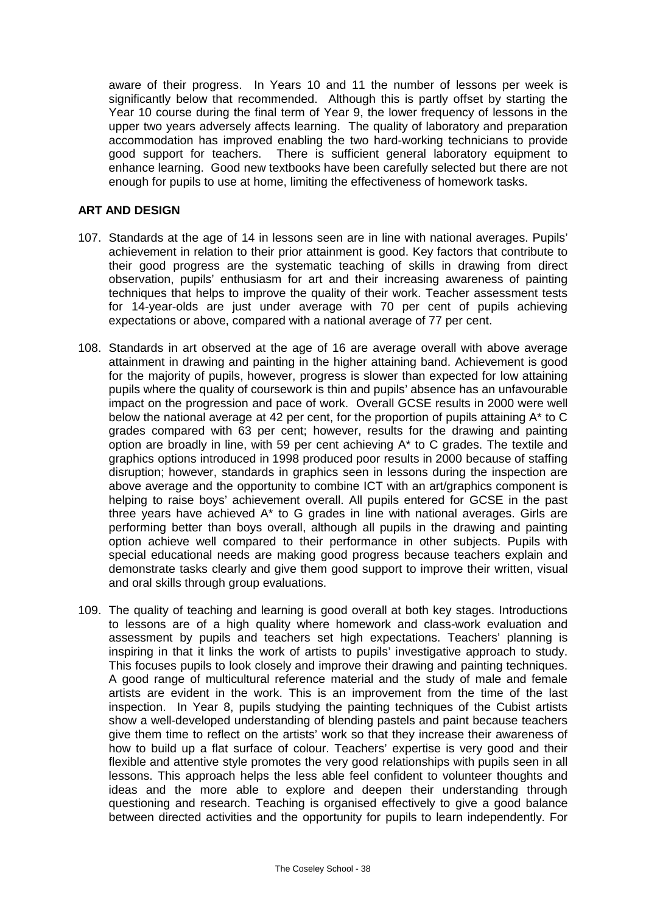aware of their progress. In Years 10 and 11 the number of lessons per week is significantly below that recommended. Although this is partly offset by starting the Year 10 course during the final term of Year 9, the lower frequency of lessons in the upper two years adversely affects learning. The quality of laboratory and preparation accommodation has improved enabling the two hard-working technicians to provide good support for teachers. There is sufficient general laboratory equipment to enhance learning. Good new textbooks have been carefully selected but there are not enough for pupils to use at home, limiting the effectiveness of homework tasks.

## ART AND DESIGN

107. Standards at the age of 14 in lessons seen are in line with national averages. Pupils' achievement in relation to their prior attainment is good. Key factors that contribute to their good progress are the systematic teaching of skills in drawing from direct observation, pupils' enthusiasm for art and their increasing awareness of painting techniques that helps to improve the quality of their work. Teacher assessment tests for 14-year-olds are just under average with 70 per cent of pupils achieving expectations or above, compared with a national average of 77 per cent.

108. Standards in art observed at the age of 16 are average overall with above average attainment in drawing and painting in the higher attaining band. Achievement is good for the majority of pupils, however, progress is slower than expected for low attaining pupils where the quality of coursework is thin and pupils' absence has an unfavourable impact on the progression and pace of work. Overall GCSE results in 2000 were well below the national average at 42 per cent, for the proportion of pupils attaining A* to C grades compared with 63 per cent; however, results for the drawing and painting option are broadly in line, with 59 per cent achieving A* to C grades. The textile and graphics options introduced in 1998 produced poor results in 2000 because of staffing disruption; however, standards in graphics seen in lessons during the inspection are above average and the opportunity to combine ICT with an art/graphics component is helping to raise boys' achievement overall. All pupils entered for GCSE in the past three years have achieved A* to G grades in line with national averages. Girls are performing better than boys overall, although all pupils in the drawing and painting option achieve well compared to their performance in other subjects. Pupils with special educational needs are making good progress because teachers explain and demonstrate tasks clearly and give them good support to improve their written, visual and oral skills through group evaluations.

109. The quality of teaching and learning is good overall at both key stages. Introductions to lessons are of a high quality where homework and class-work evaluation and assessment by pupils and teachers set high expectations. Teachers' planning is inspiring in that it links the work of artists to pupils' investigative approach to study. This focuses pupils to look closely and improve their drawing and painting techniques. A good range of multicultural reference material and the study of male and female artists are evident in the work. This is an improvement from the time of the last inspection. In Year 8, pupils studying the painting techniques of the Cubist artists show a well-developed understanding of blending pastels and paint because teachers give them time to reflect on the artists' work so that they increase their awareness of how to build up a flat surface of colour. Teachers' expertise is very good and their flexible and attentive style promotes the very good relationships with pupils seen in all lessons. This approach helps the less able feel confident to volunteer thoughts and ideas and the more able to explore and deepen their understanding through questioning and research. Teaching is organised effectively to give a good balance between directed activities and the opportunity for pupils to learn independently. For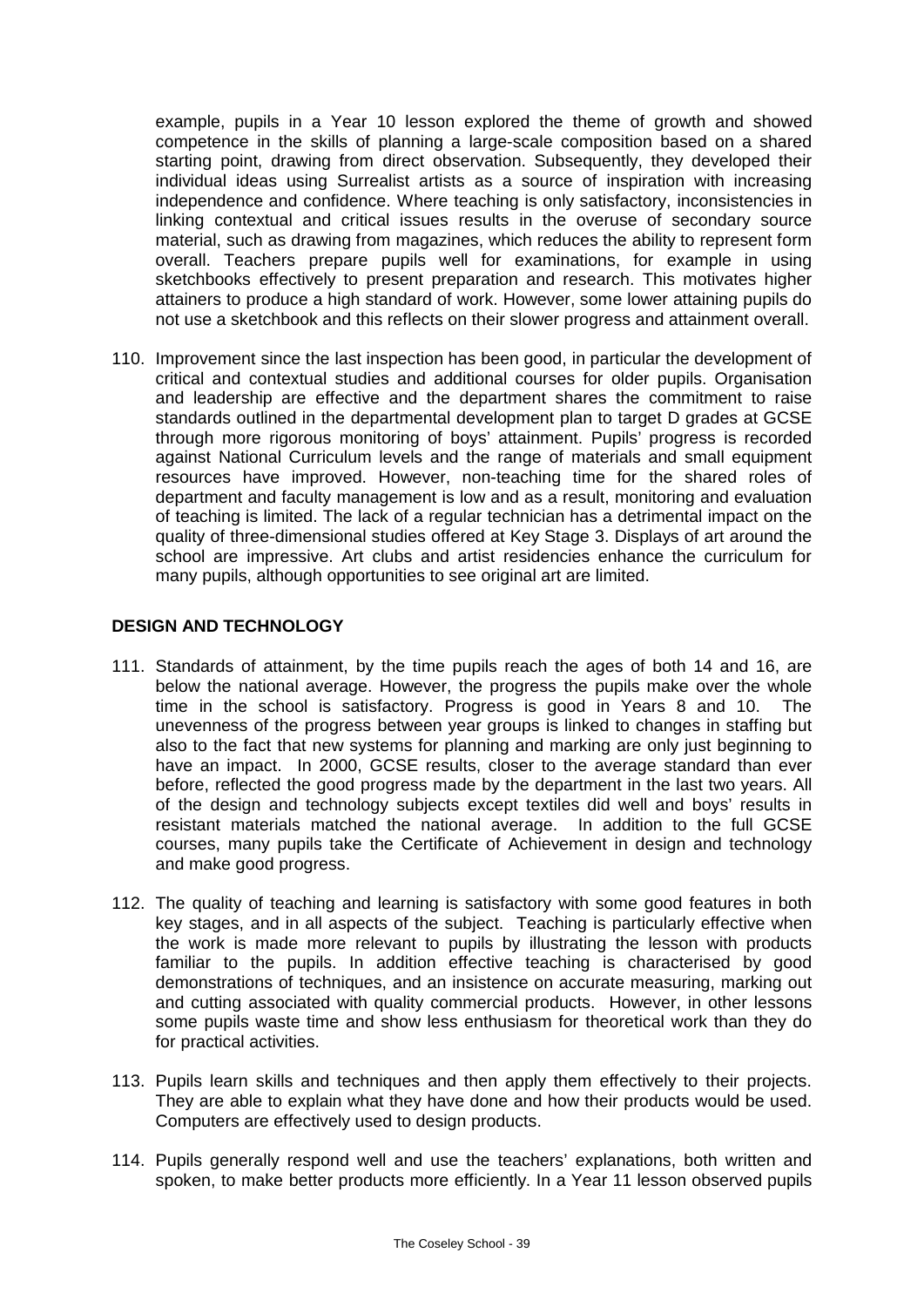example, pupils in a Year 10 lesson explored the theme of growth and showed competence in the skills of planning a large-scale composition based on a shared starting point, drawing from direct observation. Subsequently, they developed their individual ideas using Surrealist artists as a source of inspiration with increasing independence and confidence. Where teaching is only satisfactory, inconsistencies in linking contextual and critical issues results in the overuse of secondary source material, such as drawing from magazines, which reduces the ability to represent form overall. Teachers prepare pupils well for examinations, for example in using sketchbooks effectively to present preparation and research. This motivates higher attainers to produce a high standard of work. However, some lower attaining pupils do not use a sketchbook and this reflects on their slower progress and attainment overall.

110. Improvement since the last inspection has been good, in particular the development of critical and contextual studies and additional courses for older pupils. Organisation and leadership are effective and the department shares the commitment to raise standards outlined in the departmental development plan to target D grades at GCSE through more rigorous monitoring of boys' attainment. Pupils' progress is recorded against National Curriculum levels and the range of materials and small equipment resources have improved. However, non-teaching time for the shared roles of department and faculty management is low and as a result, monitoring and evaluation of teaching is limited. The lack of a regular technician has a detrimental impact on the quality of three-dimensional studies offered at Key Stage 3. Displays of art around the school are impressive. Art clubs and artist residencies enhance the curriculum for many pupils, although opportunities to see original art are limited.

**DESIGN AND TECHNOLOGY**

111. Standards of attainment, by the time pupils reach the ages of both 14 and 16, are below the national average. However, the progress the pupils make over the whole time in the school is satisfactory. Progress is good in Years 8 and 10. The unevenness of the progress between year groups is linked to changes in staffing but also to the fact that new systems for planning and marking are only just beginning to have an impact. In 2000, GCSE results, closer to the average standard than ever before, reflected the good progress made by the department in the last two years. All of the design and technology subjects except textiles did well and boys' results in resistant materials matched the national average. In addition to the full GCSE courses, many pupils take the Certificate of Achievement in design and technology and make good progress.

112. The quality of teaching and learning is satisfactory with some good features in both key stages, and in all aspects of the subject. Teaching is particularly effective when the work is made more relevant to pupils by illustrating the lesson with products familiar to the pupils. In addition effective teaching is characterised by good demonstrations of techniques, and an insistence on accurate measuring, marking out and cutting associated with quality commercial products. However, in other lessons some pupils waste time and show less enthusiasm for theoretical work than they do for practical activities.

113. Pupils learn skills and techniques and then apply them effectively to their projects. They are able to explain what they have done and how their products would be used. Computers are effectively used to design products.

114. Pupils generally respond well and use the teachers' explanations, both written and spoken, to make better products more efficiently. In a Year 11 lesson observed pupils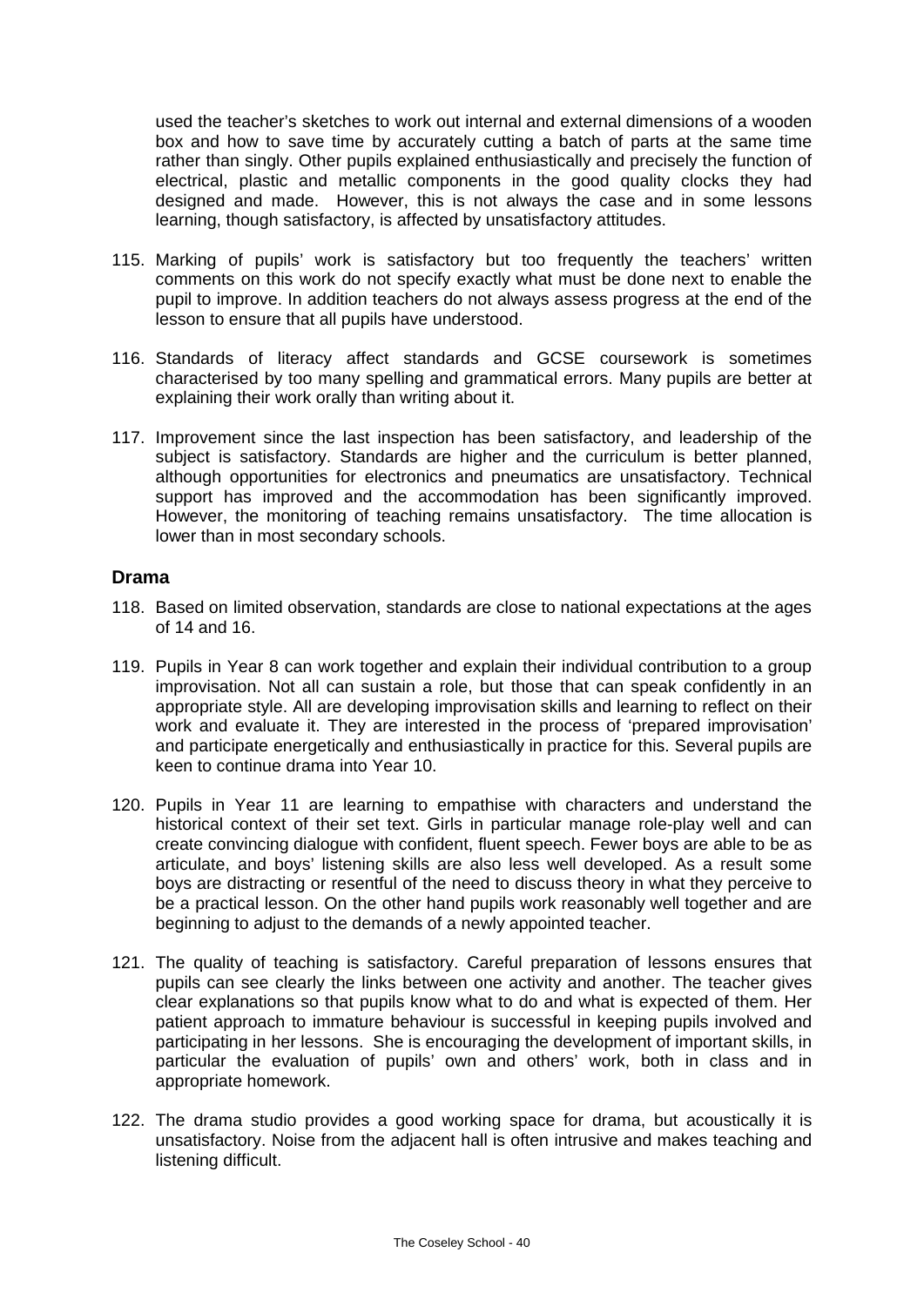used the teacher's sketches to work out internal and external dimensions of a wooden box and how to save time by accurately cutting a batch of parts at the same time rather than singly. Other pupils explained enthusiastically and precisely the function of electrical, plastic and metallic components in the good quality clocks they had designed and made. However, this is not always the case and in some lessons learning, though satisfactory, is affected by unsatisfactory attitudes.

115. Marking of pupils' work is satisfactory but too frequently the teachers' written comments on this work do not specify exactly what must be done next to enable the pupil to improve. In addition teachers do not always assess progress at the end of the lesson to ensure that all pupils have understood.

116. Standards of literacy affect standards and GCSE coursework is sometimes characterised by too many spelling and grammatical errors. Many pupils are better at explaining their work orally than writing about it.

117. Improvement since the last inspection has been satisfactory, and leadership of the subject is satisfactory. Standards are higher and the curriculum is better planned, although opportunities for electronics and pneumatics are unsatisfactory. Technical support has improved and the accommodation has been significantly improved. However, the monitoring of teaching remains unsatisfactory. The time allocation is lower than in most secondary schools.

### Drama

118. Based on limited observation, standards are close to national expectations at the ages of 14 and 16.

119. Pupils in Year 8 can work together and explain their individual contribution to a group improvisation. Not all can sustain a role, but those that can speak confidently in an appropriate style. All are developing improvisation skills and learning to reflect on their work and evaluate it. They are interested in the process of 'prepared improvisation' and participate energetically and enthusiastically in practice for this. Several pupils are keen to continue drama into Year 10.

120. Pupils in Year 11 are learning to empathise with characters and understand the historical context of their set text. Girls in particular manage role-play well and can create convincing dialogue with confident, fluent speech. Fewer boys are able to be as articulate, and boys' listening skills are also less well developed. As a result some boys are distracting or resentful of the need to discuss theory in what they perceive to be a practical lesson. On the other hand pupils work reasonably well together and are beginning to adjust to the demands of a newly appointed teacher.

121. The quality of teaching is satisfactory. Careful preparation of lessons ensures that pupils can see clearly the links between one activity and another. The teacher gives clear explanations so that pupils know what to do and what is expected of them. Her patient approach to immature behaviour is successful in keeping pupils involved and participating in her lessons. She is encouraging the development of important skills, in particular the evaluation of pupils' own and others' work, both in class and in appropriate homework.

122. The drama studio provides a good working space for drama, but acoustically it is unsatisfactory. Noise from the adjacent hall is often intrusive and makes teaching and listening difficult.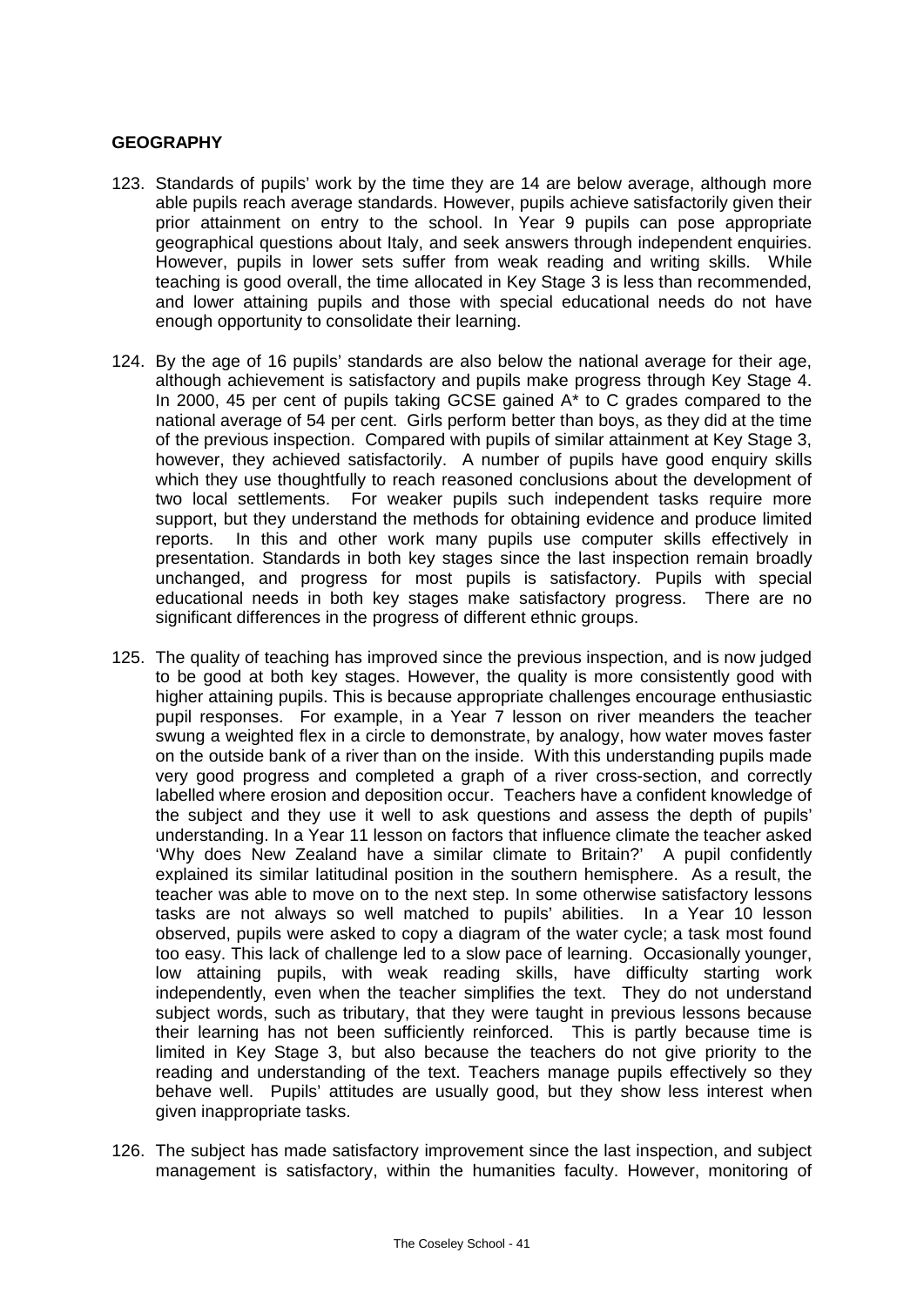**GEOGRAPHY**

123. Standards of pupils' work by the time they are 14 are below average, although more able pupils reach average standards. However, pupils achieve satisfactorily given their prior attainment on entry to the school. In Year 9 pupils can pose appropriate geographical questions about Italy, and seek answers through independent enquiries. However, pupils in lower sets suffer from weak reading and writing skills. While teaching is good overall, the time allocated in Key Stage 3 is less than recommended, and lower attaining pupils and those with special educational needs do not have enough opportunity to consolidate their learning.

124. By the age of 16 pupils' standards are also below the national average for their age, although achievement is satisfactory and pupils make progress through Key Stage 4. In 2000, 45 per cent of pupils taking GCSE gained A* to C grades compared to the national average of 54 per cent. Girls perform better than boys, as they did at the time of the previous inspection. Compared with pupils of similar attainment at Key Stage 3, however, they achieved satisfactorily. A number of pupils have good enquiry skills which they use thoughtfully to reach reasoned conclusions about the development of two local settlements. For weaker pupils such independent tasks require more support, but they understand the methods for obtaining evidence and produce limited reports. In this and other work many pupils use computer skills effectively in presentation. Standards in both key stages since the last inspection remain broadly unchanged, and progress for most pupils is satisfactory. Pupils with special educational needs in both key stages make satisfactory progress. There are no significant differences in the progress of different ethnic groups.

125. The quality of teaching has improved since the previous inspection, and is now judged to be good at both key stages. However, the quality is more consistently good with higher attaining pupils. This is because appropriate challenges encourage enthusiastic pupil responses. For example, in a Year 7 lesson on river meanders the teacher swung a weighted flex in a circle to demonstrate, by analogy, how water moves faster on the outside bank of a river than on the inside. With this understanding pupils made very good progress and completed a graph of a river cross-section, and correctly labelled where erosion and deposition occur. Teachers have a confident knowledge of the subject and they use it well to ask questions and assess the depth of pupils' understanding. In a Year 11 lesson on factors that influence climate the teacher asked 'Why does New Zealand have a similar climate to Britain?' A pupil confidently explained its similar latitudinal position in the southern hemisphere. As a result, the teacher was able to move on to the next step. In some otherwise satisfactory lessons tasks are not always so well matched to pupils' abilities. In a Year 10 lesson observed, pupils were asked to copy a diagram of the water cycle; a task most found too easy. This lack of challenge led to a slow pace of learning. Occasionally younger, low attaining pupils, with weak reading skills, have difficulty starting work independently, even when the teacher simplifies the text. They do not understand subject words, such as tributary, that they were taught in previous lessons because their learning has not been sufficiently reinforced. This is partly because time is limited in Key Stage 3, but also because the teachers do not give priority to the reading and understanding of the text. Teachers manage pupils effectively so they behave well. Pupils' attitudes are usually good, but they show less interest when given inappropriate tasks.

126. The subject has made satisfactory improvement since the last inspection, and subject management is satisfactory, within the humanities faculty. However, monitoring of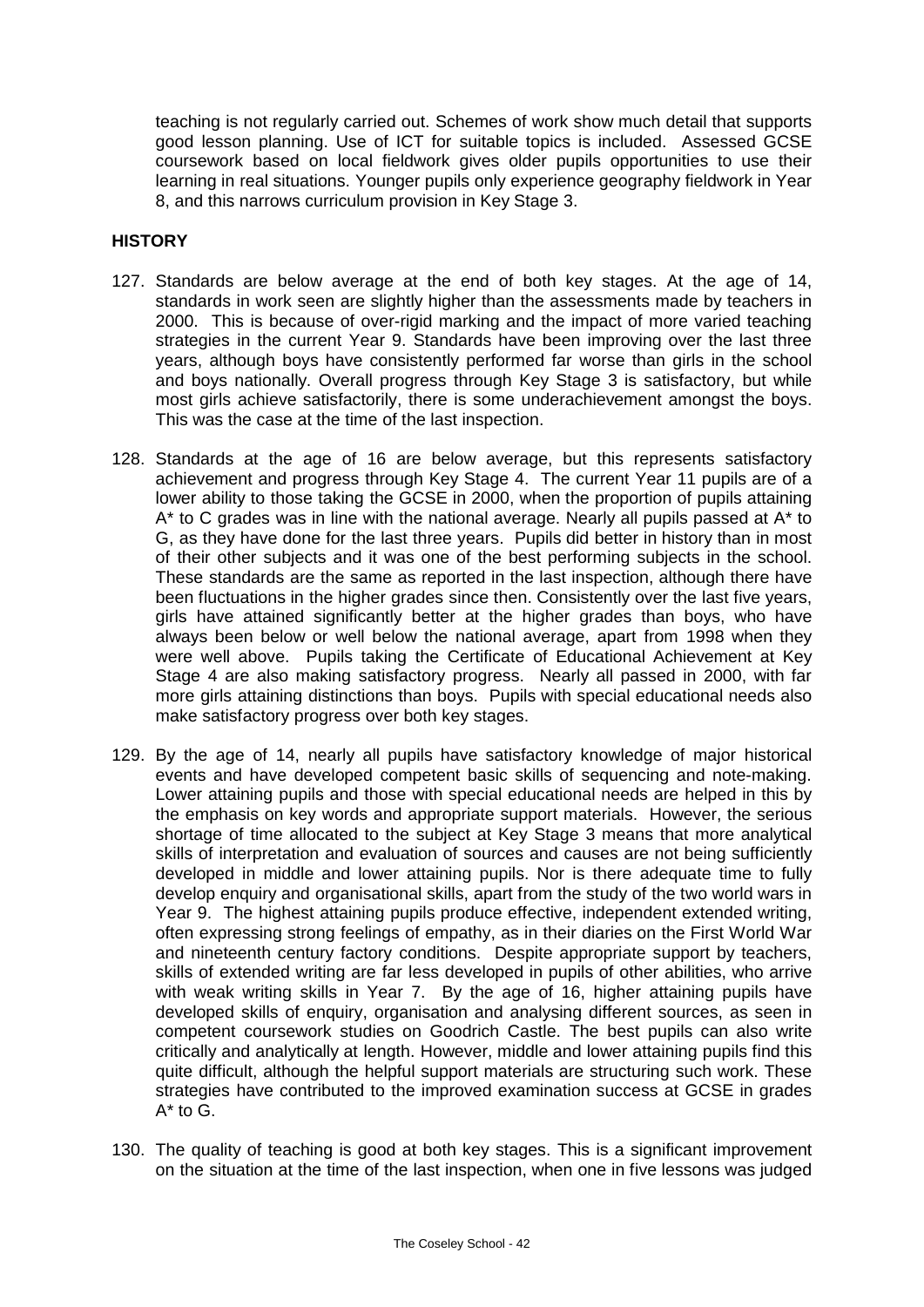teaching is not regularly carried out. Schemes of work show much detail that supports good lesson planning. Use of ICT for suitable topics is included. Assessed GCSE coursework based on local fieldwork gives older pupils opportunities to use their learning in real situations. Younger pupils only experience geography fieldwork in Year 8, and this narrows curriculum provision in Key Stage 3.

**HISTORY**

127. Standards are below average at the end of both key stages. At the age of 14, standards in work seen are slightly higher than the assessments made by teachers in 2000. This is because of over-rigid marking and the impact of more varied teaching strategies in the current Year 9. Standards have been improving over the last three years, although boys have consistently performed far worse than girls in the school and boys nationally. Overall progress through Key Stage 3 is satisfactory, but while most girls achieve satisfactorily, there is some underachievement amongst the boys. This was the case at the time of the last inspection.

128. Standards at the age of 16 are below average, but this represents satisfactory achievement and progress through Key Stage 4. The current Year 11 pupils are of a lower ability to those taking the GCSE in 2000, when the proportion of pupils attaining A* to C grades was in line with the national average. Nearly all pupils passed at A* to G, as they have done for the last three years. Pupils did better in history than in most of their other subjects and it was one of the best performing subjects in the school. These standards are the same as reported in the last inspection, although there have been fluctuations in the higher grades since then. Consistently over the last five years, girls have attained significantly better at the higher grades than boys, who have always been below or well below the national average, apart from 1998 when they were well above. Pupils taking the Certificate of Educational Achievement at Key Stage 4 are also making satisfactory progress. Nearly all passed in 2000, with far more girls attaining distinctions than boys. Pupils with special educational needs also make satisfactory progress over both key stages.

129. By the age of 14, nearly all pupils have satisfactory knowledge of major historical events and have developed competent basic skills of sequencing and note-making. Lower attaining pupils and those with special educational needs are helped in this by the emphasis on key words and appropriate support materials. However, the serious shortage of time allocated to the subject at Key Stage 3 means that more analytical skills of interpretation and evaluation of sources and causes are not being sufficiently developed in middle and lower attaining pupils. Nor is there adequate time to fully develop enquiry and organisational skills, apart from the study of the two world wars in Year 9. The highest attaining pupils produce effective, independent extended writing, often expressing strong feelings of empathy, as in their diaries on the First World War and nineteenth century factory conditions. Despite appropriate support by teachers, skills of extended writing are far less developed in pupils of other abilities, who arrive with weak writing skills in Year 7. By the age of 16, higher attaining pupils have developed skills of enquiry, organisation and analysing different sources, as seen in competent coursework studies on Goodrich Castle. The best pupils can also write critically and analytically at length. However, middle and lower attaining pupils find this quite difficult, although the helpful support materials are structuring such work. These strategies have contributed to the improved examination success at GCSE in grades A* to G.

130. The quality of teaching is good at both key stages. This is a significant improvement on the situation at the time of the last inspection, when one in five lessons was judged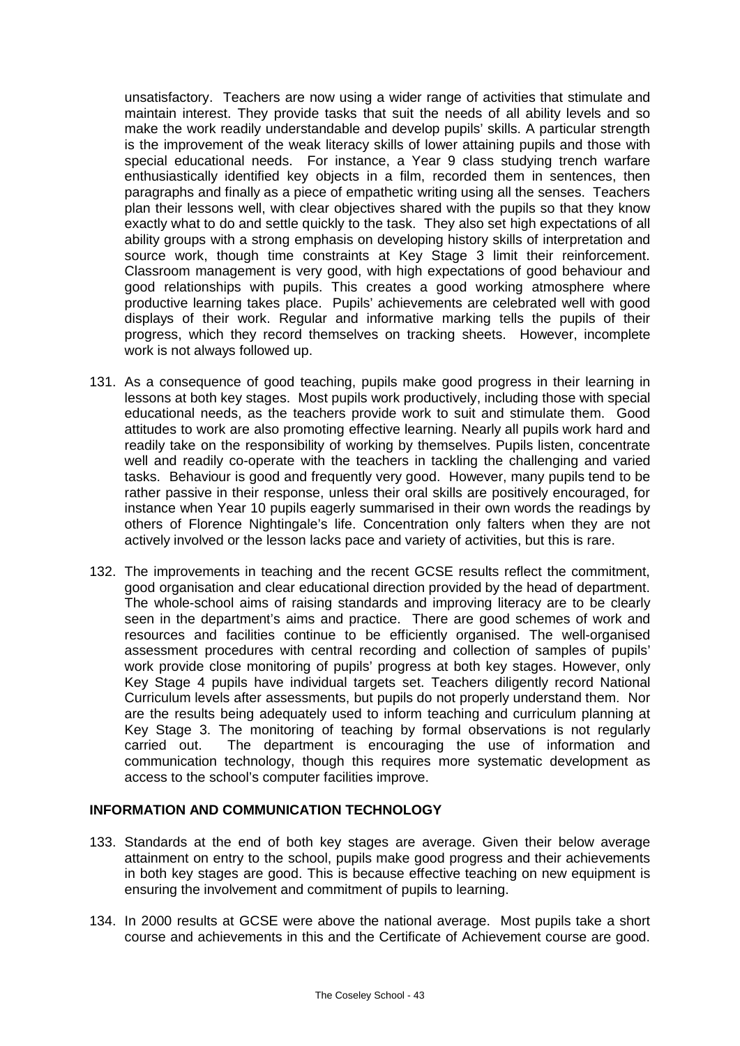unsatisfactory. Teachers are now using a wider range of activities that stimulate and maintain interest. They provide tasks that suit the needs of all ability levels and so make the work readily understandable and develop pupils' skills. A particular strength is the improvement of the weak literacy skills of lower attaining pupils and those with special educational needs. For instance, a Year 9 class studying trench warfare enthusiastically identified key objects in a film, recorded them in sentences, then paragraphs and finally as a piece of empathetic writing using all the senses. Teachers plan their lessons well, with clear objectives shared with the pupils so that they know exactly what to do and settle quickly to the task. They also set high expectations of all ability groups with a strong emphasis on developing history skills of interpretation and source work, though time constraints at Key Stage 3 limit their reinforcement. Classroom management is very good, with high expectations of good behaviour and good relationships with pupils. This creates a good working atmosphere where productive learning takes place. Pupils' achievements are celebrated well with good displays of their work. Regular and informative marking tells the pupils of their progress, which they record themselves on tracking sheets. However, incomplete work is not always followed up.

131. As a consequence of good teaching, pupils make good progress in their learning in lessons at both key stages. Most pupils work productively, including those with special educational needs, as the teachers provide work to suit and stimulate them. Good attitudes to work are also promoting effective learning. Nearly all pupils work hard and readily take on the responsibility of working by themselves. Pupils listen, concentrate well and readily co-operate with the teachers in tackling the challenging and varied tasks. Behaviour is good and frequently very good. However, many pupils tend to be rather passive in their response, unless their oral skills are positively encouraged, for instance when Year 10 pupils eagerly summarised in their own words the readings by others of Florence Nightingale's life. Concentration only falters when they are not actively involved or the lesson lacks pace and variety of activities, but this is rare.

132. The improvements in teaching and the recent GCSE results reflect the commitment, good organisation and clear educational direction provided by the head of department. The whole-school aims of raising standards and improving literacy are to be clearly seen in the department's aims and practice. There are good schemes of work and resources and facilities continue to be efficiently organised. The well-organised assessment procedures with central recording and collection of samples of pupils' work provide close monitoring of pupils' progress at both key stages. However, only Key Stage 4 pupils have individual targets set. Teachers diligently record National Curriculum levels after assessments, but pupils do not properly understand them. Nor are the results being adequately used to inform teaching and curriculum planning at Key Stage 3. The monitoring of teaching by formal observations is not regularly carried out. The department is encouraging the use of information and communication technology, though this requires more systematic development as access to the school's computer facilities improve.

## INFORMATION AND COMMUNICATION TECHNOLOGY

133. Standards at the end of both key stages are average. Given their below average attainment on entry to the school, pupils make good progress and their achievements in both key stages are good. This is because effective teaching on new equipment is ensuring the involvement and commitment of pupils to learning.

134. In 2000 results at GCSE were above the national average. Most pupils take a short course and achievements in this and the Certificate of Achievement course are good.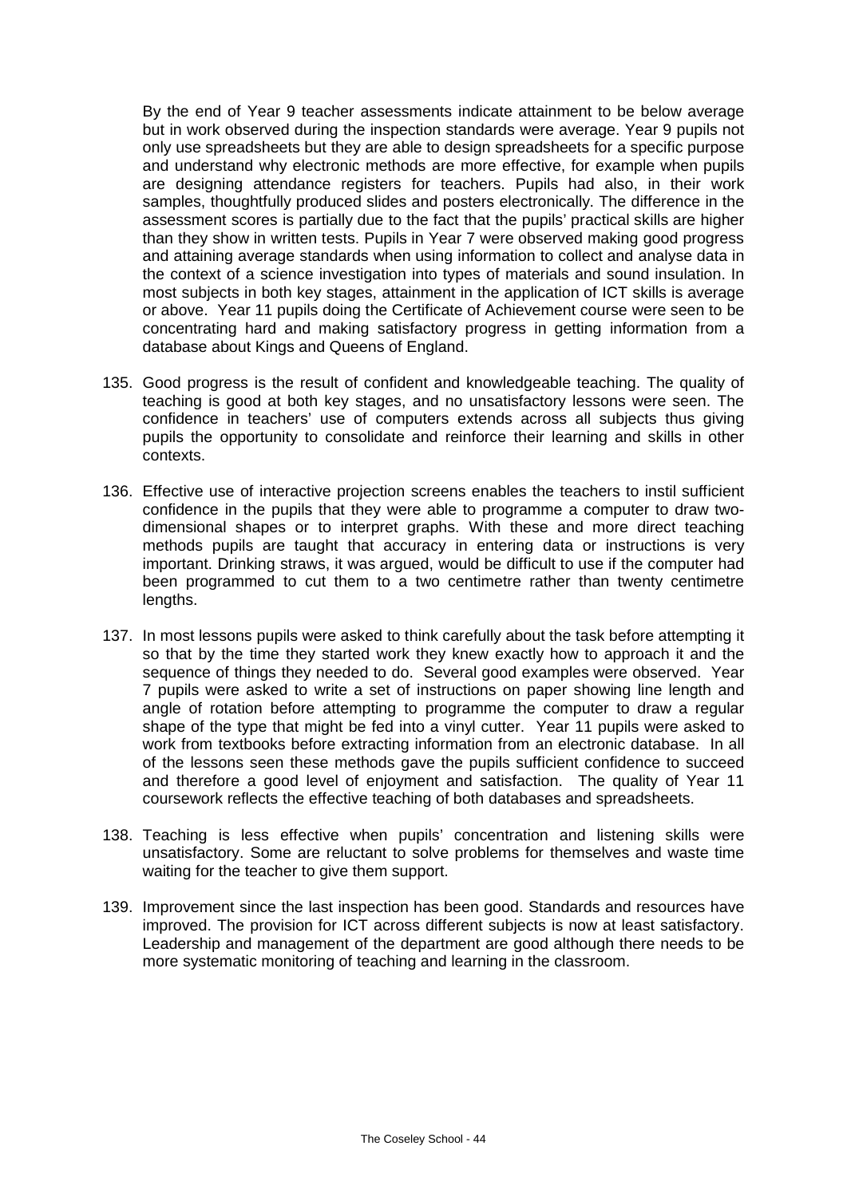By the end of Year 9 teacher assessments indicate attainment to be below average but in work observed during the inspection standards were average. Year 9 pupils not only use spreadsheets but they are able to design spreadsheets for a specific purpose and understand why electronic methods are more effective, for example when pupils are designing attendance registers for teachers. Pupils had also, in their work samples, thoughtfully produced slides and posters electronically. The difference in the assessment scores is partially due to the fact that the pupils' practical skills are higher than they show in written tests. Pupils in Year 7 were observed making good progress and attaining average standards when using information to collect and analyse data in the context of a science investigation into types of materials and sound insulation. In most subjects in both key stages, attainment in the application of ICT skills is average or above. Year 11 pupils doing the Certificate of Achievement course were seen to be concentrating hard and making satisfactory progress in getting information from a database about Kings and Queens of England.

135. Good progress is the result of confident and knowledgeable teaching. The quality of teaching is good at both key stages, and no unsatisfactory lessons were seen. The confidence in teachers' use of computers extends across all subjects thus giving pupils the opportunity to consolidate and reinforce their learning and skills in other contexts.

136. Effective use of interactive projection screens enables the teachers to instil sufficient confidence in the pupils that they were able to programme a computer to draw two-dimensional shapes or to interpret graphs. With these and more direct teaching methods pupils are taught that accuracy in entering data or instructions is very important. Drinking straws, it was argued, would be difficult to use if the computer had been programmed to cut them to a two centimetre rather than twenty centimetre lengths.

137. In most lessons pupils were asked to think carefully about the task before attempting it so that by the time they started work they knew exactly how to approach it and the sequence of things they needed to do. Several good examples were observed. Year 7 pupils were asked to write a set of instructions on paper showing line length and angle of rotation before attempting to programme the computer to draw a regular shape of the type that might be fed into a vinyl cutter. Year 11 pupils were asked to work from textbooks before extracting information from an electronic database. In all of the lessons seen these methods gave the pupils sufficient confidence to succeed and therefore a good level of enjoyment and satisfaction. The quality of Year 11 coursework reflects the effective teaching of both databases and spreadsheets.

138. Teaching is less effective when pupils' concentration and listening skills were unsatisfactory. Some are reluctant to solve problems for themselves and waste time waiting for the teacher to give them support.

139. Improvement since the last inspection has been good. Standards and resources have improved. The provision for ICT across different subjects is now at least satisfactory. Leadership and management of the department are good although there needs to be more systematic monitoring of teaching and learning in the classroom.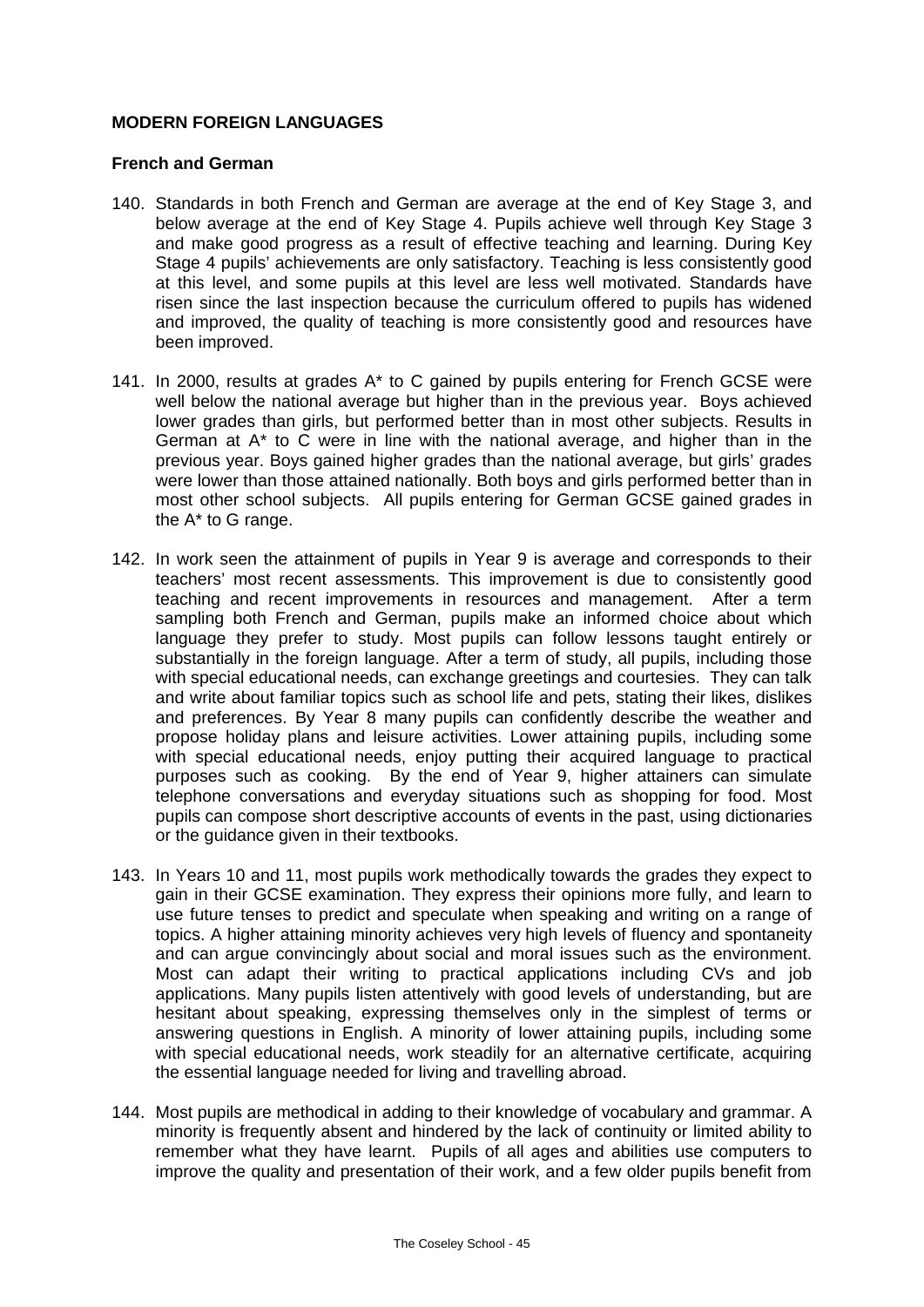**MODERN FOREIGN LANGUAGES**

**French and German**

140. Standards in both French and German are average at the end of Key Stage 3, and below average at the end of Key Stage 4. Pupils achieve well through Key Stage 3 and make good progress as a result of effective teaching and learning. During Key Stage 4 pupils' achievements are only satisfactory. Teaching is less consistently good at this level, and some pupils at this level are less well motivated. Standards have risen since the last inspection because the curriculum offered to pupils has widened and improved, the quality of teaching is more consistently good and resources have been improved.

141. In 2000, results at grades A* to C gained by pupils entering for French GCSE were well below the national average but higher than in the previous year. Boys achieved lower grades than girls, but performed better than in most other subjects. Results in German at A* to C were in line with the national average, and higher than in the previous year. Boys gained higher grades than the national average, but girls' grades were lower than those attained nationally. Both boys and girls performed better than in most other school subjects. All pupils entering for German GCSE gained grades in the A* to G range.

142. In work seen the attainment of pupils in Year 9 is average and corresponds to their teachers' most recent assessments. This improvement is due to consistently good teaching and recent improvements in resources and management. After a term sampling both French and German, pupils make an informed choice about which language they prefer to study. Most pupils can follow lessons taught entirely or substantially in the foreign language. After a term of study, all pupils, including those with special educational needs, can exchange greetings and courtesies. They can talk and write about familiar topics such as school life and pets, stating their likes, dislikes and preferences. By Year 8 many pupils can confidently describe the weather and propose holiday plans and leisure activities. Lower attaining pupils, including some with special educational needs, enjoy putting their acquired language to practical purposes such as cooking. By the end of Year 9, higher attainers can simulate telephone conversations and everyday situations such as shopping for food. Most pupils can compose short descriptive accounts of events in the past, using dictionaries or the guidance given in their textbooks.

143. In Years 10 and 11, most pupils work methodically towards the grades they expect to gain in their GCSE examination. They express their opinions more fully, and learn to use future tenses to predict and speculate when speaking and writing on a range of topics. A higher attaining minority achieves very high levels of fluency and spontaneity and can argue convincingly about social and moral issues such as the environment. Most can adapt their writing to practical applications including CVs and job applications. Many pupils listen attentively with good levels of understanding, but are hesitant about speaking, expressing themselves only in the simplest of terms or answering questions in English. A minority of lower attaining pupils, including some with special educational needs, work steadily for an alternative certificate, acquiring the essential language needed for living and travelling abroad.

144. Most pupils are methodical in adding to their knowledge of vocabulary and grammar. A minority is frequently absent and hindered by the lack of continuity or limited ability to remember what they have learnt. Pupils of all ages and abilities use computers to improve the quality and presentation of their work, and a few older pupils benefit from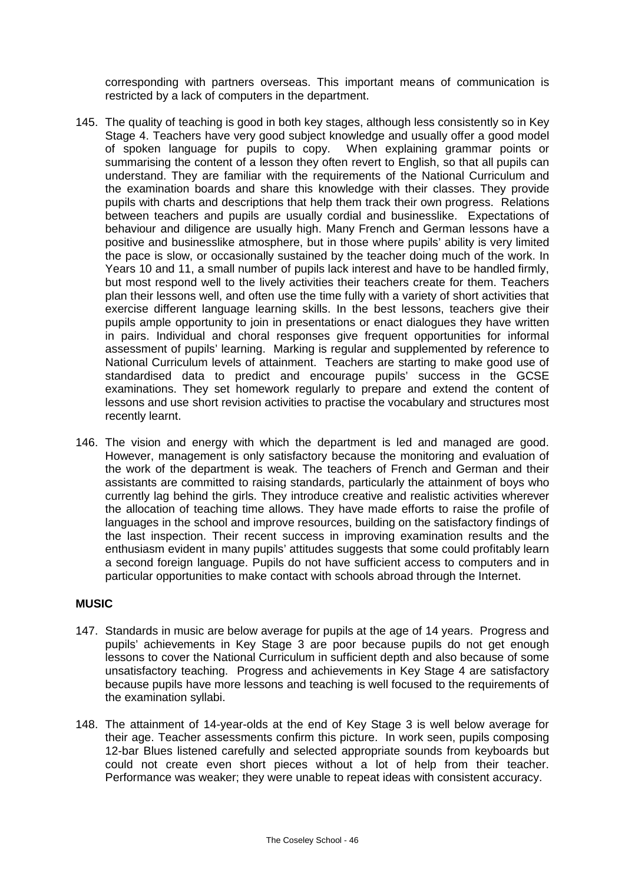corresponding with partners overseas. This important means of communication is restricted by a lack of computers in the department.

145. The quality of teaching is good in both key stages, although less consistently so in Key Stage 4. Teachers have very good subject knowledge and usually offer a good model of spoken language for pupils to copy. When explaining grammar points or summarising the content of a lesson they often revert to English, so that all pupils can understand. They are familiar with the requirements of the National Curriculum and the examination boards and share this knowledge with their classes. They provide pupils with charts and descriptions that help them track their own progress. Relations between teachers and pupils are usually cordial and businesslike. Expectations of behaviour and diligence are usually high. Many French and German lessons have a positive and businesslike atmosphere, but in those where pupils' ability is very limited the pace is slow, or occasionally sustained by the teacher doing much of the work. In Years 10 and 11, a small number of pupils lack interest and have to be handled firmly, but most respond well to the lively activities their teachers create for them. Teachers plan their lessons well, and often use the time fully with a variety of short activities that exercise different language learning skills. In the best lessons, teachers give their pupils ample opportunity to join in presentations or enact dialogues they have written in pairs. Individual and choral responses give frequent opportunities for informal assessment of pupils' learning. Marking is regular and supplemented by reference to National Curriculum levels of attainment. Teachers are starting to make good use of standardised data to predict and encourage pupils' success in the GCSE examinations. They set homework regularly to prepare and extend the content of lessons and use short revision activities to practise the vocabulary and structures most recently learnt.

146. The vision and energy with which the department is led and managed are good. However, management is only satisfactory because the monitoring and evaluation of the work of the department is weak. The teachers of French and German and their assistants are committed to raising standards, particularly the attainment of boys who currently lag behind the girls. They introduce creative and realistic activities wherever the allocation of teaching time allows. They have made efforts to raise the profile of languages in the school and improve resources, building on the satisfactory findings of the last inspection. Their recent success in improving examination results and the enthusiasm evident in many pupils' attitudes suggests that some could profitably learn a second foreign language. Pupils do not have sufficient access to computers and in particular opportunities to make contact with schools abroad through the Internet.

**MUSIC**

147. Standards in music are below average for pupils at the age of 14 years. Progress and pupils' achievements in Key Stage 3 are poor because pupils do not get enough lessons to cover the National Curriculum in sufficient depth and also because of some unsatisfactory teaching. Progress and achievements in Key Stage 4 are satisfactory because pupils have more lessons and teaching is well focused to the requirements of the examination syllabi.

148. The attainment of 14-year-olds at the end of Key Stage 3 is well below average for their age. Teacher assessments confirm this picture. In work seen, pupils composing 12-bar Blues listened carefully and selected appropriate sounds from keyboards but could not create even short pieces without a lot of help from their teacher. Performance was weaker; they were unable to repeat ideas with consistent accuracy.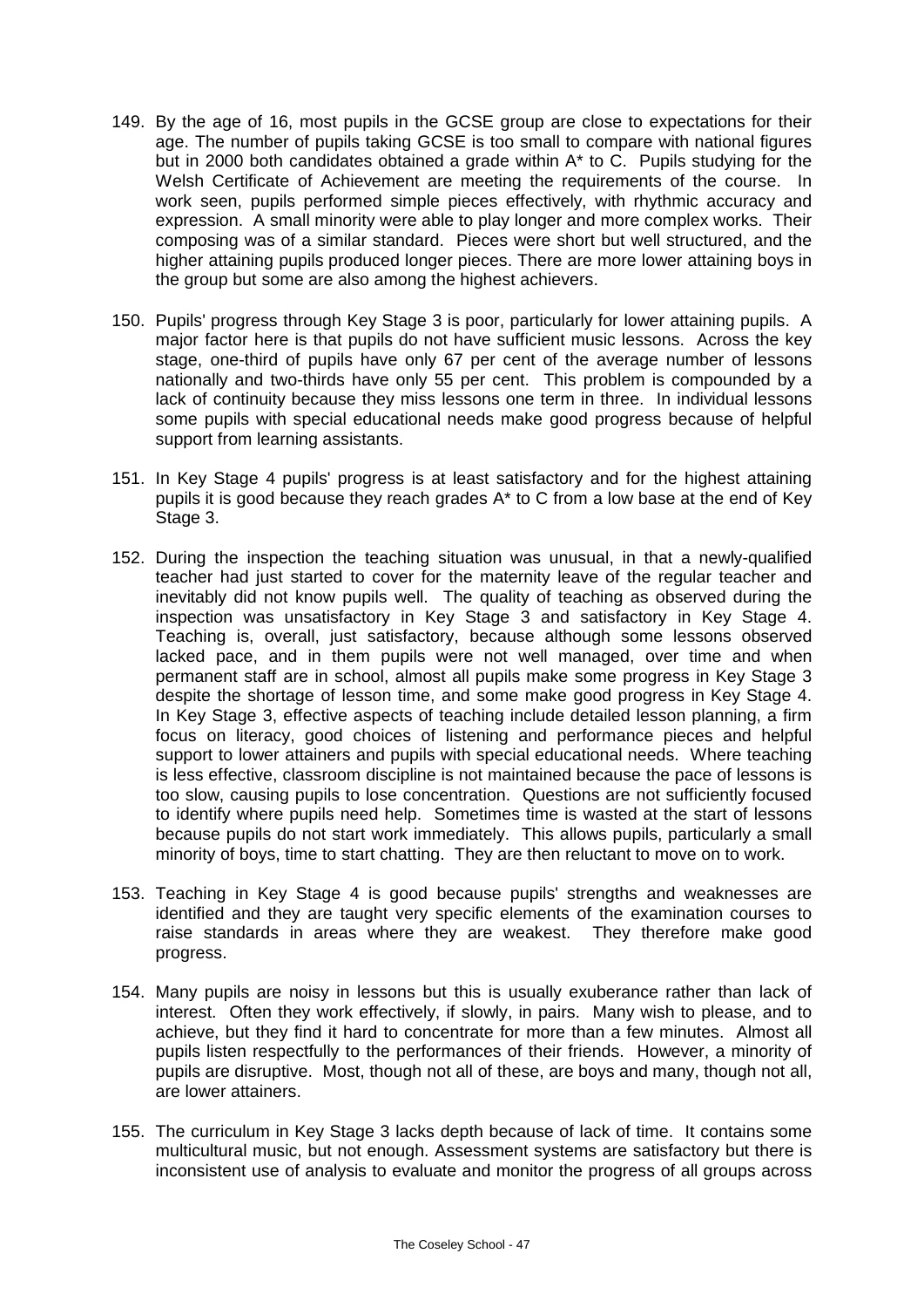149. By the age of 16, most pupils in the GCSE group are close to expectations for their age. The number of pupils taking GCSE is too small to compare with national figures but in 2000 both candidates obtained a grade within A* to C. Pupils studying for the Welsh Certificate of Achievement are meeting the requirements of the course. In work seen, pupils performed simple pieces effectively, with rhythmic accuracy and expression. A small minority were able to play longer and more complex works. Their composing was of a similar standard. Pieces were short but well structured, and the higher attaining pupils produced longer pieces. There are more lower attaining boys in the group but some are also among the highest achievers.

150. Pupils' progress through Key Stage 3 is poor, particularly for lower attaining pupils. A major factor here is that pupils do not have sufficient music lessons. Across the key stage, one-third of pupils have only 67 per cent of the average number of lessons nationally and two-thirds have only 55 per cent. This problem is compounded by a lack of continuity because they miss lessons one term in three. In individual lessons some pupils with special educational needs make good progress because of helpful support from learning assistants.

151. In Key Stage 4 pupils' progress is at least satisfactory and for the highest attaining pupils it is good because they reach grades A* to C from a low base at the end of Key Stage 3.

152. During the inspection the teaching situation was unusual, in that a newly-qualified teacher had just started to cover for the maternity leave of the regular teacher and inevitably did not know pupils well. The quality of teaching as observed during the inspection was unsatisfactory in Key Stage 3 and satisfactory in Key Stage 4. Teaching is, overall, just satisfactory, because although some lessons observed lacked pace, and in them pupils were not well managed, over time and when permanent staff are in school, almost all pupils make some progress in Key Stage 3 despite the shortage of lesson time, and some make good progress in Key Stage 4. In Key Stage 3, effective aspects of teaching include detailed lesson planning, a firm focus on literacy, good choices of listening and performance pieces and helpful support to lower attainers and pupils with special educational needs. Where teaching is less effective, classroom discipline is not maintained because the pace of lessons is too slow, causing pupils to lose concentration. Questions are not sufficiently focused to identify where pupils need help. Sometimes time is wasted at the start of lessons because pupils do not start work immediately. This allows pupils, particularly a small minority of boys, time to start chatting. They are then reluctant to move on to work.

153. Teaching in Key Stage 4 is good because pupils' strengths and weaknesses are identified and they are taught very specific elements of the examination courses to raise standards in areas where they are weakest. They therefore make good progress.

154. Many pupils are noisy in lessons but this is usually exuberance rather than lack of interest. Often they work effectively, if slowly, in pairs. Many wish to please, and to achieve, but they find it hard to concentrate for more than a few minutes. Almost all pupils listen respectfully to the performances of their friends. However, a minority of pupils are disruptive. Most, though not all of these, are boys and many, though not all, are lower attainers.

155. The curriculum in Key Stage 3 lacks depth because of lack of time. It contains some multicultural music, but not enough. Assessment systems are satisfactory but there is inconsistent use of analysis to evaluate and monitor the progress of all groups across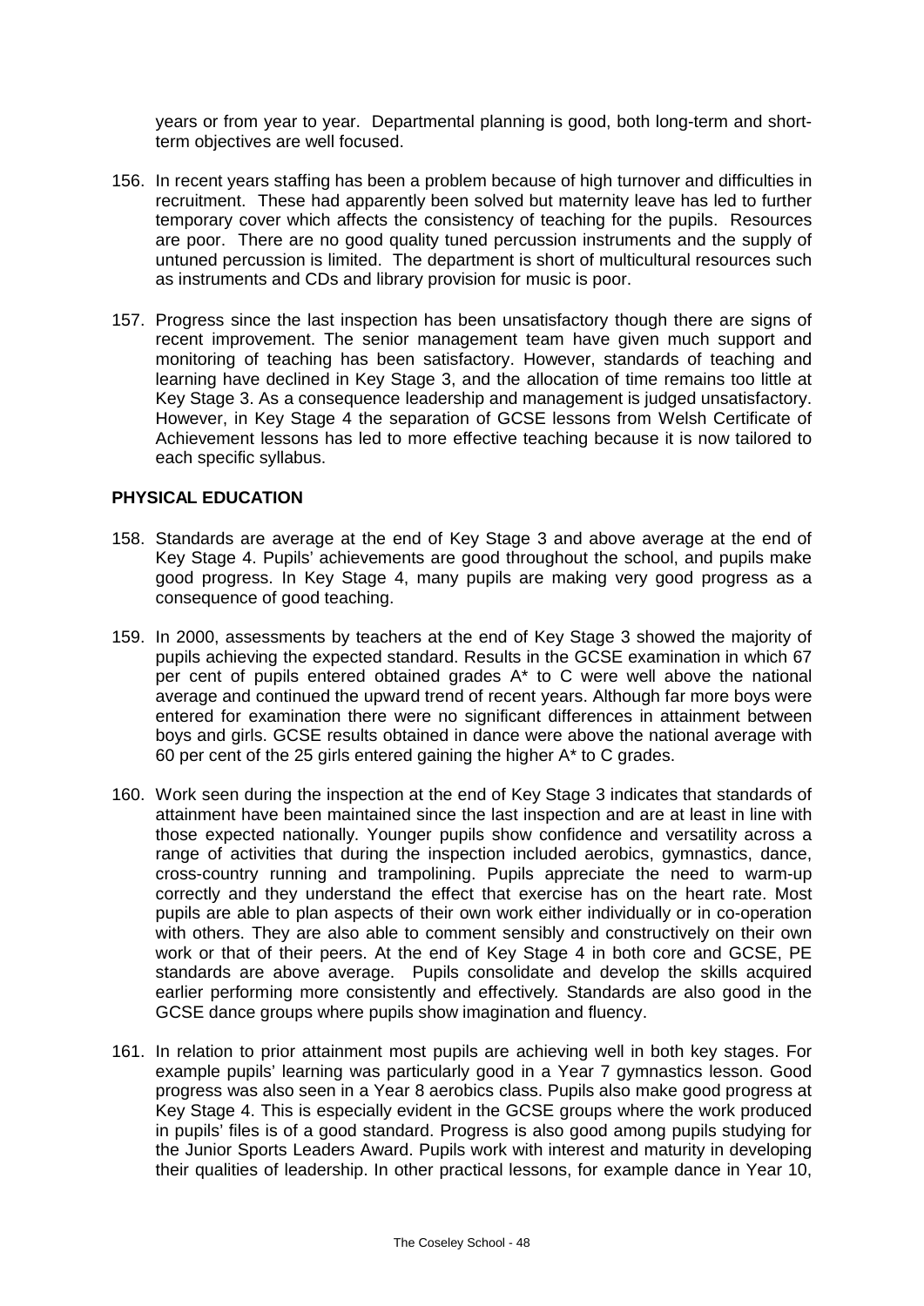years or from year to year. Departmental planning is good, both long-term and short-term objectives are well focused.

156. In recent years staffing has been a problem because of high turnover and difficulties in recruitment. These had apparently been solved but maternity leave has led to further temporary cover which affects the consistency of teaching for the pupils. Resources are poor. There are no good quality tuned percussion instruments and the supply of untuned percussion is limited. The department is short of multicultural resources such as instruments and CDs and library provision for music is poor.

157. Progress since the last inspection has been unsatisfactory though there are signs of recent improvement. The senior management team have given much support and monitoring of teaching has been satisfactory. However, standards of teaching and learning have declined in Key Stage 3, and the allocation of time remains too little at Key Stage 3. As a consequence leadership and management is judged unsatisfactory. However, in Key Stage 4 the separation of GCSE lessons from Welsh Certificate of Achievement lessons has led to more effective teaching because it is now tailored to each specific syllabus.

## PHYSICAL EDUCATION

158. Standards are average at the end of Key Stage 3 and above average at the end of Key Stage 4. Pupils' achievements are good throughout the school, and pupils make good progress. In Key Stage 4, many pupils are making very good progress as a consequence of good teaching.

159. In 2000, assessments by teachers at the end of Key Stage 3 showed the majority of pupils achieving the expected standard. Results in the GCSE examination in which 67 per cent of pupils entered obtained grades A* to C were well above the national average and continued the upward trend of recent years. Although far more boys were entered for examination there were no significant differences in attainment between boys and girls. GCSE results obtained in dance were above the national average with 60 per cent of the 25 girls entered gaining the higher A* to C grades.

160. Work seen during the inspection at the end of Key Stage 3 indicates that standards of attainment have been maintained since the last inspection and are at least in line with those expected nationally. Younger pupils show confidence and versatility across a range of activities that during the inspection included aerobics, gymnastics, dance, cross-country running and trampolining. Pupils appreciate the need to warm-up correctly and they understand the effect that exercise has on the heart rate. Most pupils are able to plan aspects of their own work either individually or in co-operation with others. They are also able to comment sensibly and constructively on their own work or that of their peers. At the end of Key Stage 4 in both core and GCSE, PE standards are above average. Pupils consolidate and develop the skills acquired earlier performing more consistently and effectively. Standards are also good in the GCSE dance groups where pupils show imagination and fluency.

161. In relation to prior attainment most pupils are achieving well in both key stages. For example pupils' learning was particularly good in a Year 7 gymnastics lesson. Good progress was also seen in a Year 8 aerobics class. Pupils also make good progress at Key Stage 4. This is especially evident in the GCSE groups where the work produced in pupils' files is of a good standard. Progress is also good among pupils studying for the Junior Sports Leaders Award. Pupils work with interest and maturity in developing their qualities of leadership. In other practical lessons, for example dance in Year 10,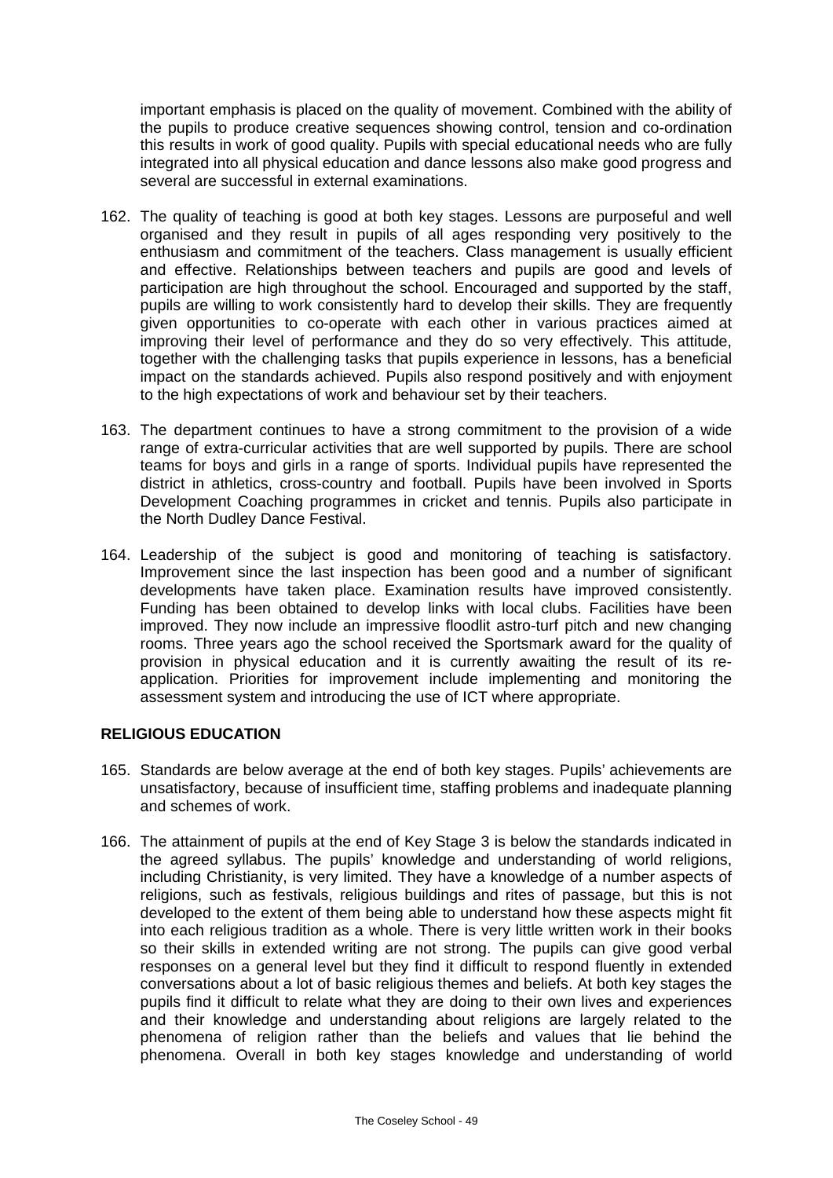important emphasis is placed on the quality of movement. Combined with the ability of the pupils to produce creative sequences showing control, tension and co-ordination this results in work of good quality. Pupils with special educational needs who are fully integrated into all physical education and dance lessons also make good progress and several are successful in external examinations.

162. The quality of teaching is good at both key stages. Lessons are purposeful and well organised and they result in pupils of all ages responding very positively to the enthusiasm and commitment of the teachers. Class management is usually efficient and effective. Relationships between teachers and pupils are good and levels of participation are high throughout the school. Encouraged and supported by the staff, pupils are willing to work consistently hard to develop their skills. They are frequently given opportunities to co-operate with each other in various practices aimed at improving their level of performance and they do so very effectively. This attitude, together with the challenging tasks that pupils experience in lessons, has a beneficial impact on the standards achieved. Pupils also respond positively and with enjoyment to the high expectations of work and behaviour set by their teachers.

163. The department continues to have a strong commitment to the provision of a wide range of extra-curricular activities that are well supported by pupils. There are school teams for boys and girls in a range of sports. Individual pupils have represented the district in athletics, cross-country and football. Pupils have been involved in Sports Development Coaching programmes in cricket and tennis. Pupils also participate in the North Dudley Dance Festival.

164. Leadership of the subject is good and monitoring of teaching is satisfactory. Improvement since the last inspection has been good and a number of significant developments have taken place. Examination results have improved consistently. Funding has been obtained to develop links with local clubs. Facilities have been improved. They now include an impressive floodlit astro-turf pitch and new changing rooms. Three years ago the school received the Sportsmark award for the quality of provision in physical education and it is currently awaiting the result of its re-application. Priorities for improvement include implementing and monitoring the assessment system and introducing the use of ICT where appropriate.

**RELIGIOUS EDUCATION**

165. Standards are below average at the end of both key stages. Pupils' achievements are unsatisfactory, because of insufficient time, staffing problems and inadequate planning and schemes of work.

166. The attainment of pupils at the end of Key Stage 3 is below the standards indicated in the agreed syllabus. The pupils' knowledge and understanding of world religions, including Christianity, is very limited. They have a knowledge of a number aspects of religions, such as festivals, religious buildings and rites of passage, but this is not developed to the extent of them being able to understand how these aspects might fit into each religious tradition as a whole. There is very little written work in their books so their skills in extended writing are not strong. The pupils can give good verbal responses on a general level but they find it difficult to respond fluently in extended conversations about a lot of basic religious themes and beliefs. At both key stages the pupils find it difficult to relate what they are doing to their own lives and experiences and their knowledge and understanding about religions are largely related to the phenomena of religion rather than the beliefs and values that lie behind the phenomena. Overall in both key stages knowledge and understanding of world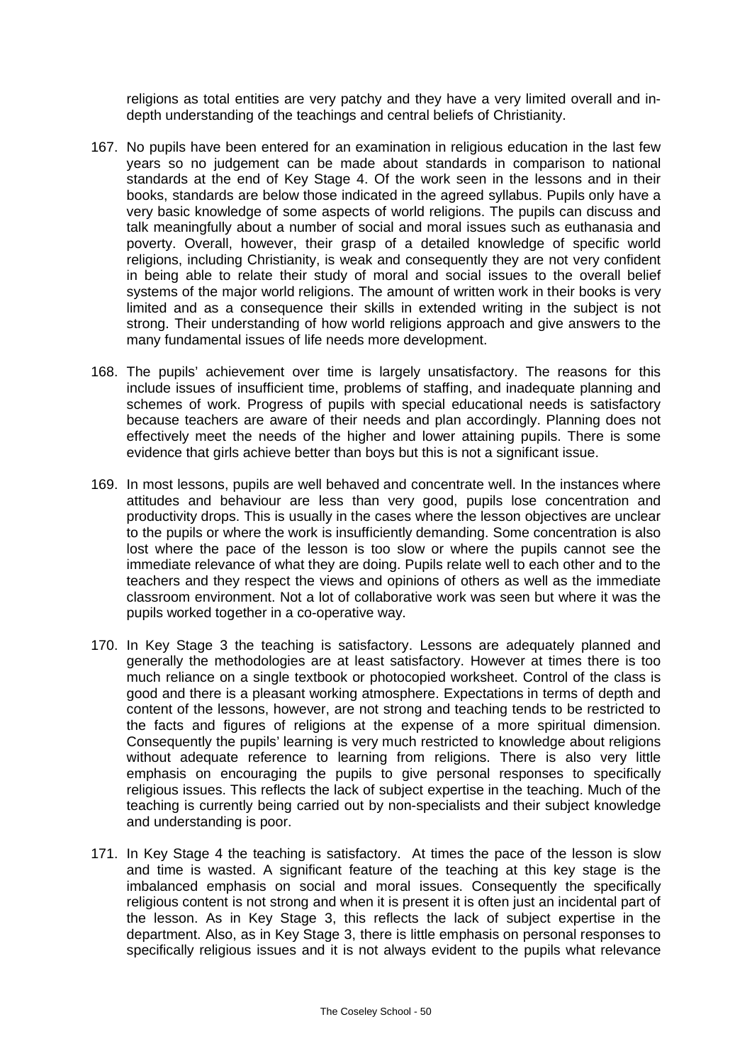religions as total entities are very patchy and they have a very limited overall and in-depth understanding of the teachings and central beliefs of Christianity.

167. No pupils have been entered for an examination in religious education in the last few years so no judgement can be made about standards in comparison to national standards at the end of Key Stage 4. Of the work seen in the lessons and in their books, standards are below those indicated in the agreed syllabus. Pupils only have a very basic knowledge of some aspects of world religions. The pupils can discuss and talk meaningfully about a number of social and moral issues such as euthanasia and poverty. Overall, however, their grasp of a detailed knowledge of specific world religions, including Christianity, is weak and consequently they are not very confident in being able to relate their study of moral and social issues to the overall belief systems of the major world religions. The amount of written work in their books is very limited and as a consequence their skills in extended writing in the subject is not strong. Their understanding of how world religions approach and give answers to the many fundamental issues of life needs more development.

168. The pupils' achievement over time is largely unsatisfactory. The reasons for this include issues of insufficient time, problems of staffing, and inadequate planning and schemes of work. Progress of pupils with special educational needs is satisfactory because teachers are aware of their needs and plan accordingly. Planning does not effectively meet the needs of the higher and lower attaining pupils. There is some evidence that girls achieve better than boys but this is not a significant issue.

169. In most lessons, pupils are well behaved and concentrate well. In the instances where attitudes and behaviour are less than very good, pupils lose concentration and productivity drops. This is usually in the cases where the lesson objectives are unclear to the pupils or where the work is insufficiently demanding. Some concentration is also lost where the pace of the lesson is too slow or where the pupils cannot see the immediate relevance of what they are doing. Pupils relate well to each other and to the teachers and they respect the views and opinions of others as well as the immediate classroom environment. Not a lot of collaborative work was seen but where it was the pupils worked together in a co-operative way.

170. In Key Stage 3 the teaching is satisfactory. Lessons are adequately planned and generally the methodologies are at least satisfactory. However at times there is too much reliance on a single textbook or photocopied worksheet. Control of the class is good and there is a pleasant working atmosphere. Expectations in terms of depth and content of the lessons, however, are not strong and teaching tends to be restricted to the facts and figures of religions at the expense of a more spiritual dimension. Consequently the pupils' learning is very much restricted to knowledge about religions without adequate reference to learning from religions. There is also very little emphasis on encouraging the pupils to give personal responses to specifically religious issues. This reflects the lack of subject expertise in the teaching. Much of the teaching is currently being carried out by non-specialists and their subject knowledge and understanding is poor.

171. In Key Stage 4 the teaching is satisfactory. At times the pace of the lesson is slow and time is wasted. A significant feature of the teaching at this key stage is the imbalanced emphasis on social and moral issues. Consequently the specifically religious content is not strong and when it is present it is often just an incidental part of the lesson. As in Key Stage 3, this reflects the lack of subject expertise in the department. Also, as in Key Stage 3, there is little emphasis on personal responses to specifically religious issues and it is not always evident to the pupils what relevance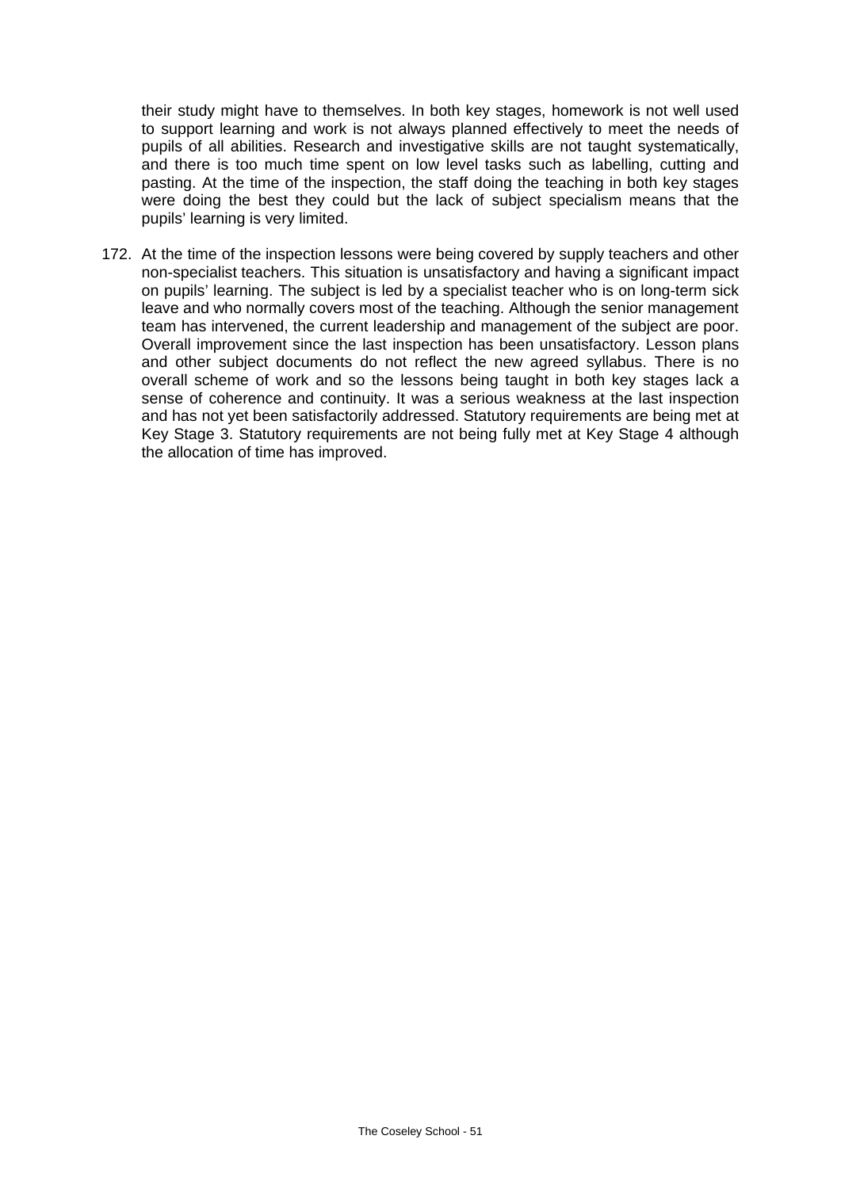their study might have to themselves. In both key stages, homework is not well used to support learning and work is not always planned effectively to meet the needs of pupils of all abilities. Research and investigative skills are not taught systematically, and there is too much time spent on low level tasks such as labelling, cutting and pasting. At the time of the inspection, the staff doing the teaching in both key stages were doing the best they could but the lack of subject specialism means that the pupils' learning is very limited.

172. At the time of the inspection lessons were being covered by supply teachers and other non-specialist teachers. This situation is unsatisfactory and having a significant impact on pupils' learning. The subject is led by a specialist teacher who is on long-term sick leave and who normally covers most of the teaching. Although the senior management team has intervened, the current leadership and management of the subject are poor. Overall improvement since the last inspection has been unsatisfactory. Lesson plans and other subject documents do not reflect the new agreed syllabus. There is no overall scheme of work and so the lessons being taught in both key stages lack a sense of coherence and continuity. It was a serious weakness at the last inspection and has not yet been satisfactorily addressed. Statutory requirements are being met at Key Stage 3. Statutory requirements are not being fully met at Key Stage 4 although the allocation of time has improved.